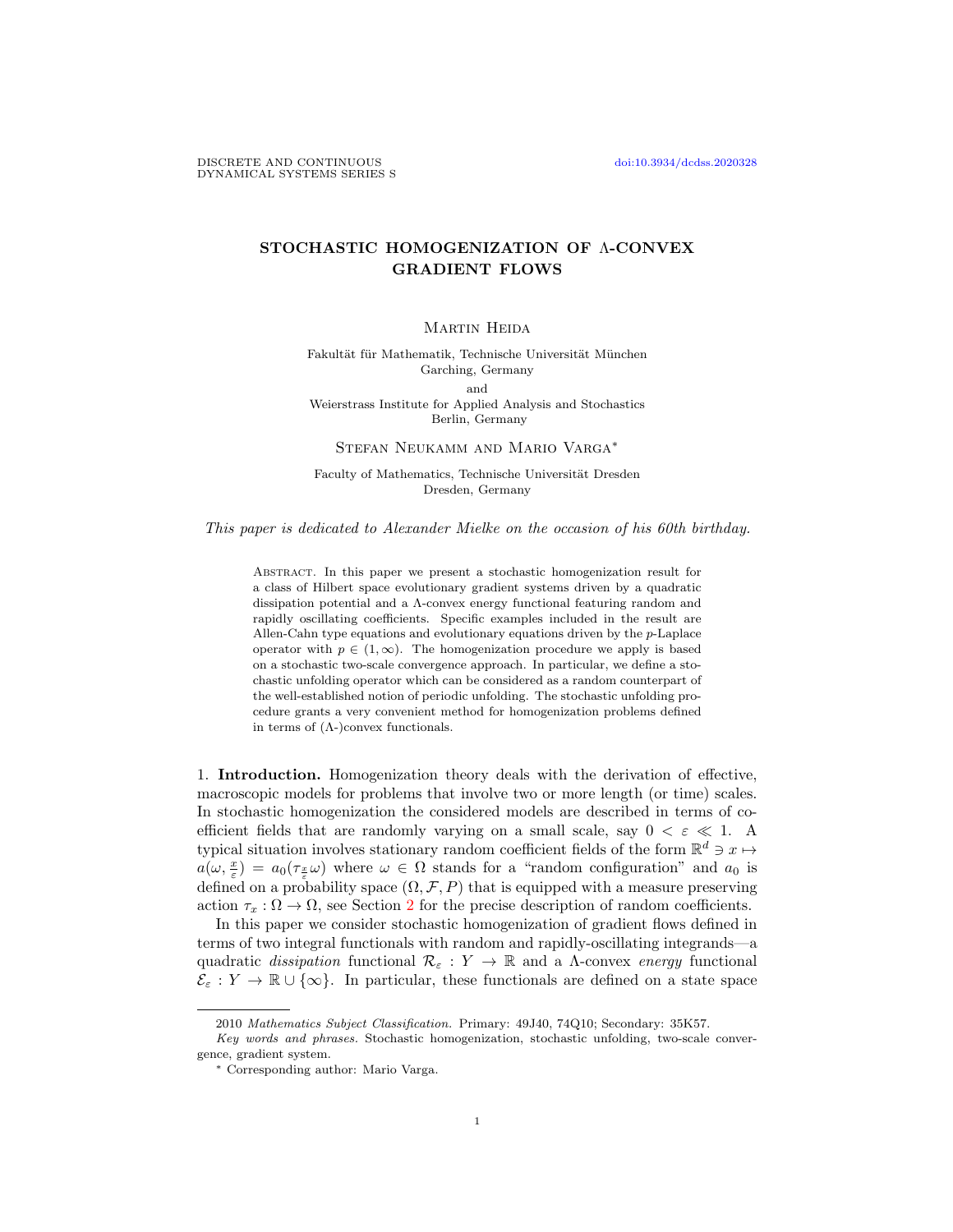# STOCHASTIC HOMOGENIZATION OF Λ-CONVEX GRADIENT FLOWS

Martin Heida

Fakultät für Mathematik, Technische Universität München
Garching, Germany

and

Weierstrass Institute for Applied Analysis and Stochastics
Berlin, Germany

Stefan Neukamm and Mario Varga*

Faculty of Mathematics, Technische Universität Dresden
Dresden, Germany

*This paper is dedicated to Alexander Mielke on the occasion of his 60th birthday.*

Abstract. In this paper we present a stochastic homogenization result for a class of Hilbert space evolutionary gradient systems driven by a quadratic dissipation potential and a Λ-convex energy functional featuring random and rapidly oscillating coefficients. Specific examples included in the result are Allen-Cahn type equations and evolutionary equations driven by the $p$-Laplace operator with $p \in (1, \infty)$. The homogenization procedure we apply is based on a stochastic two-scale convergence approach. In particular, we define a stochastic unfolding operator which can be considered as a random counterpart of the well-established notion of periodic unfolding. The stochastic unfolding procedure grants a very convenient method for homogenization problems defined in terms of (Λ-)convex functionals.

1. **Introduction.** Homogenization theory deals with the derivation of effective, macroscopic models for problems that involve two or more length (or time) scales. In stochastic homogenization the considered models are described in terms of coefficient fields that are randomly varying on a small scale, say $0 < \varepsilon \ll 1$. A typical situation involves stationary random coefficient fields of the form $\mathbb{R}^d \ni x \mapsto a(\omega, \frac{x}{\varepsilon}) = a_0(\tau_{\frac{x}{\varepsilon}}\omega)$ where $\omega \in \Omega$ stands for a "random configuration" and $a_0$ is defined on a probability space $(\Omega, \mathcal{F}, P)$ that is equipped with a measure preserving action $\tau_x : \Omega \to \Omega$, see Section 2 for the precise description of random coefficients.

In this paper we consider stochastic homogenization of gradient flows defined in terms of two integral functionals with random and rapidly-oscillating integrands—a quadratic *dissipation* functional $\mathcal{R}_\varepsilon : Y \to \mathbb{R}$ and a Λ-convex *energy* functional $\mathcal{E}_\varepsilon : Y \to \mathbb{R} \cup \{\infty\}$. In particular, these functionals are defined on a state space

---

2010 *Mathematics Subject Classification.* Primary: 49J40, 74Q10; Secondary: 35K57.

*Key words and phrases.* Stochastic homogenization, stochastic unfolding, two-scale convergence, gradient system.

* Corresponding author: Mario Varga.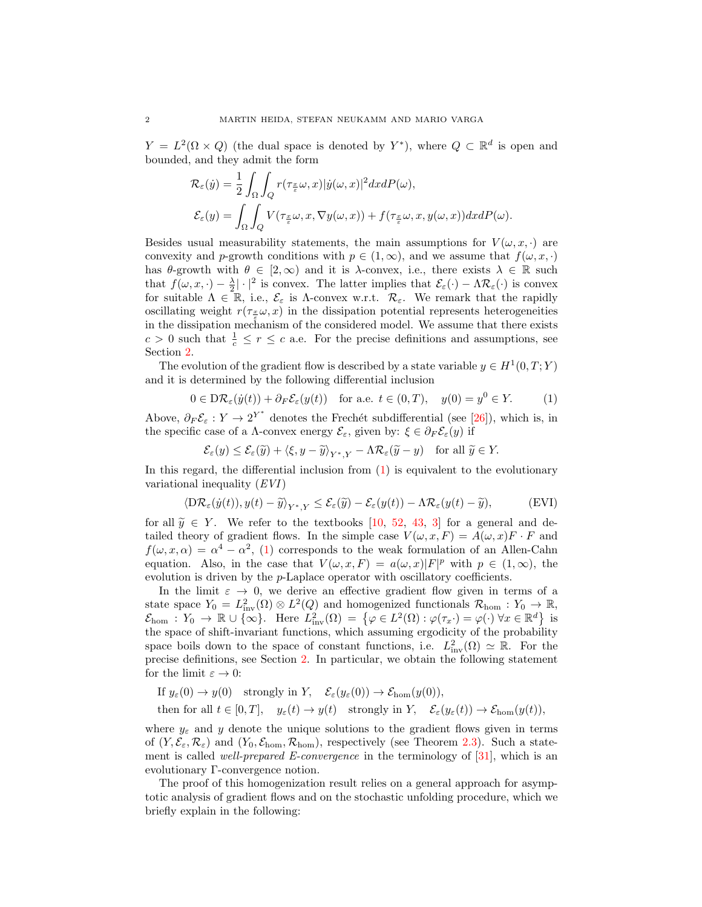$Y = L^2(\Omega \times Q)$ (the dual space is denoted by $Y^*$), where $Q \subset \mathbb{R}^d$ is open and bounded, and they admit the form

$$\mathcal{R}_\varepsilon(\dot{y}) = \frac{1}{2}\int_\Omega \int_Q r(\tau_{\frac{x}{\varepsilon}}\omega, x)|\dot{y}(\omega,x)|^2 dx dP(\omega),$$

$$\mathcal{E}_\varepsilon(y) = \int_\Omega \int_Q V(\tau_{\frac{x}{\varepsilon}}\omega, x, \nabla y(\omega,x)) + f(\tau_{\frac{x}{\varepsilon}}\omega, x, y(\omega,x)) dx dP(\omega).$$

Besides usual measurability statements, the main assumptions for $V(\omega, x, \cdot)$ are convexity and $p$-growth conditions with $p \in (1,\infty)$, and we assume that $f(\omega, x, \cdot)$ has $\theta$-growth with $\theta \in [2,\infty)$ and it is $\lambda$-convex, i.e., there exists $\lambda \in \mathbb{R}$ such that $f(\omega, x, \cdot) - \frac{\lambda}{2}|\cdot|^2$ is convex. The latter implies that $\mathcal{E}_\varepsilon(\cdot) - \Lambda\mathcal{R}_\varepsilon(\cdot)$ is convex for suitable $\Lambda \in \mathbb{R}$, i.e., $\mathcal{E}_\varepsilon$ is $\Lambda$-convex w.r.t. $\mathcal{R}_\varepsilon$. We remark that the rapidly oscillating weight $r(\tau_{\frac{x}{\varepsilon}}\omega, x)$ in the dissipation potential represents heterogeneities in the dissipation mechanism of the considered model. We assume that there exists $c > 0$ such that $\frac{1}{c} \leq r \leq c$ a.e. For the precise definitions and assumptions, see Section 2.

The evolution of the gradient flow is described by a state variable $y \in H^1(0,T;Y)$ and it is determined by the following differential inclusion

$$0 \in \mathrm{D}\mathcal{R}_\varepsilon(\dot{y}(t)) + \partial_F \mathcal{E}_\varepsilon(y(t)) \quad \text{for a.e. } t \in (0,T), \quad y(0) = y^0 \in Y. \tag{1}$$

Above, $\partial_F \mathcal{E}_\varepsilon : Y \to 2^{Y^*}$ denotes the Fréchet subdifferential (see [26]), which is, in the specific case of a $\Lambda$-convex energy $\mathcal{E}_\varepsilon$, given by: $\xi \in \partial_F \mathcal{E}_\varepsilon(y)$ if

$$\mathcal{E}_\varepsilon(y) \leq \mathcal{E}_\varepsilon(\widetilde{y}) + \langle \xi, y - \widetilde{y}\rangle_{Y^*,Y} - \Lambda\mathcal{R}_\varepsilon(\widetilde{y} - y) \quad \text{for all } \widetilde{y} \in Y.$$

In this regard, the differential inclusion from (1) is equivalent to the evolutionary variational inequality ($EVI$)

$$\langle \mathrm{D}\mathcal{R}_\varepsilon(\dot{y}(t)), y(t) - \widetilde{y}\rangle_{Y^*,Y} \leq \mathcal{E}_\varepsilon(\widetilde{y}) - \mathcal{E}_\varepsilon(y(t)) - \Lambda\mathcal{R}_\varepsilon(y(t) - \widetilde{y}), \tag{EVI}$$

for all $\widetilde{y} \in Y$. We refer to the textbooks [10, 52, 43, 3] for a general and detailed theory of gradient flows. In the simple case $V(\omega, x, F) = A(\omega, x)F \cdot F$ and $f(\omega, x, \alpha) = \alpha^4 - \alpha^2$, (1) corresponds to the weak formulation of an Allen-Cahn equation. Also, in the case that $V(\omega, x, F) = a(\omega, x)|F|^p$ with $p \in (1,\infty)$, the evolution is driven by the $p$-Laplace operator with oscillatory coefficients.

In the limit $\varepsilon \to 0$, we derive an effective gradient flow given in terms of a state space $Y_0 = L^2_{\mathrm{inv}}(\Omega) \otimes L^2(Q)$ and homogenized functionals $\mathcal{R}_{\mathrm{hom}} : Y_0 \to \mathbb{R}$, $\mathcal{E}_{\mathrm{hom}} : Y_0 \to \mathbb{R} \cup \{\infty\}$. Here $L^2_{\mathrm{inv}}(\Omega) = \{\varphi \in L^2(\Omega) : \varphi(\tau_x \cdot) = \varphi(\cdot)\ \forall x \in \mathbb{R}^d\}$ is the space of shift-invariant functions, which assuming ergodicity of the probability space boils down to the space of constant functions, i.e. $L^2_{\mathrm{inv}}(\Omega) \simeq \mathbb{R}$. For the precise definitions, see Section 2. In particular, we obtain the following statement for the limit $\varepsilon \to 0$:

$$\begin{aligned}
&\text{If } y_\varepsilon(0) \to y(0) \quad \text{strongly in } Y, \quad \mathcal{E}_\varepsilon(y_\varepsilon(0)) \to \mathcal{E}_{\mathrm{hom}}(y(0)),\\
&\text{then for all } t \in [0,T], \quad y_\varepsilon(t) \to y(t) \quad \text{strongly in } Y, \quad \mathcal{E}_\varepsilon(y_\varepsilon(t)) \to \mathcal{E}_{\mathrm{hom}}(y(t)),
\end{aligned}$$

where $y_\varepsilon$ and $y$ denote the unique solutions to the gradient flows given in terms of $(Y, \mathcal{E}_\varepsilon, \mathcal{R}_\varepsilon)$ and $(Y_0, \mathcal{E}_{\mathrm{hom}}, \mathcal{R}_{\mathrm{hom}})$, respectively (see Theorem 2.3). Such a statement is called *well-prepared E-convergence* in the terminology of [31], which is an evolutionary $\Gamma$-convergence notion.

The proof of this homogenization result relies on a general approach for asymptotic analysis of gradient flows and on the stochastic unfolding procedure, which we briefly explain in the following: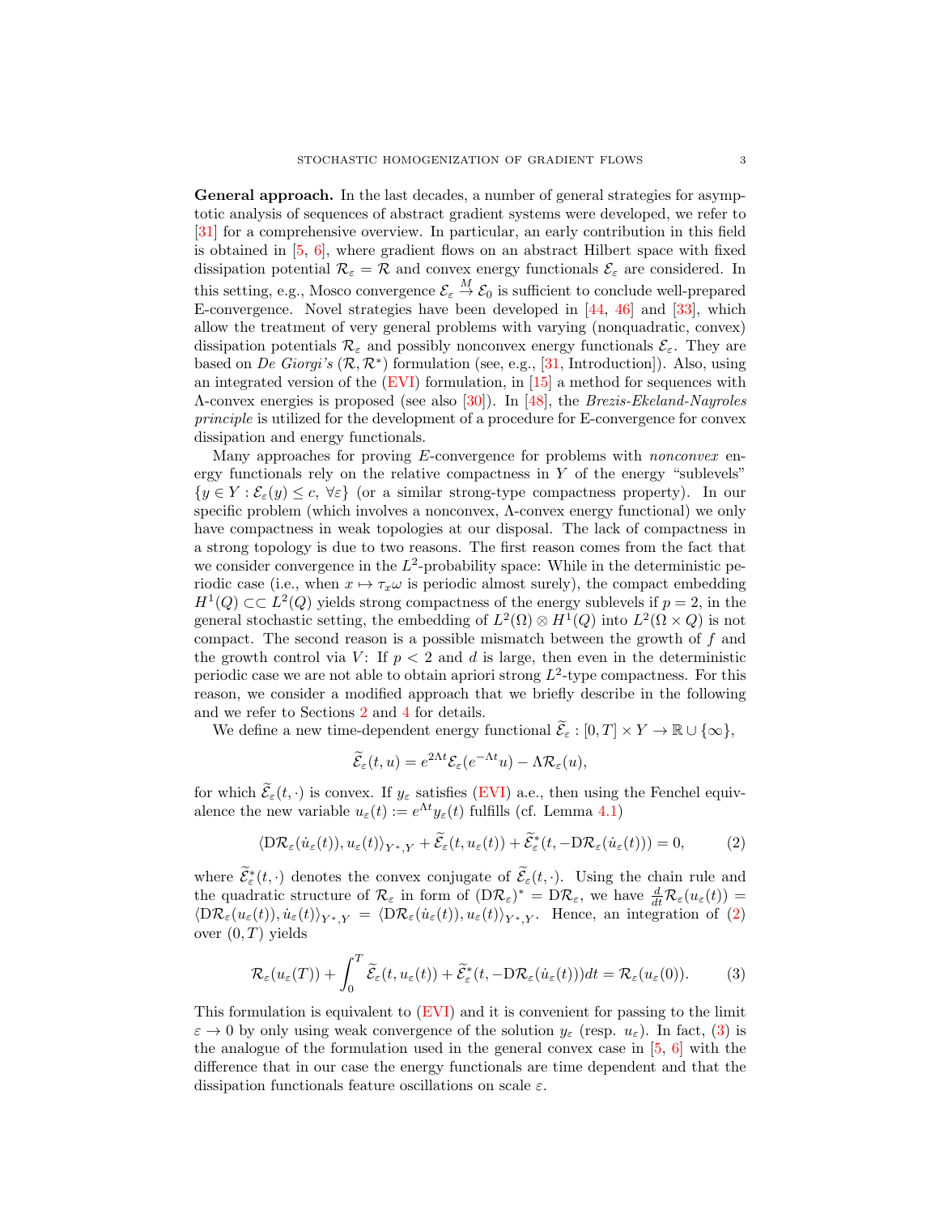**General approach.** In the last decades, a number of general strategies for asymptotic analysis of sequences of abstract gradient systems were developed, we refer to [31] for a comprehensive overview. In particular, an early contribution in this field is obtained in [5, 6], where gradient flows on an abstract Hilbert space with fixed dissipation potential $\mathcal{R}_\varepsilon = \mathcal{R}$ and convex energy functionals $\mathcal{E}_\varepsilon$ are considered. In this setting, e.g., Mosco convergence $\mathcal{E}_\varepsilon \overset{M}{\to} \mathcal{E}_0$ is sufficient to conclude well-prepared E-convergence. Novel strategies have been developed in [44, 46] and [33], which allow the treatment of very general problems with varying (nonquadratic, convex) dissipation potentials $\mathcal{R}_\varepsilon$ and possibly nonconvex energy functionals $\mathcal{E}_\varepsilon$. They are based on *De Giorgi's* $(\mathcal{R}, \mathcal{R}^*)$ formulation (see, e.g., [31, Introduction]). Also, using an integrated version of the (EVI) formulation, in [15] a method for sequences with $\Lambda$-convex energies is proposed (see also [30]). In [48], the *Brezis-Ekeland-Nayroles principle* is utilized for the development of a procedure for E-convergence for convex dissipation and energy functionals.

Many approaches for proving *E*-convergence for problems with *nonconvex* energy functionals rely on the relative compactness in $Y$ of the energy "sublevels" $\{y \in Y : \mathcal{E}_\varepsilon(y) \leq c, \ \forall \varepsilon\}$ (or a similar strong-type compactness property). In our specific problem (which involves a nonconvex, $\Lambda$-convex energy functional) we only have compactness in weak topologies at our disposal. The lack of compactness in a strong topology is due to two reasons. The first reason comes from the fact that we consider convergence in the $L^2$-probability space: While in the deterministic periodic case (i.e., when $x \mapsto \tau_x\omega$ is periodic almost surely), the compact embedding $H^1(Q) \subset\subset L^2(Q)$ yields strong compactness of the energy sublevels if $p = 2$, in the general stochastic setting, the embedding of $L^2(\Omega) \otimes H^1(Q)$ into $L^2(\Omega \times Q)$ is not compact. The second reason is a possible mismatch between the growth of $f$ and the growth control via $V$: If $p < 2$ and $d$ is large, then even in the deterministic periodic case we are not able to obtain apriori strong $L^2$-type compactness. For this reason, we consider a modified approach that we briefly describe in the following and we refer to Sections 2 and 4 for details.

We define a new time-dependent energy functional $\widetilde{\mathcal{E}}_\varepsilon : [0, T] \times Y \to \mathbb{R} \cup \{\infty\}$,

$$\widetilde{\mathcal{E}}_\varepsilon(t, u) = e^{2\Lambda t}\mathcal{E}_\varepsilon(e^{-\Lambda t}u) - \Lambda \mathcal{R}_\varepsilon(u),$$

for which $\widetilde{\mathcal{E}}_\varepsilon(t, \cdot)$ is convex. If $y_\varepsilon$ satisfies (EVI) a.e., then using the Fenchel equivalence the new variable $u_\varepsilon(t) := e^{\Lambda t}y_\varepsilon(t)$ fulfills (cf. Lemma 4.1)

$$\langle \mathrm{D}\mathcal{R}_\varepsilon(\dot{u}_\varepsilon(t)), u_\varepsilon(t)\rangle_{Y^*,Y} + \widetilde{\mathcal{E}}_\varepsilon(t, u_\varepsilon(t)) + \widetilde{\mathcal{E}}^*_\varepsilon(t, -\mathrm{D}\mathcal{R}_\varepsilon(\dot{u}_\varepsilon(t))) = 0, \tag{2}$$

where $\widetilde{\mathcal{E}}^*_\varepsilon(t, \cdot)$ denotes the convex conjugate of $\widetilde{\mathcal{E}}_\varepsilon(t, \cdot)$. Using the chain rule and the quadratic structure of $\mathcal{R}_\varepsilon$ in form of $(\mathrm{D}\mathcal{R}_\varepsilon)^* = \mathrm{D}\mathcal{R}_\varepsilon$, we have $\frac{d}{dt}\mathcal{R}_\varepsilon(u_\varepsilon(t)) = \langle \mathrm{D}\mathcal{R}_\varepsilon(u_\varepsilon(t)), \dot{u}_\varepsilon(t)\rangle_{Y^*,Y} = \langle \mathrm{D}\mathcal{R}_\varepsilon(\dot{u}_\varepsilon(t)), u_\varepsilon(t)\rangle_{Y^*,Y}$. Hence, an integration of (2) over $(0, T)$ yields

$$\mathcal{R}_\varepsilon(u_\varepsilon(T)) + \int_0^T \widetilde{\mathcal{E}}_\varepsilon(t, u_\varepsilon(t)) + \widetilde{\mathcal{E}}^*_\varepsilon(t, -\mathrm{D}\mathcal{R}_\varepsilon(\dot{u}_\varepsilon(t)))dt = \mathcal{R}_\varepsilon(u_\varepsilon(0)). \tag{3}$$

This formulation is equivalent to (EVI) and it is convenient for passing to the limit $\varepsilon \to 0$ by only using weak convergence of the solution $y_\varepsilon$ (resp. $u_\varepsilon$). In fact, (3) is the analogue of the formulation used in the general convex case in [5, 6] with the difference that in our case the energy functionals are time dependent and that the dissipation functionals feature oscillations on scale $\varepsilon$.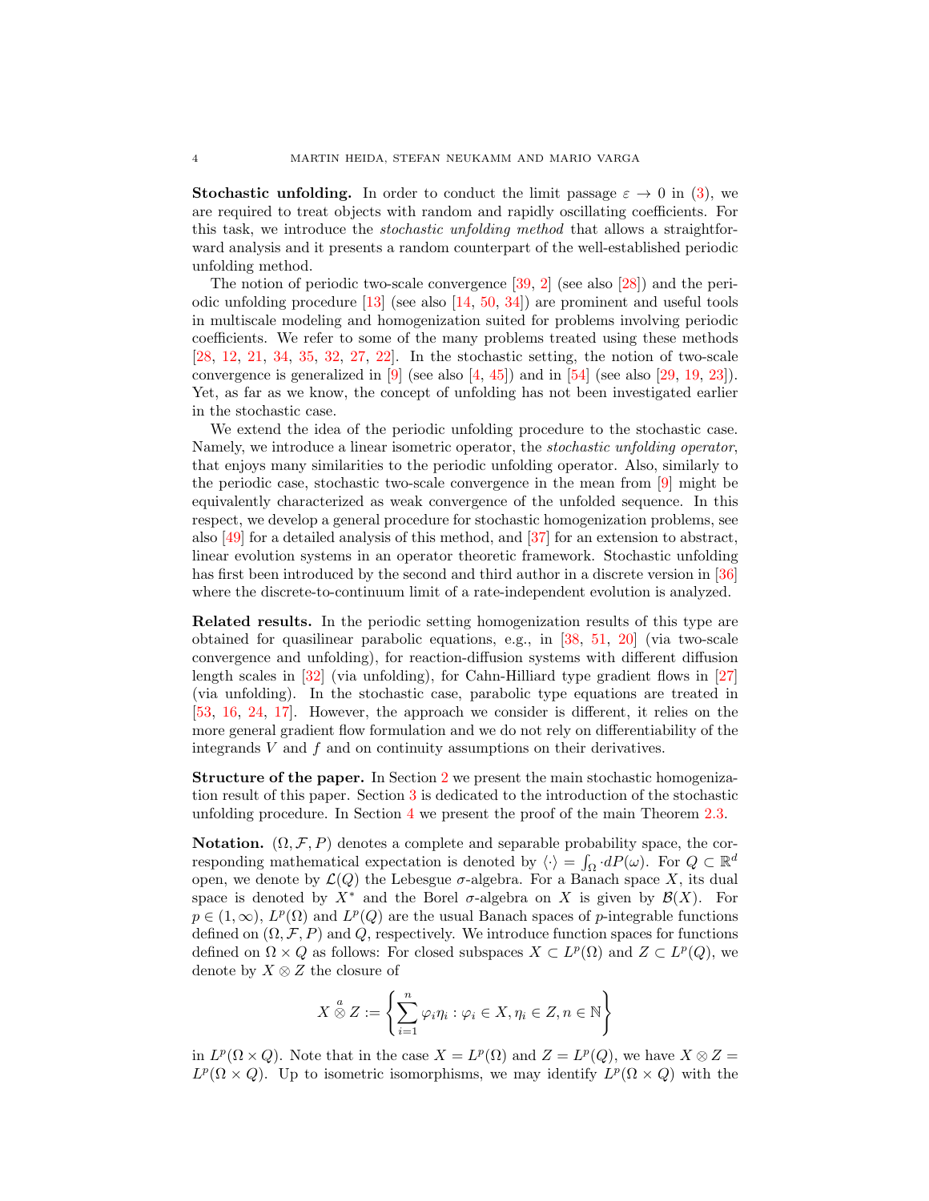**Stochastic unfolding.** In order to conduct the limit passage $\varepsilon \to 0$ in (3), we are required to treat objects with random and rapidly oscillating coefficients. For this task, we introduce the *stochastic unfolding method* that allows a straightforward analysis and it presents a random counterpart of the well-established periodic unfolding method.

The notion of periodic two-scale convergence [39, 2] (see also [28]) and the periodic unfolding procedure [13] (see also [14, 50, 34]) are prominent and useful tools in multiscale modeling and homogenization suited for problems involving periodic coefficients. We refer to some of the many problems treated using these methods [28, 12, 21, 34, 35, 32, 27, 22]. In the stochastic setting, the notion of two-scale convergence is generalized in [9] (see also [4, 45]) and in [54] (see also [29, 19, 23]). Yet, as far as we know, the concept of unfolding has not been investigated earlier in the stochastic case.

We extend the idea of the periodic unfolding procedure to the stochastic case. Namely, we introduce a linear isometric operator, the *stochastic unfolding operator*, that enjoys many similarities to the periodic unfolding operator. Also, similarly to the periodic case, stochastic two-scale convergence in the mean from [9] might be equivalently characterized as weak convergence of the unfolded sequence. In this respect, we develop a general procedure for stochastic homogenization problems, see also [49] for a detailed analysis of this method, and [37] for an extension to abstract, linear evolution systems in an operator theoretic framework. Stochastic unfolding has first been introduced by the second and third author in a discrete version in [36] where the discrete-to-continuum limit of a rate-independent evolution is analyzed.

**Related results.** In the periodic setting homogenization results of this type are obtained for quasilinear parabolic equations, e.g., in [38, 51, 20] (via two-scale convergence and unfolding), for reaction-diffusion systems with different diffusion length scales in [32] (via unfolding), for Cahn-Hilliard type gradient flows in [27] (via unfolding). In the stochastic case, parabolic type equations are treated in [53, 16, 24, 17]. However, the approach we consider is different, it relies on the more general gradient flow formulation and we do not rely on differentiability of the integrands $V$ and $f$ and on continuity assumptions on their derivatives.

**Structure of the paper.** In Section 2 we present the main stochastic homogenization result of this paper. Section 3 is dedicated to the introduction of the stochastic unfolding procedure. In Section 4 we present the proof of the main Theorem 2.3.

**Notation.** $(\Omega, \mathcal{F}, P)$ denotes a complete and separable probability space, the corresponding mathematical expectation is denoted by $\langle \cdot \rangle = \int_\Omega \cdot dP(\omega)$. For $Q \subset \mathbb{R}^d$ open, we denote by $\mathcal{L}(Q)$ the Lebesgue $\sigma$-algebra. For a Banach space $X$, its dual space is denoted by $X^*$ and the Borel $\sigma$-algebra on $X$ is given by $\mathcal{B}(X)$. For $p \in (1, \infty)$, $L^p(\Omega)$ and $L^p(Q)$ are the usual Banach spaces of $p$-integrable functions defined on $(\Omega, \mathcal{F}, P)$ and $Q$, respectively. We introduce function spaces for functions defined on $\Omega \times Q$ as follows: For closed subspaces $X \subset L^p(\Omega)$ and $Z \subset L^p(Q)$, we denote by $X \otimes Z$ the closure of

$$X \overset{a}{\otimes} Z := \left\{ \sum_{i=1}^{n} \varphi_i \eta_i : \varphi_i \in X, \eta_i \in Z, n \in \mathbb{N} \right\}$$

in $L^p(\Omega \times Q)$. Note that in the case $X = L^p(\Omega)$ and $Z = L^p(Q)$, we have $X \otimes Z = L^p(\Omega \times Q)$. Up to isometric isomorphisms, we may identify $L^p(\Omega \times Q)$ with the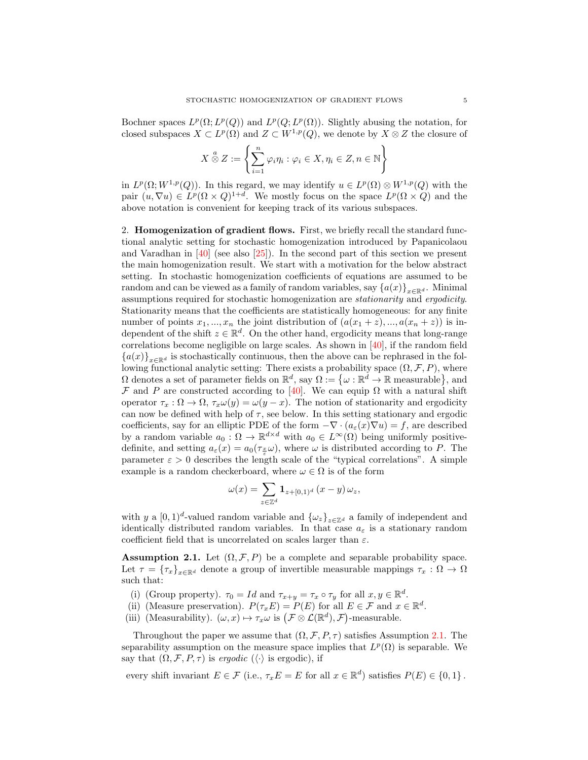Bochner spaces $L^p(\Omega; L^p(Q))$ and $L^p(Q; L^p(\Omega))$. Slightly abusing the notation, for closed subspaces $X \subset L^p(\Omega)$ and $Z \subset W^{1,p}(Q)$, we denote by $X \otimes Z$ the closure of

$$X \overset{a}{\otimes} Z := \left\{ \sum_{i=1}^{n} \varphi_i \eta_i : \varphi_i \in X, \eta_i \in Z, n \in \mathbb{N} \right\}$$

in $L^p(\Omega; W^{1,p}(Q))$. In this regard, we may identify $u \in L^p(\Omega) \otimes W^{1,p}(Q)$ with the pair $(u, \nabla u) \in L^p(\Omega \times Q)^{1+d}$. We mostly focus on the space $L^p(\Omega \times Q)$ and the above notation is convenient for keeping track of its various subspaces.

2. **Homogenization of gradient flows.** First, we briefly recall the standard functional analytic setting for stochastic homogenization introduced by Papanicolaou and Varadhan in [40] (see also [25]). In the second part of this section we present the main homogenization result. We start with a motivation for the below abstract setting. In stochastic homogenization coefficients of equations are assumed to be random and can be viewed as a family of random variables, say $\{a(x)\}_{x \in \mathbb{R}^d}$. Minimal assumptions required for stochastic homogenization are *stationarity* and *ergodicity*. Stationarity means that the coefficients are statistically homogeneous: for any finite number of points $x_1, ..., x_n$ the joint distribution of $(a(x_1 + z), ..., a(x_n + z))$ is independent of the shift $z \in \mathbb{R}^d$. On the other hand, ergodicity means that long-range correlations become negligible on large scales. As shown in [40], if the random field $\{a(x)\}_{x \in \mathbb{R}^d}$ is stochastically continuous, then the above can be rephrased in the following functional analytic setting: There exists a probability space $(\Omega, \mathcal{F}, P)$, where $\Omega$ denotes a set of parameter fields on $\mathbb{R}^d$, say $\Omega := \{\omega : \mathbb{R}^d \to \mathbb{R} \text{ measurable}\}$, and $\mathcal{F}$ and $P$ are constructed according to [40]. We can equip $\Omega$ with a natural shift operator $\tau_x : \Omega \to \Omega$, $\tau_x \omega(y) = \omega(y - x)$. The notion of stationarity and ergodicity can now be defined with help of $\tau$, see below. In this setting stationary and ergodic coefficients, say for an elliptic PDE of the form $-\nabla \cdot (a_\varepsilon(x) \nabla u) = f$, are described by a random variable $a_0 : \Omega \to \mathbb{R}^{d \times d}$ with $a_0 \in L^\infty(\Omega)$ being uniformly positive-definite, and setting $a_\varepsilon(x) = a_0(\tau_{\frac{x}{\varepsilon}} \omega)$, where $\omega$ is distributed according to $P$. The parameter $\varepsilon > 0$ describes the length scale of the "typical correlations". A simple example is a random checkerboard, where $\omega \in \Omega$ is of the form

$$\omega(x) = \sum_{z \in \mathbb{Z}^d} \mathbf{1}_{z + [0,1)^d} (x - y) \, \omega_z,$$

with $y$ a $[0,1)^d$-valued random variable and $\{\omega_z\}_{z \in \mathbb{Z}^d}$ a family of independent and identically distributed random variables. In that case $a_\varepsilon$ is a stationary random coefficient field that is uncorrelated on scales larger than $\varepsilon$.

**Assumption 2.1.** Let $(\Omega, \mathcal{F}, P)$ be a complete and separable probability space. Let $\tau = \{\tau_x\}_{x \in \mathbb{R}^d}$ denote a group of invertible measurable mappings $\tau_x : \Omega \to \Omega$ such that:

- (i) (Group property). $\tau_0 = Id$ and $\tau_{x+y} = \tau_x \circ \tau_y$ for all $x, y \in \mathbb{R}^d$.
- (ii) (Measure preservation). $P(\tau_x E) = P(E)$ for all $E \in \mathcal{F}$ and $x \in \mathbb{R}^d$.
- (iii) (Measurability). $(\omega, x) \mapsto \tau_x \omega$ is $(\mathcal{F} \otimes \mathcal{L}(\mathbb{R}^d), \mathcal{F})$-measurable.

Throughout the paper we assume that $(\Omega, \mathcal{F}, P, \tau)$ satisfies Assumption 2.1. The separability assumption on the measure space implies that $L^p(\Omega)$ is separable. We say that $(\Omega, \mathcal{F}, P, \tau)$ is *ergodic* ($\langle \cdot \rangle$ is ergodic), if

$$\text{every shift invariant } E \in \mathcal{F} \text{ (i.e., } \tau_x E = E \text{ for all } x \in \mathbb{R}^d) \text{ satisfies } P(E) \in \{0, 1\}.$$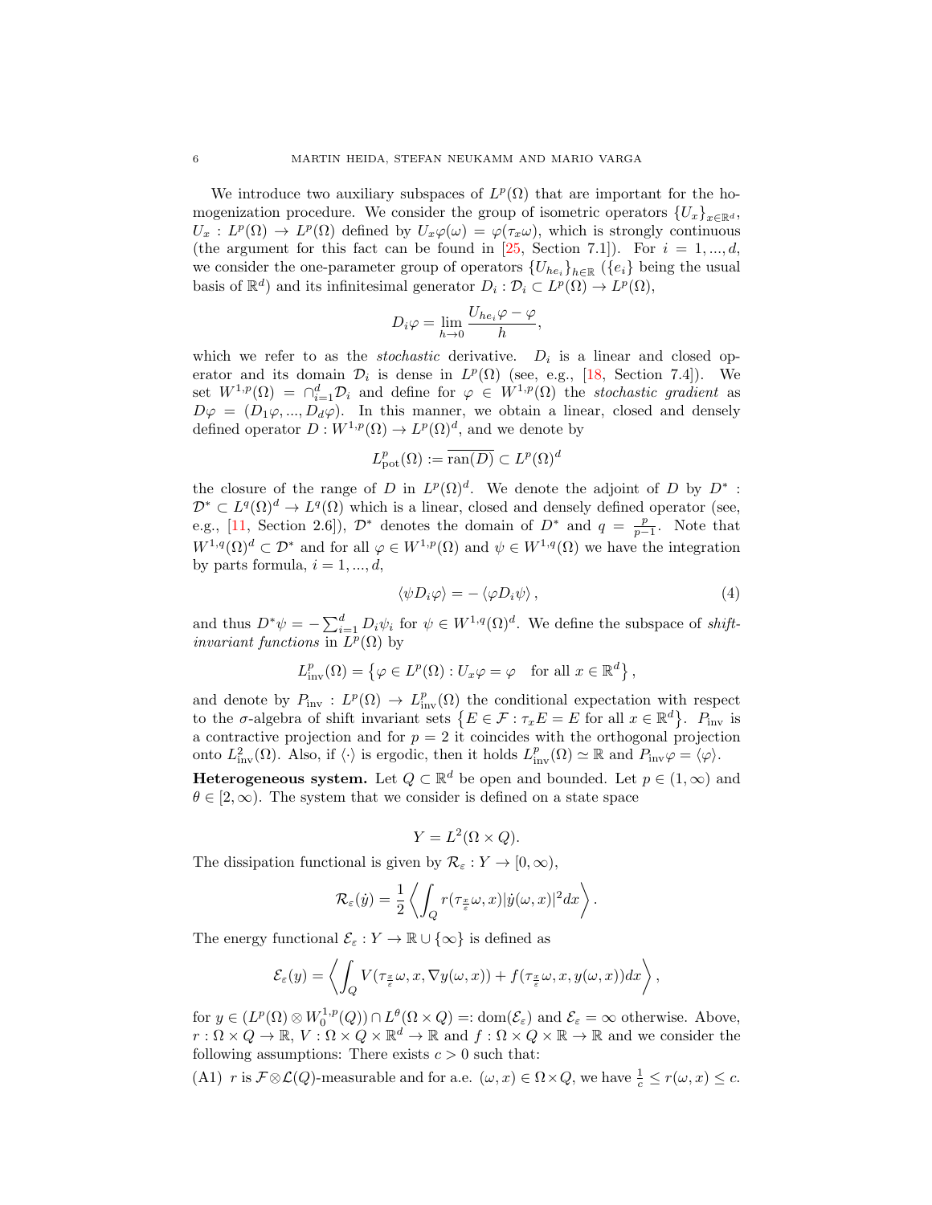We introduce two auxiliary subspaces of $L^p(\Omega)$ that are important for the homogenization procedure. We consider the group of isometric operators $\{U_x\}_{x\in\mathbb{R}^d}$, $U_x : L^p(\Omega) \to L^p(\Omega)$ defined by $U_x\varphi(\omega) = \varphi(\tau_x\omega)$, which is strongly continuous (the argument for this fact can be found in [25, Section 7.1]). For $i = 1, ..., d$, we consider the one-parameter group of operators $\{U_{he_i}\}_{h\in\mathbb{R}}$ ($\{e_i\}$ being the usual basis of $\mathbb{R}^d$) and its infinitesimal generator $D_i : \mathcal{D}_i \subset L^p(\Omega) \to L^p(\Omega)$,

$$D_i\varphi = \lim_{h\to 0} \frac{U_{he_i}\varphi - \varphi}{h},$$

which we refer to as the *stochastic* derivative. $D_i$ is a linear and closed operator and its domain $\mathcal{D}_i$ is dense in $L^p(\Omega)$ (see, e.g., [18, Section 7.4]). We set $W^{1,p}(\Omega) = \cap_{i=1}^d \mathcal{D}_i$ and define for $\varphi \in W^{1,p}(\Omega)$ the *stochastic gradient* as $D\varphi = (D_1\varphi, ..., D_d\varphi)$. In this manner, we obtain a linear, closed and densely defined operator $D : W^{1,p}(\Omega) \to L^p(\Omega)^d$, and we denote by

$$L^p_{\mathrm{pot}}(\Omega) := \overline{\mathrm{ran}(D)} \subset L^p(\Omega)^d$$

the closure of the range of $D$ in $L^p(\Omega)^d$. We denote the adjoint of $D$ by $D^* : \mathcal{D}^* \subset L^q(\Omega)^d \to L^q(\Omega)$ which is a linear, closed and densely defined operator (see, e.g., [11, Section 2.6]), $\mathcal{D}^*$ denotes the domain of $D^*$ and $q = \frac{p}{p-1}$. Note that $W^{1,q}(\Omega)^d \subset \mathcal{D}^*$ and for all $\varphi \in W^{1,p}(\Omega)$ and $\psi \in W^{1,q}(\Omega)$ we have the integration by parts formula, $i = 1, ..., d$,

$$\langle \psi D_i\varphi \rangle = -\langle \varphi D_i\psi \rangle, \tag{4}$$

and thus $D^*\psi = -\sum_{i=1}^d D_i\psi_i$ for $\psi \in W^{1,q}(\Omega)^d$. We define the subspace of *shift-invariant functions* in $L^p(\Omega)$ by

$$L^p_{\mathrm{inv}}(\Omega) = \left\{\varphi \in L^p(\Omega) : U_x\varphi = \varphi \quad \text{for all } x \in \mathbb{R}^d\right\},$$

and denote by $P_{\mathrm{inv}} : L^p(\Omega) \to L^p_{\mathrm{inv}}(\Omega)$ the conditional expectation with respect to the $\sigma$-algebra of shift invariant sets $\left\{E \in \mathcal{F} : \tau_x E = E \text{ for all } x \in \mathbb{R}^d\right\}$. $P_{\mathrm{inv}}$ is a contractive projection and for $p = 2$ it coincides with the orthogonal projection onto $L^2_{\mathrm{inv}}(\Omega)$. Also, if $\langle\cdot\rangle$ is ergodic, then it holds $L^p_{\mathrm{inv}}(\Omega) \simeq \mathbb{R}$ and $P_{\mathrm{inv}}\varphi = \langle\varphi\rangle$.

**Heterogeneous system.** Let $Q \subset \mathbb{R}^d$ be open and bounded. Let $p \in (1, \infty)$ and $\theta \in [2, \infty)$. The system that we consider is defined on a state space

$$Y = L^2(\Omega \times Q).$$

The dissipation functional is given by $\mathcal{R}_\varepsilon : Y \to [0, \infty)$,

$$\mathcal{R}_\varepsilon(\dot{y}) = \frac{1}{2}\left\langle \int_Q r(\tau_{\frac{x}{\varepsilon}}\omega, x)|\dot{y}(\omega, x)|^2 dx \right\rangle.$$

The energy functional $\mathcal{E}_\varepsilon : Y \to \mathbb{R} \cup \{\infty\}$ is defined as

$$\mathcal{E}_\varepsilon(y) = \left\langle \int_Q V(\tau_{\frac{x}{\varepsilon}}\omega, x, \nabla y(\omega, x)) + f(\tau_{\frac{x}{\varepsilon}}\omega, x, y(\omega, x)) dx \right\rangle,$$

for $y \in (L^p(\Omega) \otimes W^{1,p}_0(Q)) \cap L^\theta(\Omega \times Q) =: \mathrm{dom}(\mathcal{E}_\varepsilon)$ and $\mathcal{E}_\varepsilon = \infty$ otherwise. Above, $r : \Omega \times Q \to \mathbb{R}$, $V : \Omega \times Q \times \mathbb{R}^d \to \mathbb{R}$ and $f : \Omega \times Q \times \mathbb{R} \to \mathbb{R}$ and we consider the following assumptions: There exists $c > 0$ such that:

(A1) $r$ is $\mathcal{F}\otimes\mathcal{L}(Q)$-measurable and for a.e. $(\omega, x) \in \Omega\times Q$, we have $\frac{1}{c} \leq r(\omega, x) \leq c$.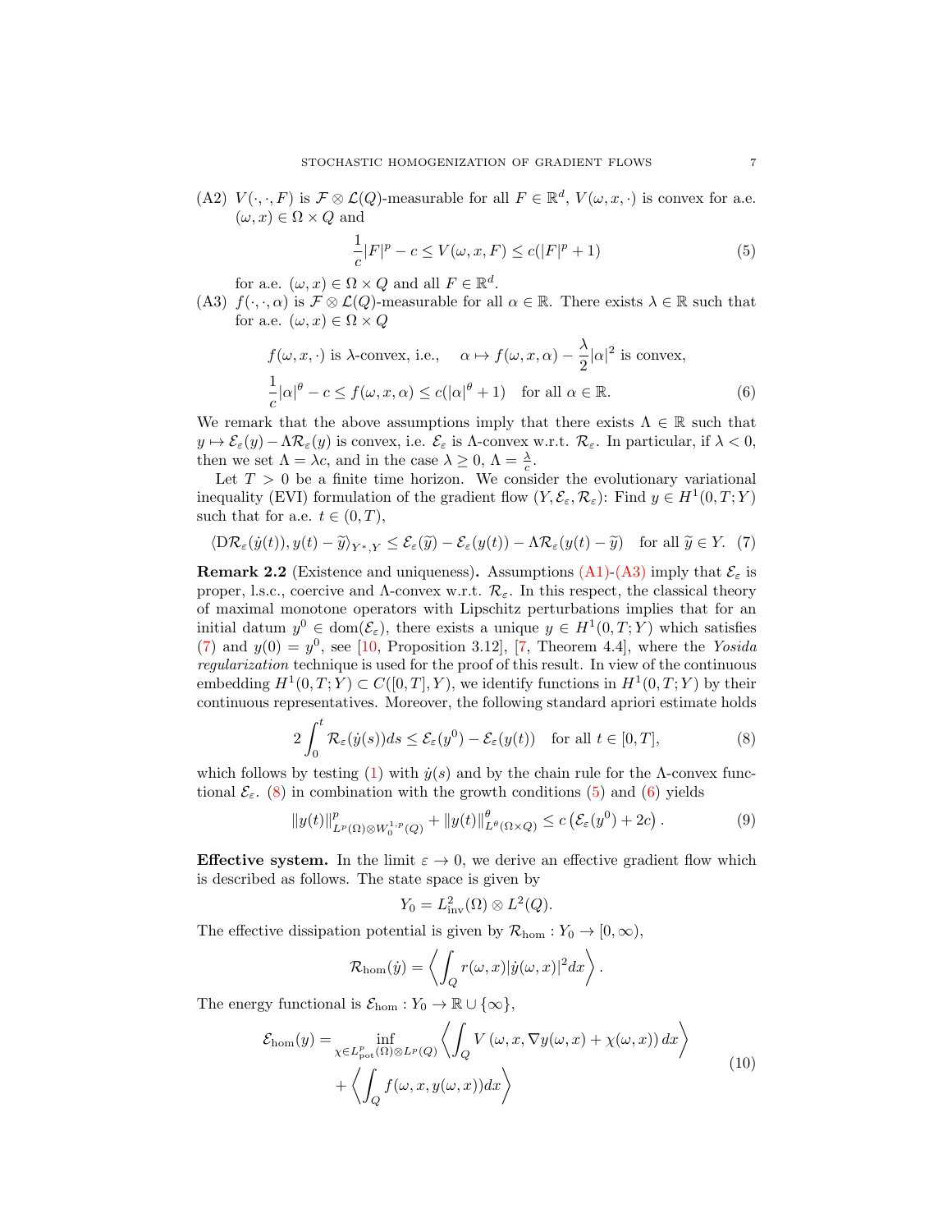(A2) $V(\cdot,\cdot,F)$ is $\mathcal{F}\otimes\mathcal{L}(Q)$-measurable for all $F\in\mathbb{R}^d$, $V(\omega,x,\cdot)$ is convex for a.e. $(\omega,x)\in\Omega\times Q$ and

$$\frac{1}{c}|F|^p - c \le V(\omega,x,F) \le c(|F|^p+1) \tag{5}$$

for a.e. $(\omega,x)\in\Omega\times Q$ and all $F\in\mathbb{R}^d$.

(A3) $f(\cdot,\cdot,\alpha)$ is $\mathcal{F}\otimes\mathcal{L}(Q)$-measurable for all $\alpha\in\mathbb{R}$. There exists $\lambda\in\mathbb{R}$ such that for a.e. $(\omega,x)\in\Omega\times Q$

$$\begin{aligned}
&f(\omega,x,\cdot) \text{ is } \lambda\text{-convex, i.e.,} \quad \alpha\mapsto f(\omega,x,\alpha)-\frac{\lambda}{2}|\alpha|^2 \text{ is convex,}\\
&\frac{1}{c}|\alpha|^\theta - c \le f(\omega,x,\alpha)\le c(|\alpha|^\theta+1) \quad \text{for all } \alpha\in\mathbb{R}.
\end{aligned} \tag{6}$$

We remark that the above assumptions imply that there exists $\Lambda\in\mathbb{R}$ such that $y\mapsto\mathcal{E}_\varepsilon(y)-\Lambda\mathcal{R}_\varepsilon(y)$ is convex, i.e. $\mathcal{E}_\varepsilon$ is $\Lambda$-convex w.r.t. $\mathcal{R}_\varepsilon$. In particular, if $\lambda<0$, then we set $\Lambda=\lambda c$, and in the case $\lambda\ge 0$, $\Lambda=\frac{\lambda}{c}$.

Let $T>0$ be a finite time horizon. We consider the evolutionary variational inequality (EVI) formulation of the gradient flow $(Y,\mathcal{E}_\varepsilon,\mathcal{R}_\varepsilon)$: Find $y\in H^1(0,T;Y)$ such that for a.e. $t\in(0,T)$,

$$\langle \mathrm{D}\mathcal{R}_\varepsilon(\dot y(t)), y(t)-\widetilde{y}\rangle_{Y^*,Y} \le \mathcal{E}_\varepsilon(\widetilde{y})-\mathcal{E}_\varepsilon(y(t))-\Lambda\mathcal{R}_\varepsilon(y(t)-\widetilde{y}) \quad \text{for all } \widetilde{y}\in Y. \tag{7}$$

**Remark 2.2** **(Existence and uniqueness).** Assumptions (A1)-(A3) imply that $\mathcal{E}_\varepsilon$ is proper, l.s.c., coercive and $\Lambda$-convex w.r.t. $\mathcal{R}_\varepsilon$. In this respect, the classical theory of maximal monotone operators with Lipschitz perturbations implies that for an initial datum $y^0\in\mathrm{dom}(\mathcal{E}_\varepsilon)$, there exists a unique $y\in H^1(0,T;Y)$ which satisfies (7) and $y(0)=y^0$, see [10, Proposition 3.12], [7, Theorem 4.4], where the *Yosida regularization* technique is used for the proof of this result. In view of the continuous embedding $H^1(0,T;Y)\subset C([0,T],Y)$, we identify functions in $H^1(0,T;Y)$ by their continuous representatives. Moreover, the following standard apriori estimate holds

$$2\int_0^t \mathcal{R}_\varepsilon(\dot y(s))ds \le \mathcal{E}_\varepsilon(y^0)-\mathcal{E}_\varepsilon(y(t)) \quad \text{for all } t\in[0,T], \tag{8}$$

which follows by testing (1) with $\dot y(s)$ and by the chain rule for the $\Lambda$-convex functional $\mathcal{E}_\varepsilon$. (8) in combination with the growth conditions (5) and (6) yields

$$\|y(t)\|^p_{L^p(\Omega)\otimes W^{1,p}_0(Q)}+\|y(t)\|^\theta_{L^\theta(\Omega\times Q)} \le c\left(\mathcal{E}_\varepsilon(y^0)+2c\right). \tag{9}$$

**Effective system.** In the limit $\varepsilon\to 0$, we derive an effective gradient flow which is described as follows. The state space is given by

$$Y_0 = L^2_{\mathrm{inv}}(\Omega)\otimes L^2(Q).$$

The effective dissipation potential is given by $\mathcal{R}_{\mathrm{hom}}: Y_0\to[0,\infty)$,

$$\mathcal{R}_{\mathrm{hom}}(\dot y) = \left\langle \int_Q r(\omega,x)|\dot y(\omega,x)|^2 dx\right\rangle.$$

The energy functional is $\mathcal{E}_{\mathrm{hom}}: Y_0\to\mathbb{R}\cup\{\infty\}$,

$$\begin{aligned}
\mathcal{E}_{\mathrm{hom}}(y) = &\inf_{\chi\in L^p_{\mathrm{pot}}(\Omega)\otimes L^p(Q)} \left\langle \int_Q V\left(\omega,x,\nabla y(\omega,x)+\chi(\omega,x)\right)dx\right\rangle\\
&+\left\langle \int_Q f(\omega,x,y(\omega,x))dx\right\rangle
\end{aligned} \tag{10}$$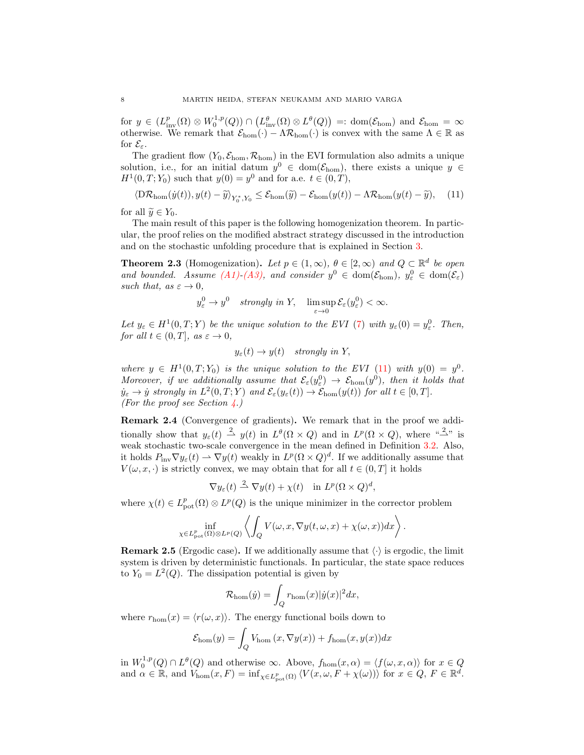for $y \in (L^p_{\rm inv}(\Omega) \otimes W^{1,p}_0(Q)) \cap \left(L^\theta_{\rm inv}(\Omega) \otimes L^\theta(Q)\right) =: \mathrm{dom}(\mathcal{E}_{\rm hom})$ and $\mathcal{E}_{\rm hom} = \infty$ otherwise. We remark that $\mathcal{E}_{\rm hom}(\cdot) - \Lambda \mathcal{R}_{\rm hom}(\cdot)$ is convex with the same $\Lambda \in \mathbb{R}$ as for $\mathcal{E}_\varepsilon$.

The gradient flow $(Y_0, \mathcal{E}_{\rm hom}, \mathcal{R}_{\rm hom})$ in the EVI formulation also admits a unique solution, i.e., for an initial datum $y^0 \in \mathrm{dom}(\mathcal{E}_{\rm hom})$, there exists a unique $y \in H^1(0,T;Y_0)$ such that $y(0) = y^0$ and for a.e. $t \in (0,T)$,

$$\langle \mathrm{D}\mathcal{R}_{\rm hom}(\dot{y}(t)), y(t) - \widetilde{y}\rangle_{Y_0^*,Y_0} \leq \mathcal{E}_{\rm hom}(\widetilde{y}) - \mathcal{E}_{\rm hom}(y(t)) - \Lambda \mathcal{R}_{\rm hom}(y(t) - \widetilde{y}), \quad (11)$$

for all $\widetilde{y} \in Y_0$.

The main result of this paper is the following homogenization theorem. In particular, the proof relies on the modified abstract strategy discussed in the introduction and on the stochastic unfolding procedure that is explained in Section 3.

**Theorem 2.3** (Homogenization)**.** *Let $p \in (1,\infty)$, $\theta \in [2,\infty)$ and $Q \subset \mathbb{R}^d$ be open and bounded. Assume (A1)-(A3), and consider $y^0 \in \mathrm{dom}(\mathcal{E}_{\rm hom})$, $y^0_\varepsilon \in \mathrm{dom}(\mathcal{E}_\varepsilon)$ such that, as $\varepsilon \to 0$,*

$$y^0_\varepsilon \to y^0 \quad \textit{strongly in } Y, \quad \limsup_{\varepsilon \to 0} \mathcal{E}_\varepsilon(y^0_\varepsilon) < \infty.$$

*Let $y_\varepsilon \in H^1(0,T;Y)$ be the unique solution to the EVI (7) with $y_\varepsilon(0) = y^0_\varepsilon$. Then, for all $t \in (0,T]$, as $\varepsilon \to 0$,*

$$y_\varepsilon(t) \to y(t) \quad \textit{strongly in } Y,$$

*where $y \in H^1(0,T;Y_0)$ is the unique solution to the EVI (11) with $y(0) = y^0$. Moreover, if we additionally assume that $\mathcal{E}_\varepsilon(y^0_\varepsilon) \to \mathcal{E}_{\rm hom}(y^0)$, then it holds that $\dot{y}_\varepsilon \to \dot{y}$ strongly in $L^2(0,T;Y)$ and $\mathcal{E}_\varepsilon(y_\varepsilon(t)) \to \mathcal{E}_{\rm hom}(y(t))$ for all $t \in [0,T]$.*
*(For the proof see Section 4.)*

**Remark 2.4** (Convergence of gradients)**.** We remark that in the proof we additionally show that $y_\varepsilon(t) \overset{2}{\rightharpoonup} y(t)$ in $L^\theta(\Omega \times Q)$ and in $L^p(\Omega \times Q)$, where "$\overset{2}{\rightharpoonup}$" is weak stochastic two-scale convergence in the mean defined in Definition 3.2. Also, it holds $P_{\rm inv}\nabla y_\varepsilon(t) \rightharpoonup \nabla y(t)$ weakly in $L^p(\Omega \times Q)^d$. If we additionally assume that $V(\omega, x, \cdot)$ is strictly convex, we may obtain that for all $t \in (0,T]$ it holds

$$\nabla y_\varepsilon(t) \overset{2}{\rightharpoonup} \nabla y(t) + \chi(t) \quad \text{in } L^p(\Omega \times Q)^d,$$

where $\chi(t) \in L^p_{\rm pot}(\Omega) \otimes L^p(Q)$ is the unique minimizer in the corrector problem

$$\inf_{\chi \in L^p_{\rm pot}(\Omega) \otimes L^p(Q)} \left\langle \int_Q V(\omega, x, \nabla y(t,\omega,x) + \chi(\omega,x)) dx \right\rangle.$$

**Remark 2.5** (Ergodic case)**.** If we additionally assume that $\langle \cdot \rangle$ is ergodic, the limit system is driven by deterministic functionals. In particular, the state space reduces to $Y_0 = L^2(Q)$. The dissipation potential is given by

$$\mathcal{R}_{\rm hom}(\dot{y}) = \int_Q r_{\rm hom}(x)|\dot{y}(x)|^2 dx,$$

where $r_{\rm hom}(x) = \langle r(\omega, x)\rangle$. The energy functional boils down to

$$\mathcal{E}_{\rm hom}(y) = \int_Q V_{\rm hom}\left(x, \nabla y(x)\right) + f_{\rm hom}(x, y(x)) dx$$

in $W^{1,p}_0(Q) \cap L^\theta(Q)$ and otherwise $\infty$. Above, $f_{\rm hom}(x,\alpha) = \langle f(\omega,x,\alpha)\rangle$ for $x \in Q$ and $\alpha \in \mathbb{R}$, and $V_{\rm hom}(x,F) = \inf_{\chi \in L^p_{\rm pot}(\Omega)} \langle V(x,\omega,F + \chi(\omega))\rangle$ for $x \in Q$, $F \in \mathbb{R}^d$.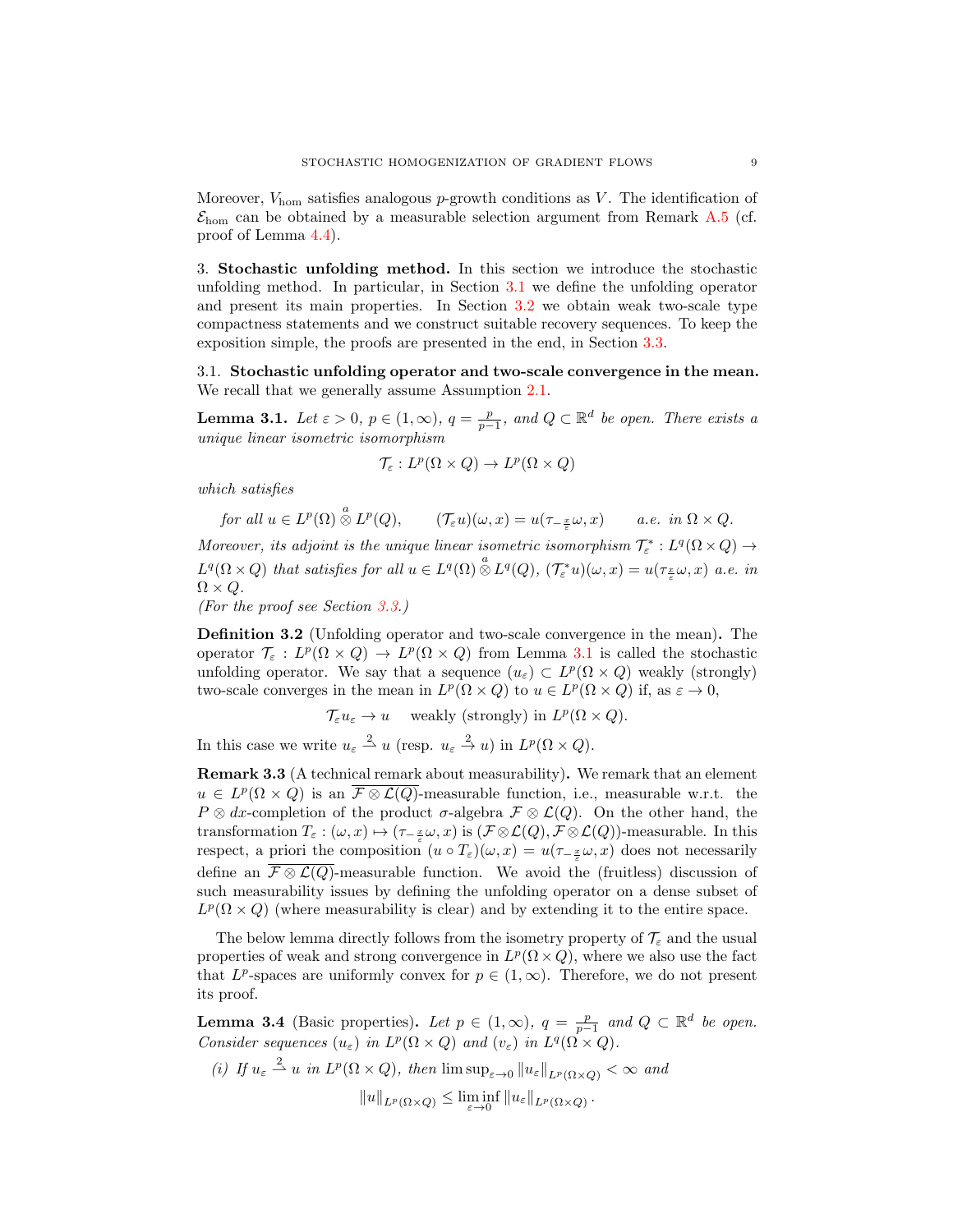Moreover, $V_{\text{hom}}$ satisfies analogous $p$-growth conditions as $V$. The identification of $\mathcal{E}_{\text{hom}}$ can be obtained by a measurable selection argument from Remark A.5 (cf. proof of Lemma 4.4).

## 3. Stochastic unfolding method.

In this section we introduce the stochastic unfolding method. In particular, in Section 3.1 we define the unfolding operator and present its main properties. In Section 3.2 we obtain weak two-scale type compactness statements and we construct suitable recovery sequences. To keep the exposition simple, the proofs are presented in the end, in Section 3.3.

### 3.1. Stochastic unfolding operator and two-scale convergence in the mean.

We recall that we generally assume Assumption 2.1.

**Lemma 3.1.** *Let $\varepsilon > 0$, $p \in (1, \infty)$, $q = \frac{p}{p-1}$, and $Q \subset \mathbb{R}^d$ be open. There exists a unique linear isometric isomorphism*

$$\mathcal{T}_\varepsilon : L^p(\Omega \times Q) \to L^p(\Omega \times Q)$$

*which satisfies*

$$\text{for all } u \in L^p(\Omega) \overset{a}{\otimes} L^p(Q), \qquad (\mathcal{T}_\varepsilon u)(\omega, x) = u(\tau_{-\frac{x}{\varepsilon}}\omega, x) \qquad \text{a.e. in } \Omega \times Q.$$

*Moreover, its adjoint is the unique linear isometric isomorphism $\mathcal{T}_\varepsilon^* : L^q(\Omega \times Q) \to L^q(\Omega \times Q)$ that satisfies for all $u \in L^q(\Omega) \overset{a}{\otimes} L^q(Q)$, $(\mathcal{T}_\varepsilon^* u)(\omega, x) = u(\tau_{\frac{x}{\varepsilon}}\omega, x)$ a.e. in $\Omega \times Q$.*
*(For the proof see Section 3.3.)*

**Definition 3.2** (Unfolding operator and two-scale convergence in the mean)**.** The operator $\mathcal{T}_\varepsilon : L^p(\Omega \times Q) \to L^p(\Omega \times Q)$ from Lemma 3.1 is called the stochastic unfolding operator. We say that a sequence $(u_\varepsilon) \subset L^p(\Omega \times Q)$ weakly (strongly) two-scale converges in the mean in $L^p(\Omega \times Q)$ to $u \in L^p(\Omega \times Q)$ if, as $\varepsilon \to 0$,

$$\mathcal{T}_\varepsilon u_\varepsilon \to u \quad \text{ weakly (strongly) in } L^p(\Omega \times Q).$$

In this case we write $u_\varepsilon \overset{2}{\rightharpoonup} u$ (resp. $u_\varepsilon \overset{2}{\to} u$) in $L^p(\Omega \times Q)$.

**Remark 3.3** (A technical remark about measurability)**.** We remark that an element $u \in L^p(\Omega \times Q)$ is an $\overline{\mathcal{F} \otimes \mathcal{L}(Q)}$-measurable function, i.e., measurable w.r.t. the $P \otimes dx$-completion of the product $\sigma$-algebra $\mathcal{F} \otimes \mathcal{L}(Q)$. On the other hand, the transformation $T_\varepsilon : (\omega, x) \mapsto (\tau_{-\frac{x}{\varepsilon}}\omega, x)$ is $(\mathcal{F} \otimes \mathcal{L}(Q), \mathcal{F} \otimes \mathcal{L}(Q))$-measurable. In this respect, a priori the composition $(u \circ T_\varepsilon)(\omega, x) = u(\tau_{-\frac{x}{\varepsilon}}\omega, x)$ does not necessarily define an $\overline{\mathcal{F} \otimes \mathcal{L}(Q)}$-measurable function. We avoid the (fruitless) discussion of such measurability issues by defining the unfolding operator on a dense subset of $L^p(\Omega \times Q)$ (where measurability is clear) and by extending it to the entire space.

The below lemma directly follows from the isometry property of $\mathcal{T}_\varepsilon$ and the usual properties of weak and strong convergence in $L^p(\Omega \times Q)$, where we also use the fact that $L^p$-spaces are uniformly convex for $p \in (1, \infty)$. Therefore, we do not present its proof.

**Lemma 3.4** (Basic properties)**.** *Let $p \in (1, \infty)$, $q = \frac{p}{p-1}$ and $Q \subset \mathbb{R}^d$ be open. Consider sequences $(u_\varepsilon)$ in $L^p(\Omega \times Q)$ and $(v_\varepsilon)$ in $L^q(\Omega \times Q)$.*

*(i) If $u_\varepsilon \overset{2}{\rightharpoonup} u$ in $L^p(\Omega \times Q)$, then $\limsup_{\varepsilon \to 0} \|u_\varepsilon\|_{L^p(\Omega \times Q)} < \infty$ and*

$$\|u\|_{L^p(\Omega \times Q)} \leq \liminf_{\varepsilon \to 0} \|u_\varepsilon\|_{L^p(\Omega \times Q)}.$$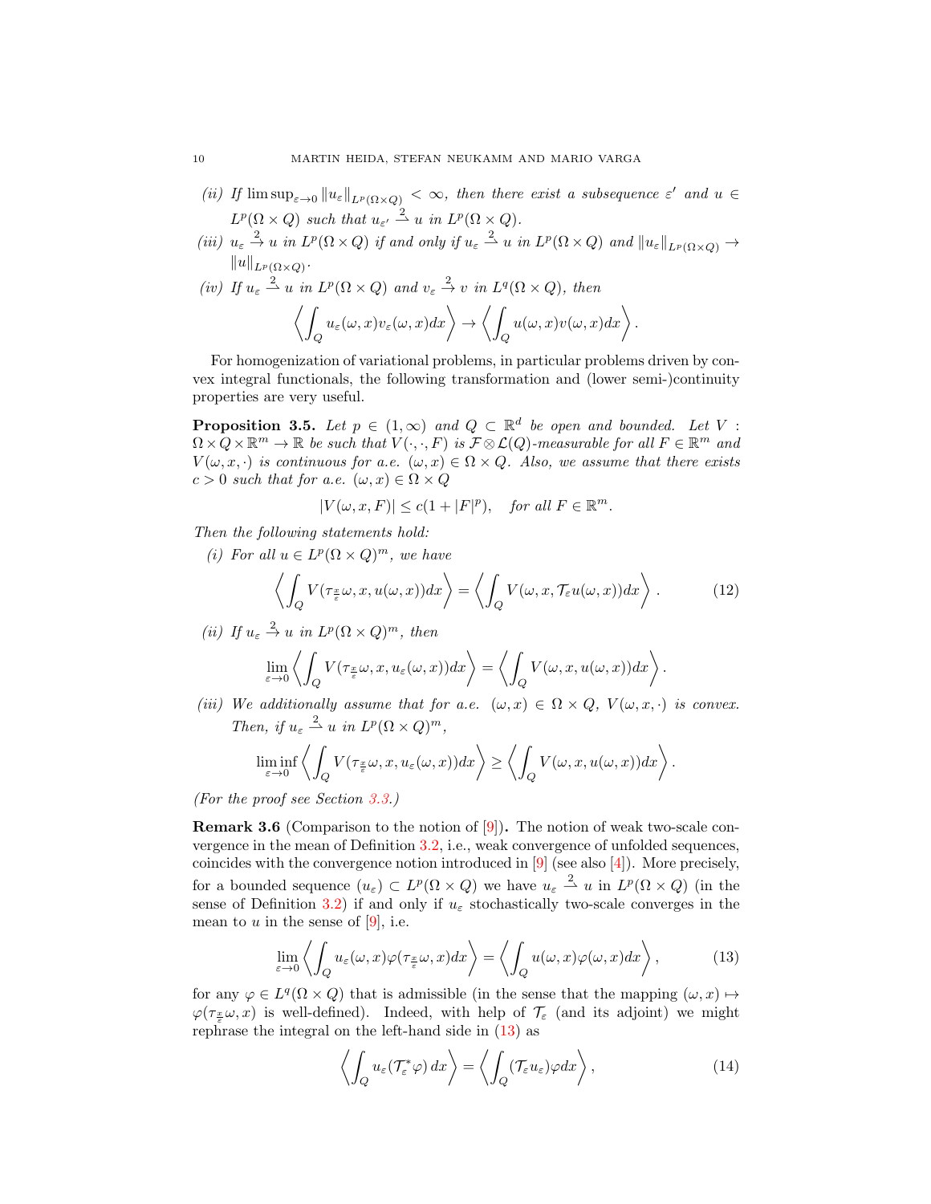*(ii)* If $\limsup_{\varepsilon\to 0} \|u_\varepsilon\|_{L^p(\Omega\times Q)} < \infty$, then there exist a subsequence $\varepsilon'$ and $u \in L^p(\Omega\times Q)$ such that $u_{\varepsilon'} \overset{2}{\rightharpoonup} u$ in $L^p(\Omega\times Q)$.

*(iii)* $u_\varepsilon \overset{2}{\to} u$ in $L^p(\Omega\times Q)$ if and only if $u_\varepsilon \overset{2}{\rightharpoonup} u$ in $L^p(\Omega\times Q)$ and $\|u_\varepsilon\|_{L^p(\Omega\times Q)} \to \|u\|_{L^p(\Omega\times Q)}$.

*(iv)* If $u_\varepsilon \overset{2}{\rightharpoonup} u$ in $L^p(\Omega\times Q)$ and $v_\varepsilon \overset{2}{\to} v$ in $L^q(\Omega\times Q)$, then

$$\left\langle \int_Q u_\varepsilon(\omega,x)v_\varepsilon(\omega,x)dx \right\rangle \to \left\langle \int_Q u(\omega,x)v(\omega,x)dx \right\rangle.$$

For homogenization of variational problems, in particular problems driven by convex integral functionals, the following transformation and (lower semi-)continuity properties are very useful.

**Proposition 3.5.** *Let $p \in (1,\infty)$ and $Q \subset \mathbb{R}^d$ be open and bounded. Let $V : \Omega\times Q\times\mathbb{R}^m \to \mathbb{R}$ be such that $V(\cdot,\cdot,F)$ is $\mathcal{F}\otimes\mathcal{L}(Q)$-measurable for all $F\in\mathbb{R}^m$ and $V(\omega,x,\cdot)$ is continuous for a.e. $(\omega,x)\in\Omega\times Q$. Also, we assume that there exists $c>0$ such that for a.e. $(\omega,x)\in\Omega\times Q$*

$$|V(\omega,x,F)| \leq c(1+|F|^p), \quad \text{for all } F\in\mathbb{R}^m.$$

*Then the following statements hold:*

*(i)* For all $u\in L^p(\Omega\times Q)^m$, we have

$$\left\langle \int_Q V(\tau_{\frac{x}{\varepsilon}}\omega, x, u(\omega,x))dx \right\rangle = \left\langle \int_Q V(\omega,x,\mathcal{T}_\varepsilon u(\omega,x))dx \right\rangle. \tag{12}$$

*(ii)* If $u_\varepsilon \overset{2}{\to} u$ in $L^p(\Omega\times Q)^m$, then

$$\lim_{\varepsilon\to 0} \left\langle \int_Q V(\tau_{\frac{x}{\varepsilon}}\omega, x, u_\varepsilon(\omega,x))dx \right\rangle = \left\langle \int_Q V(\omega,x,u(\omega,x))dx \right\rangle.$$

*(iii)* We additionally assume that for a.e. $(\omega,x)\in\Omega\times Q$, $V(\omega,x,\cdot)$ is convex. Then, if $u_\varepsilon \overset{2}{\rightharpoonup} u$ in $L^p(\Omega\times Q)^m$,

$$\liminf_{\varepsilon\to 0} \left\langle \int_Q V(\tau_{\frac{x}{\varepsilon}}\omega, x, u_\varepsilon(\omega,x))dx \right\rangle \geq \left\langle \int_Q V(\omega,x,u(\omega,x))dx \right\rangle.$$

*(For the proof see Section 3.3.)*

**Remark 3.6** (Comparison to the notion of [9])**.** The notion of weak two-scale convergence in the mean of Definition 3.2, i.e., weak convergence of unfolded sequences, coincides with the convergence notion introduced in [9] (see also [4]). More precisely, for a bounded sequence $(u_\varepsilon)\subset L^p(\Omega\times Q)$ we have $u_\varepsilon \overset{2}{\rightharpoonup} u$ in $L^p(\Omega\times Q)$ (in the sense of Definition 3.2) if and only if $u_\varepsilon$ stochastically two-scale converges in the mean to $u$ in the sense of [9], i.e.

$$\lim_{\varepsilon\to 0} \left\langle \int_Q u_\varepsilon(\omega,x)\varphi(\tau_{\frac{x}{\varepsilon}}\omega,x)dx \right\rangle = \left\langle \int_Q u(\omega,x)\varphi(\omega,x)dx \right\rangle, \tag{13}$$

for any $\varphi\in L^q(\Omega\times Q)$ that is admissible (in the sense that the mapping $(\omega,x)\mapsto \varphi(\tau_{\frac{x}{\varepsilon}}\omega,x)$ is well-defined). Indeed, with help of $\mathcal{T}_\varepsilon$ (and its adjoint) we might rephrase the integral on the left-hand side in (13) as

$$\left\langle \int_Q u_\varepsilon(\mathcal{T}_\varepsilon^*\varphi)\,dx \right\rangle = \left\langle \int_Q (\mathcal{T}_\varepsilon u_\varepsilon)\varphi dx \right\rangle, \tag{14}$$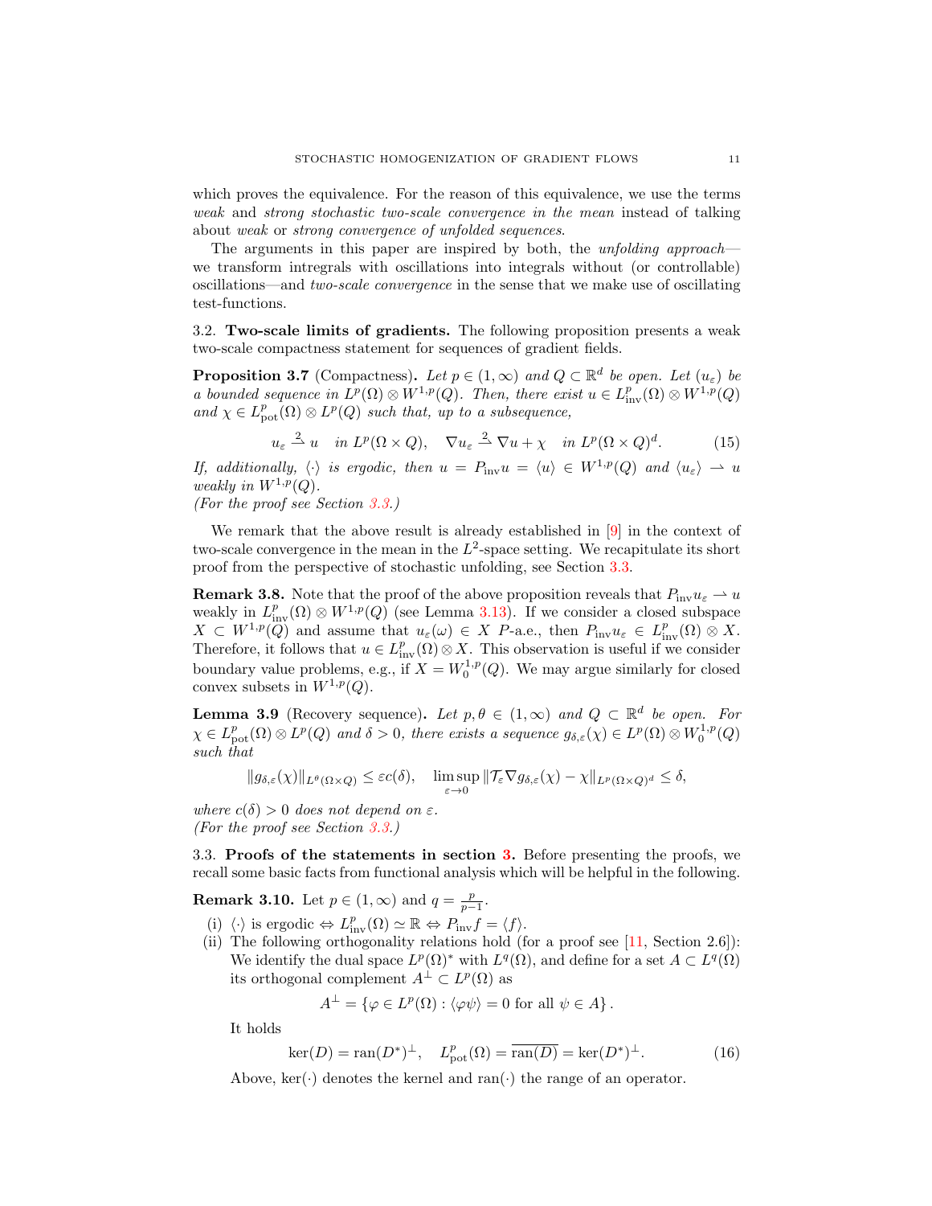which proves the equivalence. For the reason of this equivalence, we use the terms *weak* and *strong stochastic two-scale convergence in the mean* instead of talking about *weak* or *strong convergence of unfolded sequences*.

The arguments in this paper are inspired by both, the *unfolding approach*—we transform intrgrals with oscillations into integrals without (or controllable) oscillations—and *two-scale convergence* in the sense that we make use of oscillating test-functions.

### 3.2. Two-scale limits of gradients.

The following proposition presents a weak two-scale compactness statement for sequences of gradient fields.

**Proposition 3.7** (Compactness)**.** *Let $p \in (1, \infty)$ and $Q \subset \mathbb{R}^d$ be open. Let $(u_\varepsilon)$ be a bounded sequence in $L^p(\Omega) \otimes W^{1,p}(Q)$. Then, there exist $u \in L^p_{\mathrm{inv}}(\Omega) \otimes W^{1,p}(Q)$ and $\chi \in L^p_{\mathrm{pot}}(\Omega) \otimes L^p(Q)$ such that, up to a subsequence,*

$$u_\varepsilon \overset{2}{\rightharpoonup} u \quad \text{in } L^p(\Omega \times Q), \quad \nabla u_\varepsilon \overset{2}{\rightharpoonup} \nabla u + \chi \quad \text{in } L^p(\Omega \times Q)^d. \tag{15}$$

*If, additionally, $\langle \cdot \rangle$ is ergodic, then $u = P_{\mathrm{inv}} u = \langle u \rangle \in W^{1,p}(Q)$ and $\langle u_\varepsilon \rangle \rightharpoonup u$ weakly in $W^{1,p}(Q)$.*
*(For the proof see Section 3.3.)*

We remark that the above result is already established in [9] in the context of two-scale convergence in the mean in the $L^2$-space setting. We recapitulate its short proof from the perspective of stochastic unfolding, see Section 3.3.

**Remark 3.8.** Note that the proof of the above proposition reveals that $P_{\mathrm{inv}} u_\varepsilon \rightharpoonup u$ weakly in $L^p_{\mathrm{inv}}(\Omega) \otimes W^{1,p}(Q)$ (see Lemma 3.13). If we consider a closed subspace $X \subset W^{1,p}(Q)$ and assume that $u_\varepsilon(\omega) \in X$ $P$-a.e., then $P_{\mathrm{inv}} u_\varepsilon \in L^p_{\mathrm{inv}}(\Omega) \otimes X$. Therefore, it follows that $u \in L^p_{\mathrm{inv}}(\Omega) \otimes X$. This observation is useful if we consider boundary value problems, e.g., if $X = W^{1,p}_0(Q)$. We may argue similarly for closed convex subsets in $W^{1,p}(Q)$.

**Lemma 3.9** (Recovery sequence)**.** *Let $p, \theta \in (1, \infty)$ and $Q \subset \mathbb{R}^d$ be open. For $\chi \in L^p_{\mathrm{pot}}(\Omega) \otimes L^p(Q)$ and $\delta > 0$, there exists a sequence $g_{\delta,\varepsilon}(\chi) \in L^p(\Omega) \otimes W^{1,p}_0(Q)$ such that*

$$\|g_{\delta,\varepsilon}(\chi)\|_{L^\theta(\Omega \times Q)} \le \varepsilon c(\delta), \quad \limsup_{\varepsilon \to 0} \|\mathcal{T}_\varepsilon \nabla g_{\delta,\varepsilon}(\chi) - \chi\|_{L^p(\Omega \times Q)^d} \le \delta,$$

*where $c(\delta) > 0$ does not depend on $\varepsilon$.*
*(For the proof see Section 3.3.)*

### 3.3. Proofs of the statements in section 3.

Before presenting the proofs, we recall some basic facts from functional analysis which will be helpful in the following.

**Remark 3.10.** Let $p \in (1, \infty)$ and $q = \frac{p}{p-1}$.

(i) $\langle \cdot \rangle$ is ergodic $\Leftrightarrow L^p_{\mathrm{inv}}(\Omega) \simeq \mathbb{R} \Leftrightarrow P_{\mathrm{inv}} f = \langle f \rangle$.

(ii) The following orthogonality relations hold (for a proof see [11, Section 2.6]): We identify the dual space $L^p(\Omega)^*$ with $L^q(\Omega)$, and define for a set $A \subset L^q(\Omega)$ its orthogonal complement $A^\perp \subset L^p(\Omega)$ as

$$A^\perp = \{\varphi \in L^p(\Omega) : \langle \varphi \psi \rangle = 0 \text{ for all } \psi \in A\}.$$

It holds

$$\ker(D) = \mathrm{ran}(D^*)^\perp, \quad L^p_{\mathrm{pot}}(\Omega) = \overline{\mathrm{ran}(D)} = \ker(D^*)^\perp. \tag{16}$$

Above, $\ker(\cdot)$ denotes the kernel and $\mathrm{ran}(\cdot)$ the range of an operator.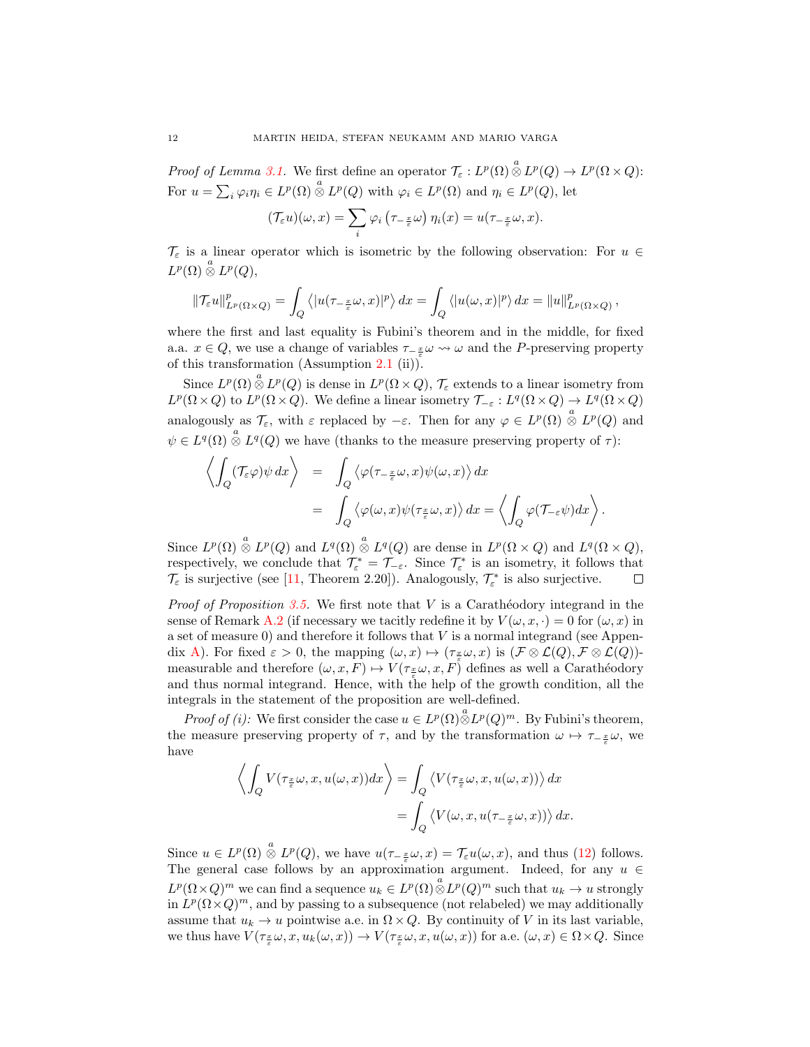*Proof of Lemma 3.1.* We first define an operator $\mathcal{T}_\varepsilon : L^p(\Omega) \overset{a}{\otimes} L^p(Q) \to L^p(\Omega \times Q)$: For $u = \sum_i \varphi_i \eta_i \in L^p(\Omega) \overset{a}{\otimes} L^p(Q)$ with $\varphi_i \in L^p(\Omega)$ and $\eta_i \in L^p(Q)$, let

$$(\mathcal{T}_\varepsilon u)(\omega, x) = \sum_i \varphi_i \left(\tau_{-\frac{x}{\varepsilon}} \omega\right) \eta_i(x) = u(\tau_{-\frac{x}{\varepsilon}} \omega, x).$$

$\mathcal{T}_\varepsilon$ is a linear operator which is isometric by the following observation: For $u \in L^p(\Omega) \overset{a}{\otimes} L^p(Q)$,

$$\|\mathcal{T}_\varepsilon u\|^p_{L^p(\Omega\times Q)} = \int_Q \left\langle |u(\tau_{-\frac{x}{\varepsilon}}\omega, x)|^p \right\rangle dx = \int_Q \left\langle |u(\omega, x)|^p \right\rangle dx = \|u\|^p_{L^p(\Omega\times Q)},$$

where the first and last equality is Fubini's theorem and in the middle, for fixed a.a. $x \in Q$, we use a change of variables $\tau_{-\frac{x}{\varepsilon}}\omega \rightsquigarrow \omega$ and the $P$-preserving property of this transformation (Assumption 2.1 (ii)).

Since $L^p(\Omega) \overset{a}{\otimes} L^p(Q)$ is dense in $L^p(\Omega \times Q)$, $\mathcal{T}_\varepsilon$ extends to a linear isometry from $L^p(\Omega \times Q)$ to $L^p(\Omega \times Q)$. We define a linear isometry $\mathcal{T}_{-\varepsilon} : L^q(\Omega \times Q) \to L^q(\Omega \times Q)$ analogously as $\mathcal{T}_\varepsilon$, with $\varepsilon$ replaced by $-\varepsilon$. Then for any $\varphi \in L^p(\Omega) \overset{a}{\otimes} L^p(Q)$ and $\psi \in L^q(\Omega) \overset{a}{\otimes} L^q(Q)$ we have (thanks to the measure preserving property of $\tau$):

$$\begin{aligned}
\left\langle \int_Q (\mathcal{T}_\varepsilon \varphi)\psi \, dx \right\rangle &= \int_Q \left\langle \varphi(\tau_{-\frac{x}{\varepsilon}}\omega, x)\psi(\omega, x) \right\rangle dx \\
&= \int_Q \left\langle \varphi(\omega, x)\psi(\tau_{\frac{x}{\varepsilon}}\omega, x) \right\rangle dx = \left\langle \int_Q \varphi(\mathcal{T}_{-\varepsilon}\psi) dx \right\rangle.
\end{aligned}$$

Since $L^p(\Omega) \overset{a}{\otimes} L^p(Q)$ and $L^q(\Omega) \overset{a}{\otimes} L^q(Q)$ are dense in $L^p(\Omega \times Q)$ and $L^q(\Omega \times Q)$, respectively, we conclude that $\mathcal{T}^*_\varepsilon = \mathcal{T}_{-\varepsilon}$. Since $\mathcal{T}^*_\varepsilon$ is an isometry, it follows that $\mathcal{T}_\varepsilon$ is surjective (see [11, Theorem 2.20]). Analogously, $\mathcal{T}^*_\varepsilon$ is also surjective. $\square$

*Proof of Proposition 3.5.* We first note that $V$ is a Carathéodory integrand in the sense of Remark A.2 (if necessary we tacitly redefine it by $V(\omega, x, \cdot) = 0$ for $(\omega, x)$ in a set of measure 0) and therefore it follows that $V$ is a normal integrand (see Appendix A). For fixed $\varepsilon > 0$, the mapping $(\omega, x) \mapsto (\tau_{\frac{x}{\varepsilon}}\omega, x)$ is $(\mathcal{F} \otimes \mathcal{L}(Q), \mathcal{F} \otimes \mathcal{L}(Q))$-measurable and therefore $(\omega, x, F) \mapsto V(\tau_{\frac{x}{\varepsilon}}\omega, x, F)$ defines as well a Carathéodory and thus normal integrand. Hence, with the help of the growth condition, all the integrals in the statement of the proposition are well-defined.

*Proof of (i):* We first consider the case $u \in L^p(\Omega) \overset{a}{\otimes} L^p(Q)^m$. By Fubini's theorem, the measure preserving property of $\tau$, and by the transformation $\omega \mapsto \tau_{-\frac{x}{\varepsilon}}\omega$, we have

$$\begin{aligned}
\left\langle \int_Q V(\tau_{\frac{x}{\varepsilon}}\omega, x, u(\omega, x)) dx \right\rangle &= \int_Q \left\langle V(\tau_{\frac{x}{\varepsilon}}\omega, x, u(\omega, x)) \right\rangle dx \\
&= \int_Q \left\langle V(\omega, x, u(\tau_{-\frac{x}{\varepsilon}}\omega, x)) \right\rangle dx.
\end{aligned}$$

Since $u \in L^p(\Omega) \overset{a}{\otimes} L^p(Q)$, we have $u(\tau_{-\frac{x}{\varepsilon}}\omega, x) = \mathcal{T}_\varepsilon u(\omega, x)$, and thus (12) follows. The general case follows by an approximation argument. Indeed, for any $u \in L^p(\Omega \times Q)^m$ we can find a sequence $u_k \in L^p(\Omega) \overset{a}{\otimes} L^p(Q)^m$ such that $u_k \to u$ strongly in $L^p(\Omega \times Q)^m$, and by passing to a subsequence (not relabeled) we may additionally assume that $u_k \to u$ pointwise a.e. in $\Omega \times Q$. By continuity of $V$ in its last variable, we thus have $V(\tau_{\frac{x}{\varepsilon}}\omega, x, u_k(\omega, x)) \to V(\tau_{\frac{x}{\varepsilon}}\omega, x, u(\omega, x))$ for a.e. $(\omega, x) \in \Omega \times Q$. Since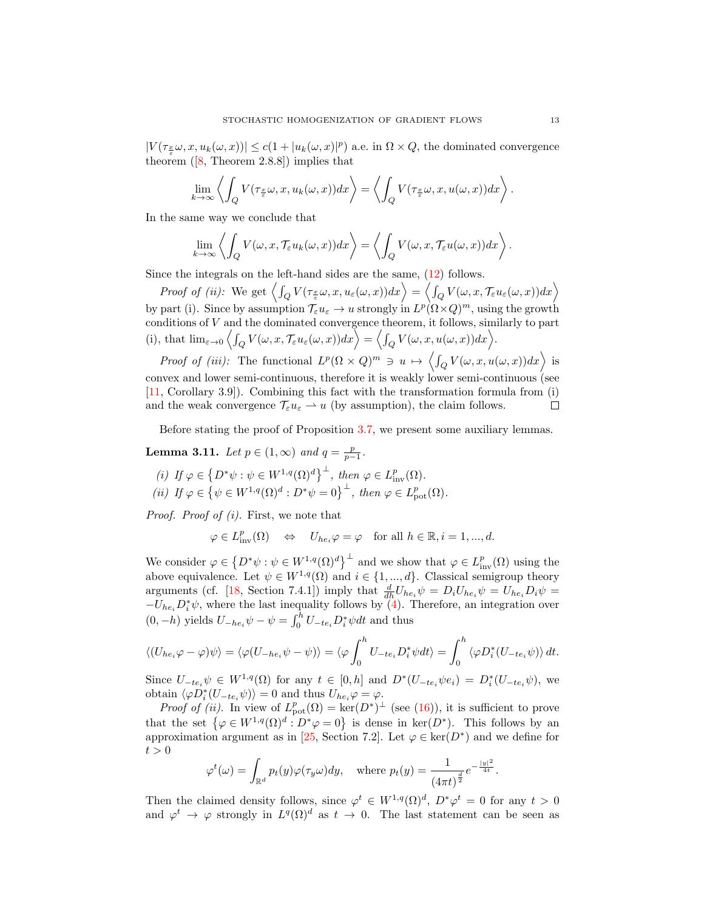$|V(\tau_{\frac{x}{\varepsilon}}\omega, x, u_k(\omega,x))| \leq c(1+|u_k(\omega,x)|^p)$ a.e. in $\Omega \times Q$, the dominated convergence theorem ([8, Theorem 2.8.8]) implies that

$$\lim_{k\to\infty} \left\langle \int_Q V(\tau_{\frac{x}{\varepsilon}}\omega, x, u_k(\omega,x))dx \right\rangle = \left\langle \int_Q V(\tau_{\frac{x}{\varepsilon}}\omega, x, u(\omega,x))dx \right\rangle.$$

In the same way we conclude that

$$\lim_{k\to\infty} \left\langle \int_Q V(\omega, x, \mathcal{T}_\varepsilon u_k(\omega,x))dx \right\rangle = \left\langle \int_Q V(\omega, x, \mathcal{T}_\varepsilon u(\omega,x))dx \right\rangle.$$

Since the integrals on the left-hand sides are the same, (12) follows.

*Proof of (ii):* We get $\left\langle \int_Q V(\tau_{\frac{x}{\varepsilon}}\omega, x, u_\varepsilon(\omega,x))dx \right\rangle = \left\langle \int_Q V(\omega, x, \mathcal{T}_\varepsilon u_\varepsilon(\omega,x))dx \right\rangle$ by part (i). Since by assumption $\mathcal{T}_\varepsilon u_\varepsilon \to u$ strongly in $L^p(\Omega\times Q)^m$, using the growth conditions of $V$ and the dominated convergence theorem, it follows, similarly to part (i), that $\lim_{\varepsilon\to 0} \left\langle \int_Q V(\omega, x, \mathcal{T}_\varepsilon u_\varepsilon(\omega,x))dx \right\rangle = \left\langle \int_Q V(\omega, x, u(\omega,x))dx \right\rangle$.

*Proof of (iii):* The functional $L^p(\Omega\times Q)^m \ni u \mapsto \left\langle \int_Q V(\omega, x, u(\omega,x))dx \right\rangle$ is convex and lower semi-continuous, therefore it is weakly lower semi-continuous (see [11, Corollary 3.9]). Combining this fact with the transformation formula from (i) and the weak convergence $\mathcal{T}_\varepsilon u_\varepsilon \rightharpoonup u$ (by assumption), the claim follows. $\square$

Before stating the proof of Proposition 3.7, we present some auxiliary lemmas.

**Lemma 3.11.** *Let $p\in(1,\infty)$ and $q=\frac{p}{p-1}$.*

*(i) If $\varphi \in \left\{D^*\psi : \psi\in W^{1,q}(\Omega)^d\right\}^\perp$, then $\varphi\in L^p_{\mathrm{inv}}(\Omega)$.*
*(ii) If $\varphi \in \left\{\psi\in W^{1,q}(\Omega)^d : D^*\psi = 0\right\}^\perp$, then $\varphi\in L^p_{\mathrm{pot}}(\Omega)$.*

*Proof. Proof of (i).* First, we note that

$$\varphi\in L^p_{\mathrm{inv}}(\Omega) \quad \Leftrightarrow \quad U_{he_i}\varphi = \varphi \quad \text{for all } h\in\mathbb{R}, i=1,...,d.$$

We consider $\varphi \in \left\{D^*\psi : \psi\in W^{1,q}(\Omega)^d\right\}^\perp$ and we show that $\varphi\in L^p_{\mathrm{inv}}(\Omega)$ using the above equivalence. Let $\psi\in W^{1,q}(\Omega)$ and $i\in\{1,...,d\}$. Classical semigroup theory arguments (cf. [18, Section 7.4.1]) imply that $\frac{d}{dh}U_{he_i}\psi = D_i U_{he_i}\psi = U_{he_i}D_i\psi = -U_{he_i}D_i^*\psi$, where the last inequality follows by (4). Therefore, an integration over $(0,-h)$ yields $U_{-he_i}\psi - \psi = \int_0^h U_{-te_i}D_i^*\psi dt$ and thus

$$\langle (U_{he_i}\varphi - \varphi)\psi\rangle = \langle \varphi(U_{-he_i}\psi - \psi)\rangle = \langle \varphi \int_0^h U_{-te_i}D_i^*\psi dt\rangle = \int_0^h \langle \varphi D_i^*(U_{-te_i}\psi)\rangle\, dt.$$

Since $U_{-te_i}\psi \in W^{1,q}(\Omega)$ for any $t\in[0,h]$ and $D^*(U_{-te_i}\psi e_i) = D_i^*(U_{-te_i}\psi)$, we obtain $\langle\varphi D_i^*(U_{-te_i}\psi)\rangle = 0$ and thus $U_{he_i}\varphi=\varphi$.

*Proof of (ii).* In view of $L^p_{\mathrm{pot}}(\Omega) = \ker(D^*)^\perp$ (see (16)), it is sufficient to prove that the set $\left\{\varphi\in W^{1,q}(\Omega)^d : D^*\varphi = 0\right\}$ is dense in $\ker(D^*)$. This follows by an approximation argument as in [25, Section 7.2]. Let $\varphi\in\ker(D^*)$ and we define for $t>0$

$$\varphi^t(\omega) = \int_{\mathbb{R}^d} p_t(y)\varphi(\tau_y\omega)dy, \quad \text{where } p_t(y) = \frac{1}{(4\pi t)^{\frac{d}{2}}}e^{-\frac{|y|^2}{4t}}.$$

Then the claimed density follows, since $\varphi^t \in W^{1,q}(\Omega)^d$, $D^*\varphi^t = 0$ for any $t>0$ and $\varphi^t\to\varphi$ strongly in $L^q(\Omega)^d$ as $t\to 0$. The last statement can be seen as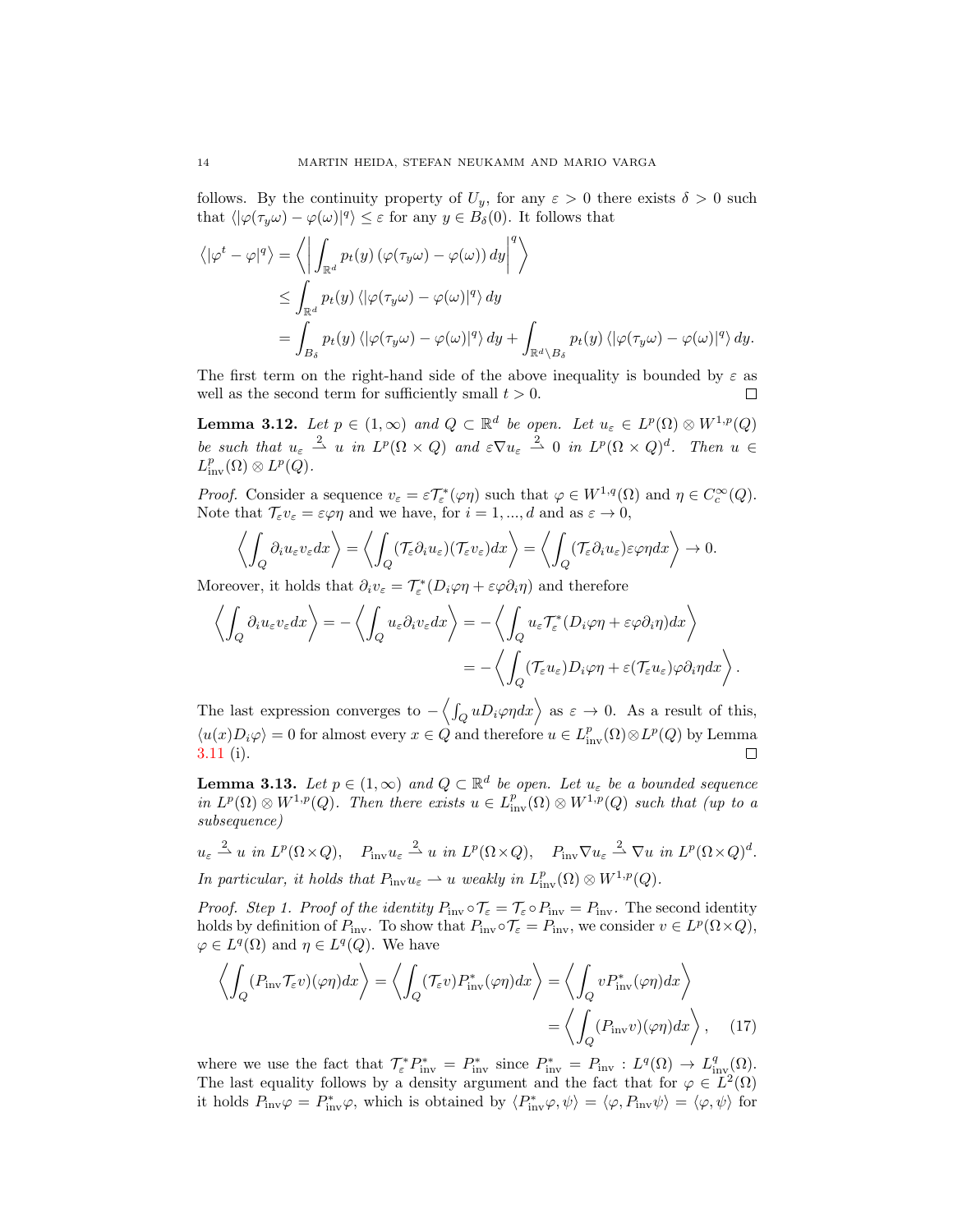follows. By the continuity property of $U_y$, for any $\varepsilon > 0$ there exists $\delta > 0$ such that $\langle |\varphi(\tau_y\omega) - \varphi(\omega)|^q\rangle \leq \varepsilon$ for any $y \in B_\delta(0)$. It follows that

$$
\begin{aligned}
\langle |\varphi^t - \varphi|^q \rangle &= \left\langle \left| \int_{\mathbb{R}^d} p_t(y) \left(\varphi(\tau_y\omega) - \varphi(\omega)\right) dy \right|^q \right\rangle \\
&\leq \int_{\mathbb{R}^d} p_t(y) \left\langle |\varphi(\tau_y\omega) - \varphi(\omega)|^q \right\rangle dy \\
&= \int_{B_\delta} p_t(y) \left\langle |\varphi(\tau_y\omega) - \varphi(\omega)|^q \right\rangle dy + \int_{\mathbb{R}^d \setminus B_\delta} p_t(y) \left\langle |\varphi(\tau_y\omega) - \varphi(\omega)|^q \right\rangle dy.
\end{aligned}
$$

The first term on the right-hand side of the above inequality is bounded by $\varepsilon$ as well as the second term for sufficiently small $t > 0$. ∎

**Lemma 3.12.** *Let $p \in (1, \infty)$ and $Q \subset \mathbb{R}^d$ be open. Let $u_\varepsilon \in L^p(\Omega) \otimes W^{1,p}(Q)$ be such that $u_\varepsilon \overset{2}{\rightharpoonup} u$ in $L^p(\Omega \times Q)$ and $\varepsilon \nabla u_\varepsilon \overset{2}{\rightharpoonup} 0$ in $L^p(\Omega \times Q)^d$. Then $u \in L^p_{\mathrm{inv}}(\Omega) \otimes L^p(Q)$.*

*Proof.* Consider a sequence $v_\varepsilon = \varepsilon \mathcal{T}_\varepsilon^*(\varphi\eta)$ such that $\varphi \in W^{1,q}(\Omega)$ and $\eta \in C_c^\infty(Q)$. Note that $\mathcal{T}_\varepsilon v_\varepsilon = \varepsilon\varphi\eta$ and we have, for $i = 1, ..., d$ and as $\varepsilon \to 0$,

$$
\left\langle \int_Q \partial_i u_\varepsilon v_\varepsilon dx \right\rangle = \left\langle \int_Q (\mathcal{T}_\varepsilon \partial_i u_\varepsilon)(\mathcal{T}_\varepsilon v_\varepsilon) dx \right\rangle = \left\langle \int_Q (\mathcal{T}_\varepsilon \partial_i u_\varepsilon)\varepsilon\varphi\eta dx \right\rangle \to 0.
$$

Moreover, it holds that $\partial_i v_\varepsilon = \mathcal{T}_\varepsilon^*(D_i\varphi\eta + \varepsilon\varphi\partial_i\eta)$ and therefore

$$
\begin{aligned}
\left\langle \int_Q \partial_i u_\varepsilon v_\varepsilon dx \right\rangle = -\left\langle \int_Q u_\varepsilon \partial_i v_\varepsilon dx \right\rangle &= -\left\langle \int_Q u_\varepsilon \mathcal{T}_\varepsilon^*(D_i\varphi\eta + \varepsilon\varphi\partial_i\eta) dx \right\rangle \\
&= -\left\langle \int_Q (\mathcal{T}_\varepsilon u_\varepsilon) D_i\varphi\eta + \varepsilon(\mathcal{T}_\varepsilon u_\varepsilon)\varphi\partial_i\eta dx \right\rangle.
\end{aligned}
$$

The last expression converges to $-\left\langle \int_Q u D_i\varphi\eta dx \right\rangle$ as $\varepsilon \to 0$. As a result of this, $\langle u(x) D_i\varphi \rangle = 0$ for almost every $x \in Q$ and therefore $u \in L^p_{\mathrm{inv}}(\Omega) \otimes L^p(Q)$ by Lemma 3.11 (i). ∎

**Lemma 3.13.** *Let $p \in (1, \infty)$ and $Q \subset \mathbb{R}^d$ be open. Let $u_\varepsilon$ be a bounded sequence in $L^p(\Omega) \otimes W^{1,p}(Q)$. Then there exists $u \in L^p_{\mathrm{inv}}(\Omega) \otimes W^{1,p}(Q)$ such that (up to a subsequence)*

$$
u_\varepsilon \overset{2}{\rightharpoonup} u \text{ in } L^p(\Omega \times Q), \quad P_{\mathrm{inv}} u_\varepsilon \overset{2}{\rightharpoonup} u \text{ in } L^p(\Omega \times Q), \quad P_{\mathrm{inv}} \nabla u_\varepsilon \overset{2}{\rightharpoonup} \nabla u \text{ in } L^p(\Omega \times Q)^d.
$$

*In particular, it holds that $P_{\mathrm{inv}} u_\varepsilon \rightharpoonup u$ weakly in $L^p_{\mathrm{inv}}(\Omega) \otimes W^{1,p}(Q)$.*

*Proof. Step 1. Proof of the identity $P_{\mathrm{inv}} \circ \mathcal{T}_\varepsilon = \mathcal{T}_\varepsilon \circ P_{\mathrm{inv}} = P_{\mathrm{inv}}$.* The second identity holds by definition of $P_{\mathrm{inv}}$. To show that $P_{\mathrm{inv}} \circ \mathcal{T}_\varepsilon = P_{\mathrm{inv}}$, we consider $v \in L^p(\Omega \times Q)$, $\varphi \in L^q(\Omega)$ and $\eta \in L^q(Q)$. We have

$$
\begin{aligned}
\left\langle \int_Q (P_{\mathrm{inv}} \mathcal{T}_\varepsilon v)(\varphi\eta) dx \right\rangle = \left\langle \int_Q (\mathcal{T}_\varepsilon v) P^*_{\mathrm{inv}}(\varphi\eta) dx \right\rangle &= \left\langle \int_Q v P^*_{\mathrm{inv}}(\varphi\eta) dx \right\rangle \\
&= \left\langle \int_Q (P_{\mathrm{inv}} v)(\varphi\eta) dx \right\rangle, \quad (17)
\end{aligned}
$$

where we use the fact that $\mathcal{T}_\varepsilon^* P^*_{\mathrm{inv}} = P^*_{\mathrm{inv}}$ since $P^*_{\mathrm{inv}} = P_{\mathrm{inv}} : L^q(\Omega) \to L^q_{\mathrm{inv}}(\Omega)$. The last equality follows by a density argument and the fact that for $\varphi \in L^2(\Omega)$ it holds $P_{\mathrm{inv}}\varphi = P^*_{\mathrm{inv}}\varphi$, which is obtained by $\langle P^*_{\mathrm{inv}}\varphi, \psi \rangle = \langle \varphi, P_{\mathrm{inv}}\psi \rangle = \langle \psi, \psi \rangle$ for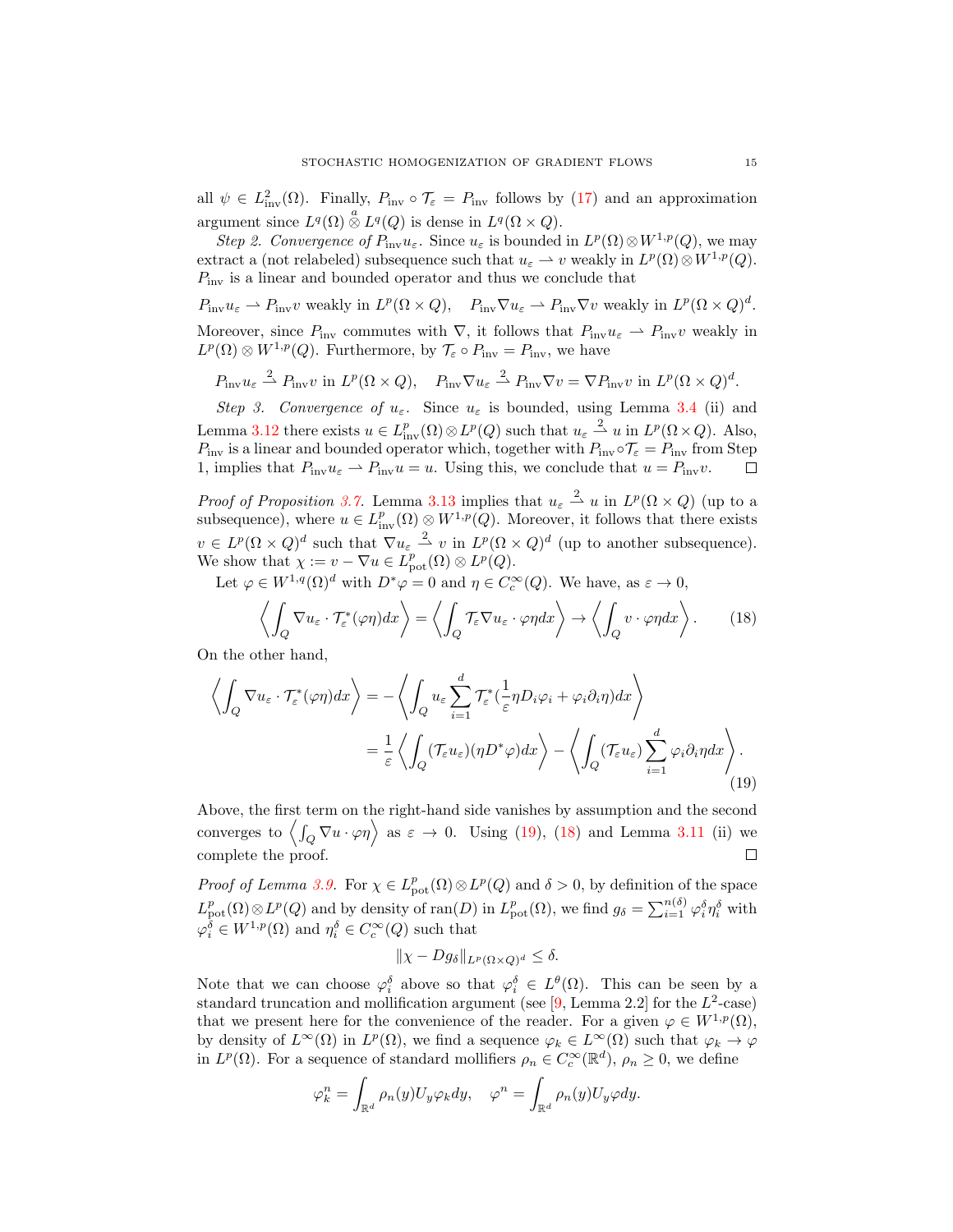all $\psi \in L^2_{\text{inv}}(\Omega)$. Finally, $P_{\text{inv}} \circ \mathcal{T}_\varepsilon = P_{\text{inv}}$ follows by (17) and an approximation argument since $L^q(\Omega) \overset{a}{\otimes} L^q(Q)$ is dense in $L^q(\Omega \times Q)$.

*Step 2. Convergence of $P_{\text{inv}} u_\varepsilon$.* Since $u_\varepsilon$ is bounded in $L^p(\Omega) \otimes W^{1,p}(Q)$, we may extract a (not relabeled) subsequence such that $u_\varepsilon \rightharpoonup v$ weakly in $L^p(\Omega) \otimes W^{1,p}(Q)$. $P_{\text{inv}}$ is a linear and bounded operator and thus we conclude that

$$P_{\text{inv}} u_\varepsilon \rightharpoonup P_{\text{inv}} v \text{ weakly in } L^p(\Omega \times Q), \quad P_{\text{inv}} \nabla u_\varepsilon \rightharpoonup P_{\text{inv}} \nabla v \text{ weakly in } L^p(\Omega \times Q)^d.$$

Moreover, since $P_{\text{inv}}$ commutes with $\nabla$, it follows that $P_{\text{inv}} u_\varepsilon \rightharpoonup P_{\text{inv}} v$ weakly in $L^p(\Omega) \otimes W^{1,p}(Q)$. Furthermore, by $\mathcal{T}_\varepsilon \circ P_{\text{inv}} = P_{\text{inv}}$, we have

$$P_{\text{inv}} u_\varepsilon \overset{2}{\rightharpoonup} P_{\text{inv}} v \text{ in } L^p(\Omega \times Q), \quad P_{\text{inv}} \nabla u_\varepsilon \overset{2}{\rightharpoonup} P_{\text{inv}} \nabla v = \nabla P_{\text{inv}} v \text{ in } L^p(\Omega \times Q)^d.$$

*Step 3. Convergence of $u_\varepsilon$.* Since $u_\varepsilon$ is bounded, using Lemma 3.4 (ii) and Lemma 3.12 there exists $u \in L^p_{\text{inv}}(\Omega) \otimes L^p(Q)$ such that $u_\varepsilon \overset{2}{\rightharpoonup} u$ in $L^p(\Omega \times Q)$. Also, $P_{\text{inv}}$ is a linear and bounded operator which, together with $P_{\text{inv}} \circ \mathcal{T}_\varepsilon = P_{\text{inv}}$ from Step 1, implies that $P_{\text{inv}} u_\varepsilon \rightharpoonup P_{\text{inv}} u = u$. Using this, we conclude that $u = P_{\text{inv}} v$. $\square$

*Proof of Proposition 3.7.* Lemma 3.13 implies that $u_\varepsilon \overset{2}{\rightharpoonup} u$ in $L^p(\Omega \times Q)$ (up to a subsequence), where $u \in L^p_{\text{inv}}(\Omega) \otimes W^{1,p}(Q)$. Moreover, it follows that there exists $v \in L^p(\Omega \times Q)^d$ such that $\nabla u_\varepsilon \overset{2}{\rightharpoonup} v$ in $L^p(\Omega \times Q)^d$ (up to another subsequence). We show that $\chi := v - \nabla u \in L^p_{\text{pot}}(\Omega) \otimes L^p(Q)$.

Let $\varphi \in W^{1,q}(\Omega)^d$ with $D^* \varphi = 0$ and $\eta \in C_c^\infty(Q)$. We have, as $\varepsilon \to 0$,

$$\left\langle \int_Q \nabla u_\varepsilon \cdot \mathcal{T}_\varepsilon^*(\varphi \eta) dx \right\rangle = \left\langle \int_Q \mathcal{T}_\varepsilon \nabla u_\varepsilon \cdot \varphi \eta dx \right\rangle \to \left\langle \int_Q v \cdot \varphi \eta dx \right\rangle. \tag{18}$$

On the other hand,

$$\begin{aligned} \left\langle \int_Q \nabla u_\varepsilon \cdot \mathcal{T}_\varepsilon^*(\varphi \eta) dx \right\rangle &= - \left\langle \int_Q u_\varepsilon \sum_{i=1}^d \mathcal{T}_\varepsilon^* \left(\frac{1}{\varepsilon} \eta D_i \varphi_i + \varphi_i \partial_i \eta\right) dx \right\rangle \\ &= \frac{1}{\varepsilon} \left\langle \int_Q (\mathcal{T}_\varepsilon u_\varepsilon)(\eta D^* \varphi) dx \right\rangle - \left\langle \int_Q (\mathcal{T}_\varepsilon u_\varepsilon) \sum_{i=1}^d \varphi_i \partial_i \eta dx \right\rangle. \end{aligned} \tag{19}$$

Above, the first term on the right-hand side vanishes by assumption and the second converges to $\left\langle \int_Q \nabla u \cdot \varphi \eta \right\rangle$ as $\varepsilon \to 0$. Using (19), (18) and Lemma 3.11 (ii) we complete the proof. $\square$

*Proof of Lemma 3.9.* For $\chi \in L^p_{\text{pot}}(\Omega) \otimes L^p(Q)$ and $\delta > 0$, by definition of the space $L^p_{\text{pot}}(\Omega) \otimes L^p(Q)$ and by density of $\text{ran}(D)$ in $L^p_{\text{pot}}(\Omega)$, we find $g_\delta = \sum_{i=1}^{n(\delta)} \varphi_i^\delta \eta_i^\delta$ with $\varphi_i^\delta \in W^{1,p}(\Omega)$ and $\eta_i^\delta \in C_c^\infty(Q)$ such that

$$\| \chi - D g_\delta \|_{L^p(\Omega \times Q)^d} \leq \delta.$$

Note that we can choose $\varphi_i^\delta$ above so that $\varphi_i^\delta \in L^\theta(\Omega)$. This can be seen by a standard truncation and mollification argument (see [9, Lemma 2.2] for the $L^2$-case) that we present here for the convenience of the reader. For a given $\varphi \in W^{1,p}(\Omega)$, by density of $L^\infty(\Omega)$ in $L^p(\Omega)$, we find a sequence $\varphi_k \in L^\infty(\Omega)$ such that $\varphi_k \to \varphi$ in $L^p(\Omega)$. For a sequence of standard mollifiers $\rho_n \in C_c^\infty(\mathbb{R}^d)$, $\rho_n \geq 0$, we define

$$\varphi_k^n = \int_{\mathbb{R}^d} \rho_n(y) U_y \varphi_k dy, \quad \varphi^n = \int_{\mathbb{R}^d} \rho_n(y) U_y \varphi dy.$$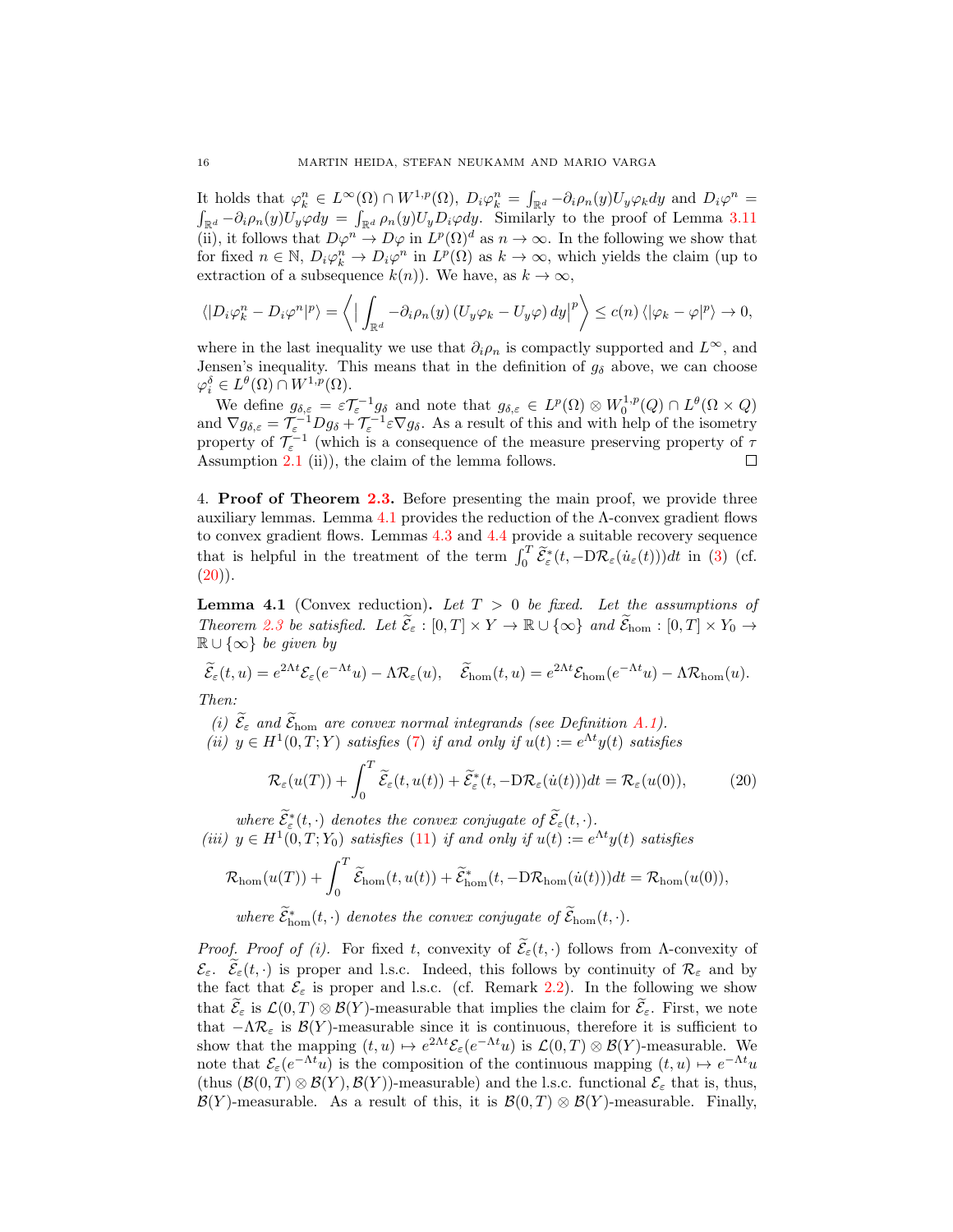It holds that $\varphi_k^n \in L^\infty(\Omega) \cap W^{1,p}(\Omega)$, $D_i\varphi_k^n = \int_{\mathbb{R}^d} -\partial_i \rho_n(y) U_y \varphi_k dy$ and $D_i\varphi^n = \int_{\mathbb{R}^d} -\partial_i\rho_n(y) U_y \varphi dy = \int_{\mathbb{R}^d} \rho_n(y) U_y D_i\varphi dy$. Similarly to the proof of Lemma 3.11 (ii), it follows that $D\varphi^n \to D\varphi$ in $L^p(\Omega)^d$ as $n \to \infty$. In the following we show that for fixed $n \in \mathbb{N}$, $D_i\varphi_k^n \to D_i\varphi^n$ in $L^p(\Omega)$ as $k \to \infty$, which yields the claim (up to extraction of a subsequence $k(n)$). We have, as $k \to \infty$,

$$\langle |D_i\varphi_k^n - D_i\varphi^n|^p \rangle = \left\langle \Big| \int_{\mathbb{R}^d} -\partial_i\rho_n(y) \left( U_y\varphi_k - U_y\varphi \right) dy \Big|^p \right\rangle \leq c(n) \left\langle |\varphi_k - \varphi|^p \right\rangle \to 0,$$

where in the last inequality we use that $\partial_i\rho_n$ is compactly supported and $L^\infty$, and Jensen's inequality. This means that in the definition of $g_\delta$ above, we can choose $\varphi_i^\delta \in L^\theta(\Omega) \cap W^{1,p}(\Omega)$.

We define $g_{\delta,\varepsilon} = \varepsilon \mathcal{T}_\varepsilon^{-1} g_\delta$ and note that $g_{\delta,\varepsilon} \in L^p(\Omega) \otimes W_0^{1,p}(Q) \cap L^\theta(\Omega \times Q)$ and $\nabla g_{\delta,\varepsilon} = \mathcal{T}_\varepsilon^{-1} D g_\delta + \mathcal{T}_\varepsilon^{-1} \varepsilon \nabla g_\delta$. As a result of this and with help of the isometry property of $\mathcal{T}_\varepsilon^{-1}$ (which is a consequence of the measure preserving property of $\tau$ Assumption 2.1 (ii)), the claim of the lemma follows. ☐

## 4. Proof of Theorem 2.3.

Before presenting the main proof, we provide three auxiliary lemmas. Lemma 4.1 provides the reduction of the $\Lambda$-convex gradient flows to convex gradient flows. Lemmas 4.3 and 4.4 provide a suitable recovery sequence that is helpful in the treatment of the term $\int_0^T \widetilde{\mathcal{E}}_\varepsilon^*(t, -\mathrm{D}\mathcal{R}_\varepsilon(\dot{u}_\varepsilon(t)))dt$ in (3) (cf. (20)).

**Lemma 4.1** (Convex reduction). *Let $T > 0$ be fixed. Let the assumptions of Theorem 2.3 be satisfied. Let $\widetilde{\mathcal{E}}_\varepsilon : [0,T] \times Y \to \mathbb{R} \cup \{\infty\}$ and $\widetilde{\mathcal{E}}_{\mathrm{hom}} : [0,T] \times Y_0 \to \mathbb{R} \cup \{\infty\}$ be given by*

$$\widetilde{\mathcal{E}}_\varepsilon(t,u) = e^{2\Lambda t}\mathcal{E}_\varepsilon(e^{-\Lambda t}u) - \Lambda \mathcal{R}_\varepsilon(u), \quad \widetilde{\mathcal{E}}_{\mathrm{hom}}(t,u) = e^{2\Lambda t}\mathcal{E}_{\mathrm{hom}}(e^{-\Lambda t}u) - \Lambda\mathcal{R}_{\mathrm{hom}}(u).$$

*Then:*

*(i) $\widetilde{\mathcal{E}}_\varepsilon$ and $\widetilde{\mathcal{E}}_{\mathrm{hom}}$ are convex normal integrands (see Definition A.1).*

*(ii) $y \in H^1(0,T;Y)$ satisfies (7) if and only if $u(t) := e^{\Lambda t}y(t)$ satisfies*

$$\mathcal{R}_\varepsilon(u(T)) + \int_0^T \widetilde{\mathcal{E}}_\varepsilon(t,u(t)) + \widetilde{\mathcal{E}}_\varepsilon^*(t, -\mathrm{D}\mathcal{R}_\varepsilon(\dot{u}(t)))dt = \mathcal{R}_\varepsilon(u(0)), \tag{20}$$

*where $\widetilde{\mathcal{E}}_\varepsilon^*(t,\cdot)$ denotes the convex conjugate of $\widetilde{\mathcal{E}}_\varepsilon(t,\cdot)$.*

*(iii) $y \in H^1(0,T;Y_0)$ satisfies (11) if and only if $u(t) := e^{\Lambda t}y(t)$ satisfies*

$$\mathcal{R}_{\mathrm{hom}}(u(T)) + \int_0^T \widetilde{\mathcal{E}}_{\mathrm{hom}}(t,u(t)) + \widetilde{\mathcal{E}}_{\mathrm{hom}}^*(t,-\mathrm{D}\mathcal{R}_{\mathrm{hom}}(\dot{u}(t)))dt = \mathcal{R}_{\mathrm{hom}}(u(0)),$$

*where $\widetilde{\mathcal{E}}_{\mathrm{hom}}^*(t,\cdot)$ denotes the convex conjugate of $\widetilde{\mathcal{E}}_{\mathrm{hom}}(t,\cdot)$.*

*Proof. Proof of (i).* For fixed $t$, convexity of $\widetilde{\mathcal{E}}_\varepsilon(t,\cdot)$ follows from $\Lambda$-convexity of $\mathcal{E}_\varepsilon$. $\widetilde{\mathcal{E}}_\varepsilon(t,\cdot)$ is proper and l.s.c. Indeed, this follows by continuity of $\mathcal{R}_\varepsilon$ and by the fact that $\mathcal{E}_\varepsilon$ is proper and l.s.c. (cf. Remark 2.2). In the following we show that $\widetilde{\mathcal{E}}_\varepsilon$ is $\mathcal{L}(0,T) \otimes \mathcal{B}(Y)$-measurable that implies the claim for $\widetilde{\mathcal{E}}_\varepsilon$. First, we note that $-\Lambda\mathcal{R}_\varepsilon$ is $\mathcal{B}(Y)$-measurable since it is continuous, therefore it is sufficient to show that the mapping $(t,u) \mapsto e^{2\Lambda t}\mathcal{E}_\varepsilon(e^{-\Lambda t}u)$ is $\mathcal{L}(0,T)\otimes\mathcal{B}(Y)$-measurable. We note that $\mathcal{E}_\varepsilon(e^{-\Lambda t}u)$ is the composition of the continuous mapping $(t,u) \mapsto e^{-\Lambda t}u$ (thus $(\mathcal{B}(0,T)\otimes\mathcal{B}(Y), \mathcal{B}(Y))$-measurable) and the l.s.c. functional $\mathcal{E}_\varepsilon$ that is, thus, $\mathcal{B}(Y)$-measurable. As a result of this, it is $\mathcal{B}(0,T)\otimes\mathcal{B}(Y)$-measurable. Finally,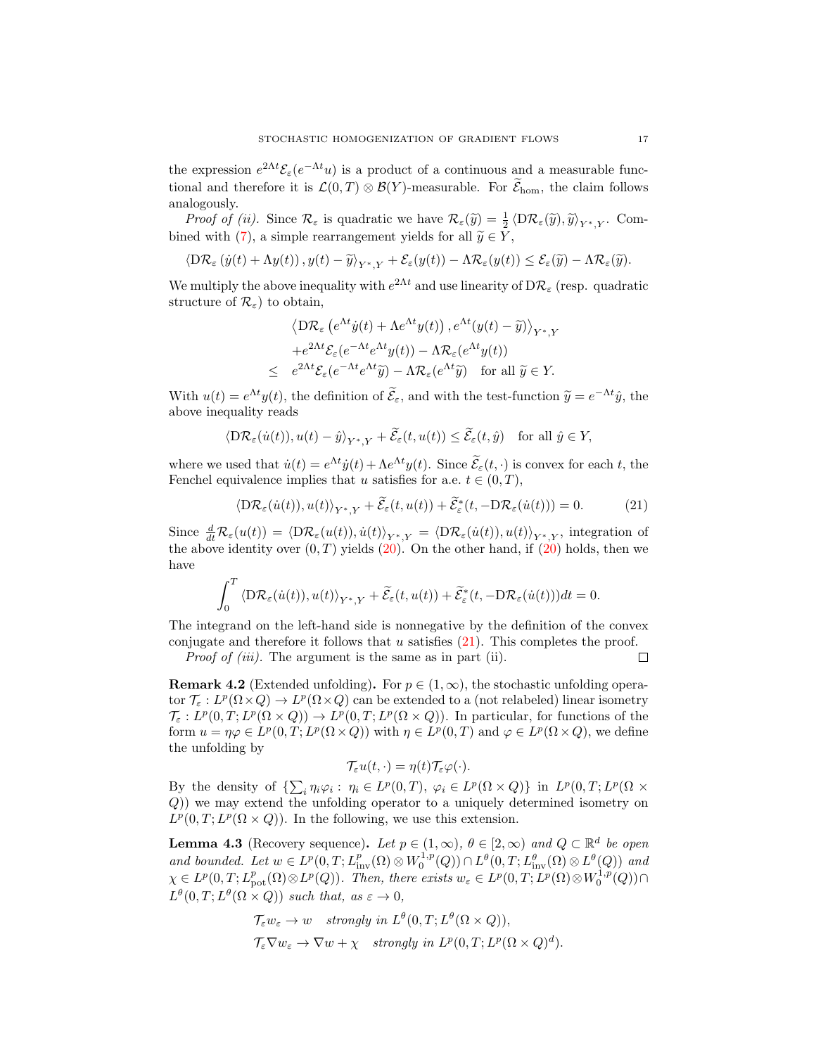the expression $e^{2\Lambda t}\mathcal{E}_\varepsilon(e^{-\Lambda t}u)$ is a product of a continuous and a measurable functional and therefore it is $\mathcal{L}(0,T)\otimes\mathcal{B}(Y)$-measurable. For $\widetilde{\mathcal{E}}_{\rm hom}$, the claim follows analogously.

*Proof of (ii).* Since $\mathcal{R}_\varepsilon$ is quadratic we have $\mathcal{R}_\varepsilon(\widetilde{y}) = \frac{1}{2}\langle \mathrm{D}\mathcal{R}_\varepsilon(\widetilde{y}), \widetilde{y}\rangle_{Y^*,Y}$. Combined with (7), a simple rearrangement yields for all $\widetilde{y}\in Y$,

$$\langle \mathrm{D}\mathcal{R}_\varepsilon\left(\dot{y}(t)+\Lambda y(t)\right), y(t)-\widetilde{y}\rangle_{Y^*,Y} + \mathcal{E}_\varepsilon(y(t)) - \Lambda\mathcal{R}_\varepsilon(y(t)) \leq \mathcal{E}_\varepsilon(\widetilde{y}) - \Lambda\mathcal{R}_\varepsilon(\widetilde{y}).$$

We multiply the above inequality with $e^{2\Lambda t}$ and use linearity of $\mathrm{D}\mathcal{R}_\varepsilon$ (resp. quadratic structure of $\mathcal{R}_\varepsilon$) to obtain,

$$\begin{aligned}
&\left\langle \mathrm{D}\mathcal{R}_\varepsilon\left(e^{\Lambda t}\dot{y}(t)+\Lambda e^{\Lambda t}y(t)\right), e^{\Lambda t}(y(t)-\widetilde{y})\right\rangle_{Y^*,Y} \\
&+e^{2\Lambda t}\mathcal{E}_\varepsilon(e^{-\Lambda t}e^{\Lambda t}y(t)) - \Lambda\mathcal{R}_\varepsilon(e^{\Lambda t}y(t)) \\
\leq\;& e^{2\Lambda t}\mathcal{E}_\varepsilon(e^{-\Lambda t}e^{\Lambda t}\widetilde{y}) - \Lambda\mathcal{R}_\varepsilon(e^{\Lambda t}\widetilde{y}) \quad \text{for all } \widetilde{y}\in Y.
\end{aligned}$$

With $u(t)=e^{\Lambda t}y(t)$, the definition of $\widetilde{\mathcal{E}}_\varepsilon$, and with the test-function $\widetilde{y}=e^{-\Lambda t}\hat{y}$, the above inequality reads

$$\langle \mathrm{D}\mathcal{R}_\varepsilon(\dot{u}(t)), u(t)-\hat{y}\rangle_{Y^*,Y} + \widetilde{\mathcal{E}}_\varepsilon(t,u(t)) \leq \widetilde{\mathcal{E}}_\varepsilon(t,\hat{y}) \quad \text{for all } \hat{y}\in Y,$$

where we used that $\dot{u}(t)=e^{\Lambda t}\dot{y}(t)+\Lambda e^{\Lambda t}y(t)$. Since $\widetilde{\mathcal{E}}_\varepsilon(t,\cdot)$ is convex for each $t$, the Fenchel equivalence implies that $u$ satisfies for a.e. $t\in(0,T)$,

$$\langle \mathrm{D}\mathcal{R}_\varepsilon(\dot{u}(t)), u(t)\rangle_{Y^*,Y} + \widetilde{\mathcal{E}}_\varepsilon(t,u(t)) + \widetilde{\mathcal{E}}_\varepsilon^*(t,-\mathrm{D}\mathcal{R}_\varepsilon(\dot{u}(t))) = 0. \tag{21}$$

Since $\frac{d}{dt}\mathcal{R}_\varepsilon(u(t)) = \langle \mathrm{D}\mathcal{R}_\varepsilon(u(t)),\dot{u}(t)\rangle_{Y^*,Y} = \langle \mathrm{D}\mathcal{R}_\varepsilon(\dot{u}(t)),u(t)\rangle_{Y^*,Y}$, integration of the above identity over $(0,T)$ yields (20). On the other hand, if (20) holds, then we have

$$\int_0^T \langle \mathrm{D}\mathcal{R}_\varepsilon(\dot{u}(t)), u(t)\rangle_{Y^*,Y} + \widetilde{\mathcal{E}}_\varepsilon(t,u(t)) + \widetilde{\mathcal{E}}_\varepsilon^*(t,-\mathrm{D}\mathcal{R}_\varepsilon(\dot{u}(t)))dt = 0.$$

The integrand on the left-hand side is nonnegative by the definition of the convex conjugate and therefore it follows that $u$ satisfies (21). This completes the proof.

*Proof of (iii).* The argument is the same as in part (ii). □

**Remark 4.2** (Extended unfolding)**.** For $p\in(1,\infty)$, the stochastic unfolding operator $\mathcal{T}_\varepsilon : L^p(\Omega\times Q)\to L^p(\Omega\times Q)$ can be extended to a (not relabeled) linear isometry $\mathcal{T}_\varepsilon : L^p(0,T;L^p(\Omega\times Q))\to L^p(0,T;L^p(\Omega\times Q))$. In particular, for functions of the form $u=\eta\varphi\in L^p(0,T;L^p(\Omega\times Q))$ with $\eta\in L^p(0,T)$ and $\varphi\in L^p(\Omega\times Q)$, we define the unfolding by

$$\mathcal{T}_\varepsilon u(t,\cdot) = \eta(t)\mathcal{T}_\varepsilon\varphi(\cdot).$$

By the density of $\{\sum_i \eta_i\varphi_i : \eta_i\in L^p(0,T),\ \varphi_i\in L^p(\Omega\times Q)\}$ in $L^p(0,T;L^p(\Omega\times Q))$ we may extend the unfolding operator to a uniquely determined isometry on $L^p(0,T;L^p(\Omega\times Q))$. In the following, we use this extension.

**Lemma 4.3** (Recovery sequence)**.** *Let $p\in(1,\infty)$, $\theta\in[2,\infty)$ and $Q\subset\mathbb{R}^d$ be open and bounded. Let $w\in L^p(0,T;L^p_{\rm inv}(\Omega)\otimes W^{1,p}_0(Q))\cap L^\theta(0,T;L^\theta_{\rm inv}(\Omega)\otimes L^\theta(Q))$ and $\chi\in L^p(0,T;L^p_{\rm pot}(\Omega)\otimes L^p(Q))$. Then, there exists $w_\varepsilon\in L^p(0,T;L^p(\Omega)\otimes W^{1,p}_0(Q))\cap L^\theta(0,T;L^\theta(\Omega\times Q))$ such that, as $\varepsilon\to0$,*

$$\begin{aligned}
&\mathcal{T}_\varepsilon w_\varepsilon \to w \quad \textit{strongly in } L^\theta(0,T;L^\theta(\Omega\times Q)),\\
&\mathcal{T}_\varepsilon \nabla w_\varepsilon \to \nabla w + \chi \quad \textit{strongly in } L^p(0,T;L^p(\Omega\times Q)^d).
\end{aligned}$$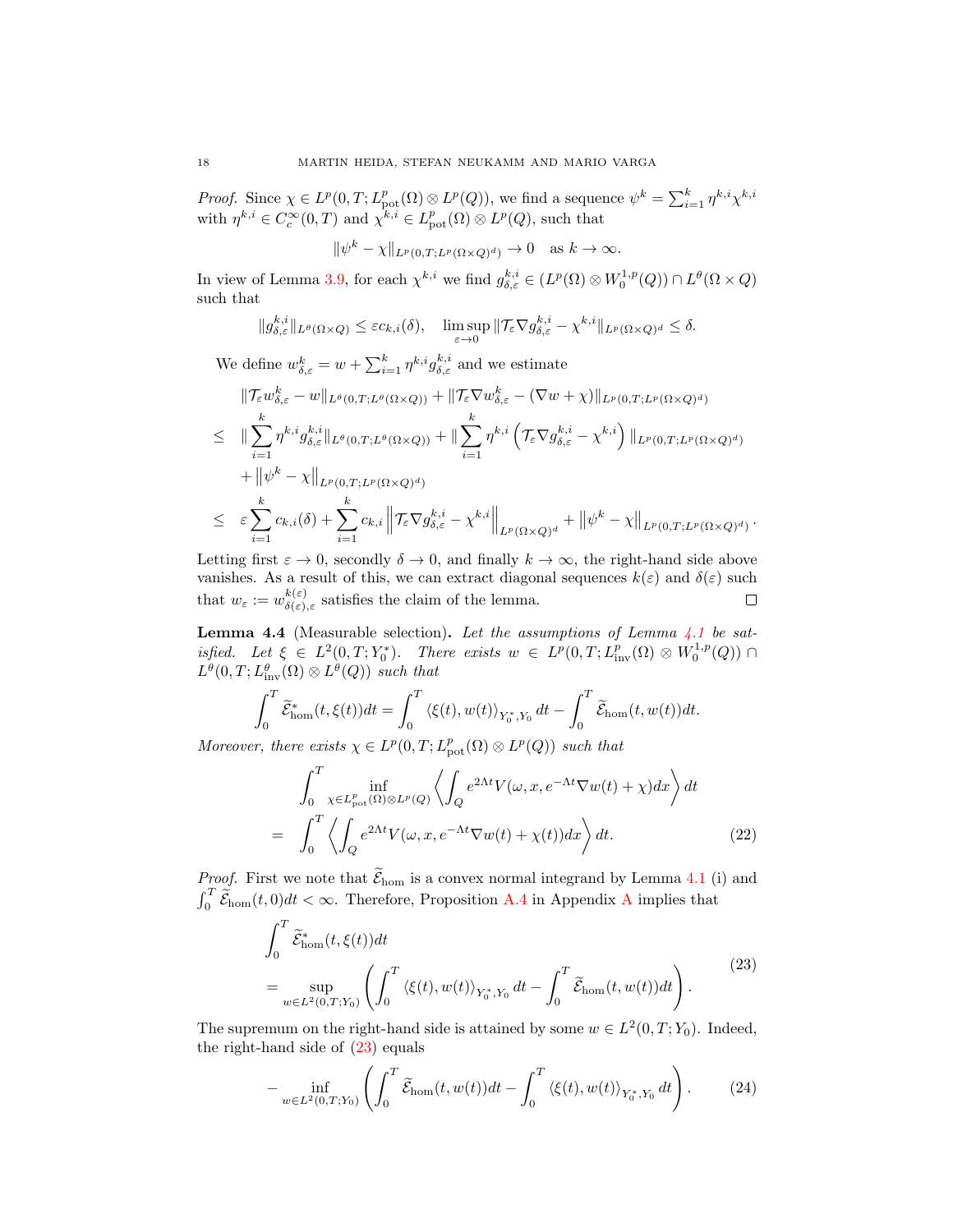*Proof.* Since $\chi \in L^p(0,T; L^p_{\text{pot}}(\Omega)\otimes L^p(Q))$, we find a sequence $\psi^k = \sum_{i=1}^k \eta^{k,i}\chi^{k,i}$ with $\eta^{k,i} \in C_c^\infty(0,T)$ and $\chi^{k,i} \in L^p_{\text{pot}}(\Omega)\otimes L^p(Q)$, such that

$$\|\psi^k - \chi\|_{L^p(0,T;L^p(\Omega\times Q)^d)} \to 0 \quad \text{as } k\to\infty.$$

In view of Lemma 3.9, for each $\chi^{k,i}$ we find $g^{k,i}_{\delta,\varepsilon} \in (L^p(\Omega)\otimes W^{1,p}_0(Q)) \cap L^\theta(\Omega\times Q)$ such that

$$\|g^{k,i}_{\delta,\varepsilon}\|_{L^\theta(\Omega\times Q)} \le \varepsilon c_{k,i}(\delta), \quad \limsup_{\varepsilon\to 0} \|\mathcal{T}_\varepsilon \nabla g^{k,i}_{\delta,\varepsilon} - \chi^{k,i}\|_{L^p(\Omega\times Q)^d} \le \delta.$$

We define $w^k_{\delta,\varepsilon} = w + \sum_{i=1}^k \eta^{k,i} g^{k,i}_{\delta,\varepsilon}$ and we estimate

$$
\begin{aligned}
&\|\mathcal{T}_\varepsilon w^k_{\delta,\varepsilon} - w\|_{L^\theta(0,T;L^\theta(\Omega\times Q))} + \|\mathcal{T}_\varepsilon \nabla w^k_{\delta,\varepsilon} - (\nabla w + \chi)\|_{L^p(0,T;L^p(\Omega\times Q)^d)}\\
\le\ & \|\sum_{i=1}^k \eta^{k,i} g^{k,i}_{\delta,\varepsilon}\|_{L^\theta(0,T;L^\theta(\Omega\times Q))} + \|\sum_{i=1}^k \eta^{k,i}\left(\mathcal{T}_\varepsilon \nabla g^{k,i}_{\delta,\varepsilon} - \chi^{k,i}\right)\|_{L^p(0,T;L^p(\Omega\times Q)^d)}\\
&+ \left\|\psi^k - \chi\right\|_{L^p(0,T;L^p(\Omega\times Q)^d)}\\
\le\ & \varepsilon\sum_{i=1}^k c_{k,i}(\delta) + \sum_{i=1}^k c_{k,i}\left\|\mathcal{T}_\varepsilon \nabla g^{k,i}_{\delta,\varepsilon} - \chi^{k,i}\right\|_{L^p(\Omega\times Q)^d} + \left\|\psi^k - \chi\right\|_{L^p(0,T;L^p(\Omega\times Q)^d)}.
\end{aligned}
$$

Letting first $\varepsilon\to 0$, secondly $\delta\to 0$, and finally $k\to\infty$, the right-hand side above vanishes. As a result of this, we can extract diagonal sequences $k(\varepsilon)$ and $\delta(\varepsilon)$ such that $w_\varepsilon := w^{k(\varepsilon)}_{\delta(\varepsilon),\varepsilon}$ satisfies the claim of the lemma. ◻

**Lemma 4.4** (Measurable selection)**.** *Let the assumptions of Lemma 4.1 be satisfied. Let $\xi \in L^2(0,T;Y_0^*)$. There exists $w \in L^p(0,T;L^p_{\text{inv}}(\Omega)\otimes W^{1,p}_0(Q)) \cap L^\theta(0,T;L^\theta_{\text{inv}}(\Omega)\otimes L^\theta(Q))$ such that*

$$\int_0^T \widetilde{\mathcal{E}}^*_{\text{hom}}(t,\xi(t))dt = \int_0^T \langle \xi(t), w(t)\rangle_{Y_0^*,Y_0}\,dt - \int_0^T \widetilde{\mathcal{E}}_{\text{hom}}(t,w(t))dt.$$

*Moreover, there exists $\chi \in L^p(0,T;L^p_{\text{pot}}(\Omega)\otimes L^p(Q))$ such that*

$$
\begin{aligned}
&\int_0^T \inf_{\chi\in L^p_{\text{pot}}(\Omega)\otimes L^p(Q)} \left\langle \int_Q e^{2\Lambda t} V(\omega,x,e^{-\Lambda t}\nabla w(t) + \chi)dx\right\rangle dt\\
=\ & \int_0^T \left\langle \int_Q e^{2\Lambda t} V(\omega,x,e^{-\Lambda t}\nabla w(t) + \chi(t))dx\right\rangle dt. \qquad (22)
\end{aligned}
$$

*Proof.* First we note that $\widetilde{\mathcal{E}}_{\text{hom}}$ is a convex normal integrand by Lemma 4.1 (i) and $\int_0^T \widetilde{\mathcal{E}}_{\text{hom}}(t,0)dt < \infty$. Therefore, Proposition A.4 in Appendix A implies that

$$
\begin{aligned}
&\int_0^T \widetilde{\mathcal{E}}^*_{\text{hom}}(t,\xi(t))dt\\
&= \sup_{w\in L^2(0,T;Y_0)} \left(\int_0^T \langle \xi(t), w(t)\rangle_{Y_0^*,Y_0}\,dt - \int_0^T \widetilde{\mathcal{E}}_{\text{hom}}(t,w(t))dt\right).
\end{aligned}
\qquad (23)
$$

The supremum on the right-hand side is attained by some $w\in L^2(0,T;Y_0)$. Indeed, the right-hand side of (23) equals

$$- \inf_{w\in L^2(0,T;Y_0)} \left(\int_0^T \widetilde{\mathcal{E}}_{\text{hom}}(t,w(t))dt - \int_0^T \langle \xi(t), w(t)\rangle_{Y_0^*,Y_0}\,dt\right). \qquad (24)$$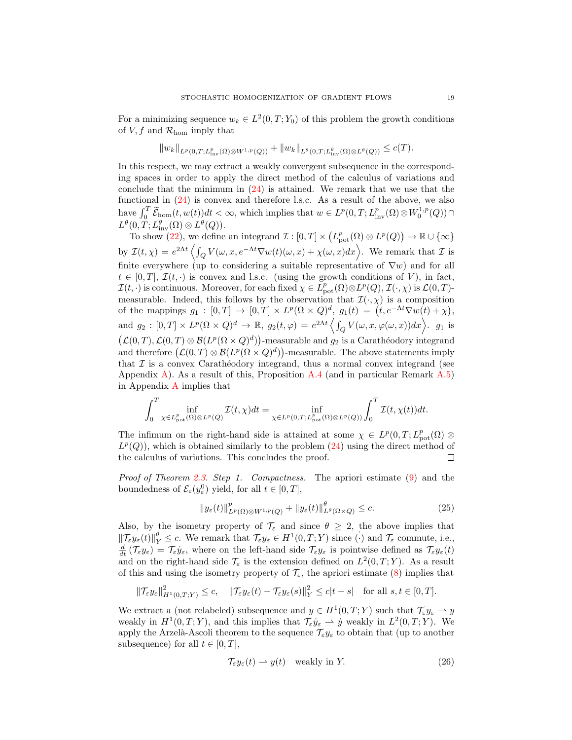For a minimizing sequence $w_k \in L^2(0,T;Y_0)$ of this problem the growth conditions of $V, f$ and $\mathcal{R}_{\text{hom}}$ imply that

$$\|w_k\|_{L^p(0,T;L^p_{\text{inv}}(\Omega)\otimes W^{1,p}(Q))} + \|w_k\|_{L^\theta(0,T;L^\theta_{\text{inv}}(\Omega)\otimes L^\theta(Q))} \leq c(T).$$

In this respect, we may extract a weakly convergent subsequence in the corresponding spaces in order to apply the direct method of the calculus of variations and conclude that the minimum in (24) is attained. We remark that we use that the functional in (24) is convex and therefore l.s.c. As a result of the above, we also have $\int_0^T \widetilde{\mathcal{E}}_{\text{hom}}(t,w(t))dt < \infty$, which implies that $w \in L^p(0,T;L^p_{\text{inv}}(\Omega)\otimes W^{1,p}_0(Q)) \cap L^\theta(0,T;L^\theta_{\text{inv}}(\Omega)\otimes L^\theta(Q))$.

To show (22), we define an integrand $\mathcal{I} : [0,T]\times \left(L^p_{\text{pot}}(\Omega)\otimes L^p(Q)\right) \to \mathbb{R}\cup\{\infty\}$ by $\mathcal{I}(t,\chi) = e^{2\Lambda t}\left\langle \int_Q V(\omega,x,e^{-\Lambda t}\nabla w(t)(\omega,x) + \chi(\omega,x)dx\right\rangle$. We remark that $\mathcal{I}$ is finite everywhere (up to considering a suitable representative of $\nabla w$) and for all $t\in[0,T]$, $\mathcal{I}(t,\cdot)$ is convex and l.s.c. (using the growth conditions of $V$), in fact, $\mathcal{I}(t,\cdot)$ is continuous. Moreover, for each fixed $\chi \in L^p_{\text{pot}}(\Omega)\otimes L^p(Q)$, $\mathcal{I}(\cdot,\chi)$ is $\mathcal{L}(0,T)$-measurable. Indeed, this follows by the observation that $\mathcal{I}(\cdot,\chi)$ is a composition of the mappings $g_1 : [0,T] \to [0,T]\times L^p(\Omega\times Q)^d$, $g_1(t) = \left(t, e^{-\Lambda t}\nabla w(t)+\chi\right)$, and $g_2 : [0,T]\times L^p(\Omega\times Q)^d \to \mathbb{R}$, $g_2(t,\varphi) = e^{2\Lambda t}\left\langle \int_Q V(\omega,x,\varphi(\omega,x))dx\right\rangle$. $g_1$ is $\left(\mathcal{L}(0,T), \mathcal{L}(0,T)\otimes \mathcal{B}(L^p(\Omega\times Q)^d)\right)$-measurable and $g_2$ is a Carathéodory integrand and therefore $\left(\mathcal{L}(0,T)\otimes\mathcal{B}(L^p(\Omega\times Q)^d)\right)$-measurable. The above statements imply that $\mathcal{I}$ is a convex Carathéodory integrand, thus a normal convex integrand (see Appendix A). As a result of this, Proposition A.4 (and in particular Remark A.5) in Appendix A implies that

$$\int_0^T \inf_{\chi\in L^p_{\text{pot}}(\Omega)\otimes L^p(Q)} \mathcal{I}(t,\chi)dt = \inf_{\chi\in L^p(0,T;L^p_{\text{pot}}(\Omega)\otimes L^p(Q))} \int_0^T \mathcal{I}(t,\chi(t))dt.$$

The infimum on the right-hand side is attained at some $\chi \in L^p(0,T;L^p_{\text{pot}}(\Omega)\otimes L^p(Q))$, which is obtained similarly to the problem (24) using the direct method of the calculus of variations. This concludes the proof. $\square$

*Proof of Theorem 2.3. Step 1. Compactness.* The apriori estimate (9) and the boundedness of $\mathcal{E}_\varepsilon(y^0_\varepsilon)$ yield, for all $t\in[0,T]$,

$$\|y_\varepsilon(t)\|^p_{L^p(\Omega)\otimes W^{1,p}(Q)} + \|y_\varepsilon(t)\|^\theta_{L^\theta(\Omega\times Q)} \leq c. \tag{25}$$

Also, by the isometry property of $\mathcal{T}_\varepsilon$ and since $\theta\geq 2$, the above implies that $\|\mathcal{T}_\varepsilon y_\varepsilon(t)\|^\theta_Y \leq c$. We remark that $\mathcal{T}_\varepsilon y_\varepsilon \in H^1(0,T;Y)$ since $\dot{(\cdot)}$ and $\mathcal{T}_\varepsilon$ commute, i.e., $\frac{d}{dt}\left(\mathcal{T}_\varepsilon y_\varepsilon\right) = \mathcal{T}_\varepsilon \dot{y}_\varepsilon$, where on the left-hand side $\mathcal{T}_\varepsilon y_\varepsilon$ is pointwise defined as $\mathcal{T}_\varepsilon y_\varepsilon(t)$ and on the right-hand side $\mathcal{T}_\varepsilon$ is the extension defined on $L^2(0,T;Y)$. As a result of this and using the isometry property of $\mathcal{T}_\varepsilon$, the apriori estimate (8) implies that

$$\|\mathcal{T}_\varepsilon y_\varepsilon\|^2_{H^1(0,T;Y)} \leq c, \quad \|\mathcal{T}_\varepsilon y_\varepsilon(t) - \mathcal{T}_\varepsilon y_\varepsilon(s)\|^2_Y \leq c|t-s| \quad \text{for all } s,t\in[0,T].$$

We extract a (not relabeled) subsequence and $y\in H^1(0,T;Y)$ such that $\mathcal{T}_\varepsilon y_\varepsilon \rightharpoonup y$ weakly in $H^1(0,T;Y)$, and this implies that $\mathcal{T}_\varepsilon \dot{y}_\varepsilon \rightharpoonup \dot{y}$ weakly in $L^2(0,T;Y)$. We apply the Arzelà-Ascoli theorem to the sequence $\mathcal{T}_\varepsilon y_\varepsilon$ to obtain that (up to another subsequence) for all $t\in[0,T]$,

$$\mathcal{T}_\varepsilon y_\varepsilon(t) \rightharpoonup y(t) \quad \text{weakly in } Y. \tag{26}$$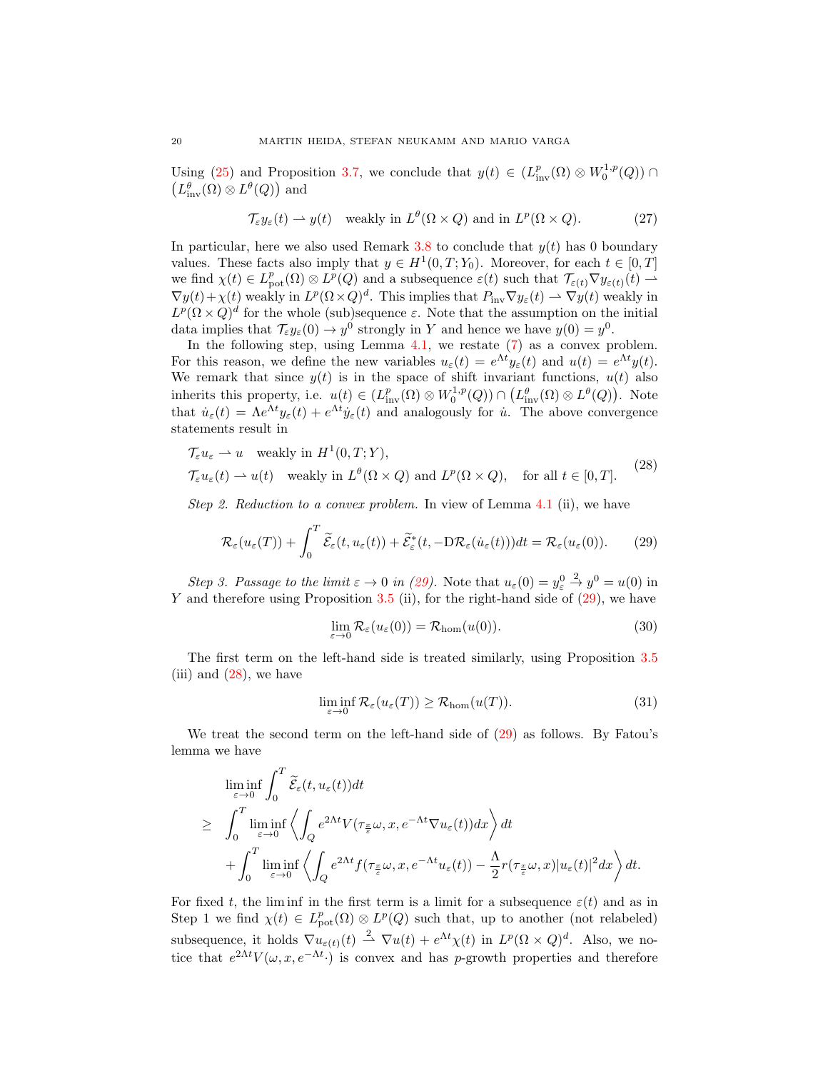Using (25) and Proposition 3.7, we conclude that $y(t) \in (L^p_{\rm inv}(\Omega) \otimes W^{1,p}_0(Q)) \cap \big(L^\theta_{\rm inv}(\Omega) \otimes L^\theta(Q)\big)$ and

$$\mathcal{T}_\varepsilon y_\varepsilon(t) \rightharpoonup y(t) \quad \text{weakly in } L^\theta(\Omega \times Q) \text{ and in } L^p(\Omega \times Q). \tag{27}$$

In particular, here we also used Remark 3.8 to conclude that $y(t)$ has 0 boundary values. These facts also imply that $y \in H^1(0,T;Y_0)$. Moreover, for each $t \in [0,T]$ we find $\chi(t) \in L^p_{\rm pot}(\Omega) \otimes L^p(Q)$ and a subsequence $\varepsilon(t)$ such that $\mathcal{T}_{\varepsilon(t)} \nabla y_{\varepsilon(t)}(t) \rightharpoonup \nabla y(t) + \chi(t)$ weakly in $L^p(\Omega \times Q)^d$. This implies that $P_{\rm inv} \nabla y_\varepsilon(t) \rightharpoonup \nabla y(t)$ weakly in $L^p(\Omega \times Q)^d$ for the whole (sub)sequence $\varepsilon$. Note that the assumption on the initial data implies that $\mathcal{T}_\varepsilon y_\varepsilon(0) \to y^0$ strongly in $Y$ and hence we have $y(0) = y^0$.

In the following step, using Lemma 4.1, we restate (7) as a convex problem. For this reason, we define the new variables $u_\varepsilon(t) = e^{\Lambda t} y_\varepsilon(t)$ and $u(t) = e^{\Lambda t} y(t)$. We remark that since $y(t)$ is in the space of shift invariant functions, $u(t)$ also inherits this property, i.e. $u(t) \in (L^p_{\rm inv}(\Omega) \otimes W^{1,p}_0(Q)) \cap \big(L^\theta_{\rm inv}(\Omega) \otimes L^\theta(Q)\big)$. Note that $\dot{u}_\varepsilon(t) = \Lambda e^{\Lambda t} y_\varepsilon(t) + e^{\Lambda t} \dot{y}_\varepsilon(t)$ and analogously for $\dot{u}$. The above convergence statements result in

$$\begin{aligned}
&\mathcal{T}_\varepsilon u_\varepsilon \rightharpoonup u \quad \text{weakly in } H^1(0,T;Y), \\
&\mathcal{T}_\varepsilon u_\varepsilon(t) \rightharpoonup u(t) \quad \text{weakly in } L^\theta(\Omega \times Q) \text{ and } L^p(\Omega \times Q), \quad \text{for all } t \in [0,T].
\end{aligned} \tag{28}$$

*Step 2. Reduction to a convex problem.* In view of Lemma 4.1 (ii), we have

$$\mathcal{R}_\varepsilon(u_\varepsilon(T)) + \int_0^T \widetilde{\mathcal{E}}_\varepsilon(t, u_\varepsilon(t)) + \widetilde{\mathcal{E}}^*_\varepsilon(t, -\mathrm{D}\mathcal{R}_\varepsilon(\dot{u}_\varepsilon(t)))dt = \mathcal{R}_\varepsilon(u_\varepsilon(0)). \tag{29}$$

*Step 3. Passage to the limit $\varepsilon \to 0$ in (29).* Note that $u_\varepsilon(0) = y^0_\varepsilon \overset{2}{\to} y^0 = u(0)$ in $Y$ and therefore using Proposition 3.5 (ii), for the right-hand side of (29), we have

$$\lim_{\varepsilon \to 0} \mathcal{R}_\varepsilon(u_\varepsilon(0)) = \mathcal{R}_{\rm hom}(u(0)). \tag{30}$$

The first term on the left-hand side is treated similarly, using Proposition 3.5 (iii) and (28), we have

$$\liminf_{\varepsilon \to 0} \mathcal{R}_\varepsilon(u_\varepsilon(T)) \geq \mathcal{R}_{\rm hom}(u(T)). \tag{31}$$

We treat the second term on the left-hand side of (29) as follows. By Fatou's lemma we have

$$\begin{aligned}
&\liminf_{\varepsilon \to 0} \int_0^T \widetilde{\mathcal{E}}_\varepsilon(t, u_\varepsilon(t)) dt \\
\geq\; &\int_0^T \liminf_{\varepsilon \to 0} \left\langle \int_Q e^{2\Lambda t} V(\tau_{\frac{x}{\varepsilon}}\omega, x, e^{-\Lambda t} \nabla u_\varepsilon(t)) dx \right\rangle dt \\
&+ \int_0^T \liminf_{\varepsilon \to 0} \left\langle \int_Q e^{2\Lambda t} f(\tau_{\frac{x}{\varepsilon}}\omega, x, e^{-\Lambda t} u_\varepsilon(t)) - \frac{\Lambda}{2} r(\tau_{\frac{x}{\varepsilon}}\omega, x) |u_\varepsilon(t)|^2 dx \right\rangle dt.
\end{aligned}$$

For fixed $t$, the lim inf in the first term is a limit for a subsequence $\varepsilon(t)$ and as in Step 1 we find $\chi(t) \in L^p_{\rm pot}(\Omega) \otimes L^p(Q)$ such that, up to another (not relabeled) subsequence, it holds $\nabla u_{\varepsilon(t)}(t) \overset{2}{\rightharpoonup} \nabla u(t) + e^{\Lambda t} \chi(t)$ in $L^p(\Omega \times Q)^d$. Also, we notice that $e^{2\Lambda t} V(\omega, x, e^{-\Lambda t} \cdot)$ is convex and has $p$-growth properties and therefore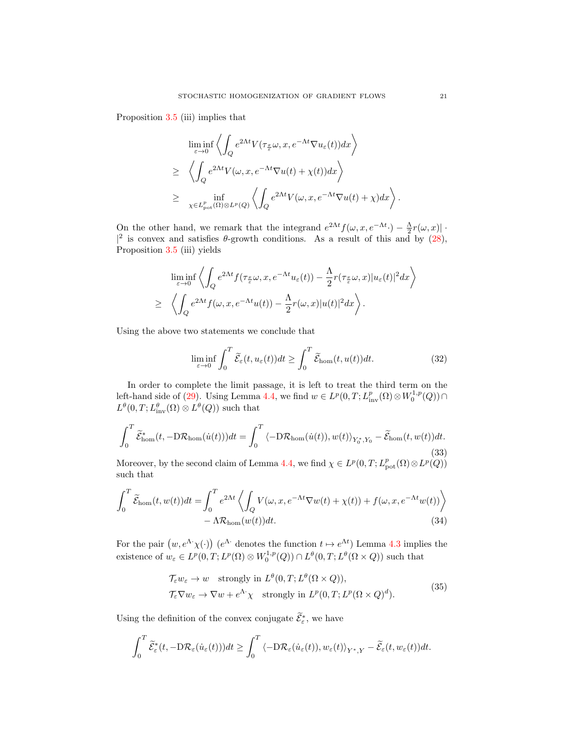Proposition 3.5 (iii) implies that

$$
\begin{aligned}
&\liminf_{\varepsilon\to 0} \left\langle \int_Q e^{2\Lambda t} V(\tau_{\frac{x}{\varepsilon}}\omega, x, e^{-\Lambda t}\nabla u_\varepsilon(t))dx \right\rangle \\
\geq\ & \left\langle \int_Q e^{2\Lambda t} V(\omega, x, e^{-\Lambda t}\nabla u(t) + \chi(t))dx \right\rangle \\
\geq\ & \inf_{\chi \in L^p_{\mathrm{pot}}(\Omega)\otimes L^p(Q)} \left\langle \int_Q e^{2\Lambda t} V(\omega, x, e^{-\Lambda t}\nabla u(t) + \chi)dx \right\rangle .
\end{aligned}
$$

On the other hand, we remark that the integrand $e^{2\Lambda t} f(\omega, x, e^{-\Lambda t}\cdot) - \frac{\Lambda}{2} r(\omega, x)|\cdot|^2$ is convex and satisfies $\theta$-growth conditions. As a result of this and by (28), Proposition 3.5 (iii) yields

$$
\begin{aligned}
&\liminf_{\varepsilon\to 0} \left\langle \int_Q e^{2\Lambda t} f(\tau_{\frac{x}{\varepsilon}}\omega, x, e^{-\Lambda t} u_\varepsilon(t)) - \frac{\Lambda}{2} r(\tau_{\frac{x}{\varepsilon}}\omega, x)|u_\varepsilon(t)|^2 dx \right\rangle \\
\geq\ & \left\langle \int_Q e^{2\Lambda t} f(\omega, x, e^{-\Lambda t} u(t)) - \frac{\Lambda}{2} r(\omega, x)|u(t)|^2 dx \right\rangle .
\end{aligned}
$$

Using the above two statements we conclude that

$$
\liminf_{\varepsilon\to 0} \int_0^T \widetilde{\mathcal{E}}_\varepsilon(t, u_\varepsilon(t))dt \geq \int_0^T \widetilde{\mathcal{E}}_{\mathrm{hom}}(t, u(t))dt. \tag{32}
$$

In order to complete the limit passage, it is left to treat the third term on the left-hand side of (29). Using Lemma 4.4, we find $w \in L^p(0,T; L^p_{\mathrm{inv}}(\Omega)\otimes W^{1,p}_0(Q)) \cap L^\theta(0,T; L^\theta_{\mathrm{inv}}(\Omega)\otimes L^\theta(Q))$ such that

$$
\int_0^T \widetilde{\mathcal{E}}^*_{\mathrm{hom}}(t, -\mathrm{D}\mathcal{R}_{\mathrm{hom}}(\dot{u}(t)))dt = \int_0^T \langle -\mathrm{D}\mathcal{R}_{\mathrm{hom}}(\dot{u}(t)), w(t)\rangle_{Y_0^*, Y_0} - \widetilde{\mathcal{E}}_{\mathrm{hom}}(t, w(t))dt. \tag{33}
$$

Moreover, by the second claim of Lemma 4.4, we find $\chi \in L^p(0,T; L^p_{\mathrm{pot}}(\Omega)\otimes L^p(Q))$ such that

$$
\begin{aligned}
\int_0^T \widetilde{\mathcal{E}}_{\mathrm{hom}}(t, w(t))dt = \int_0^T & e^{2\Lambda t} \left\langle \int_Q V(\omega, x, e^{-\Lambda t}\nabla w(t) + \chi(t)) + f(\omega, x, e^{-\Lambda t} w(t)) \right\rangle \\
& - \Lambda \mathcal{R}_{\mathrm{hom}}(w(t))dt.
\end{aligned} \tag{34}
$$

For the pair $\left(w, e^{\Lambda \cdot}\chi(\cdot)\right)$ ($e^{\Lambda \cdot}$ denotes the function $t \mapsto e^{\Lambda t}$) Lemma 4.3 implies the existence of $w_\varepsilon \in L^p(0,T; L^p(\Omega)\otimes W^{1,p}_0(Q)) \cap L^\theta(0,T; L^\theta(\Omega\times Q))$ such that

$$
\begin{aligned}
&\mathcal{T}_\varepsilon w_\varepsilon \to w \quad \text{strongly in } L^\theta(0,T; L^\theta(\Omega\times Q)), \\
&\mathcal{T}_\varepsilon \nabla w_\varepsilon \to \nabla w + e^{\Lambda \cdot}\chi \quad \text{strongly in } L^p(0,T; L^p(\Omega\times Q)^d).
\end{aligned} \tag{35}
$$

Using the definition of the convex conjugate $\widetilde{\mathcal{E}}^*_\varepsilon$, we have

$$
\int_0^T \widetilde{\mathcal{E}}^*_\varepsilon(t, -\mathrm{D}\mathcal{R}_\varepsilon(\dot{u}_\varepsilon(t)))dt \geq \int_0^T \langle -\mathrm{D}\mathcal{R}_\varepsilon(\dot{u}_\varepsilon(t)), w_\varepsilon(t)\rangle_{Y^*, Y} - \widetilde{\mathcal{E}}_\varepsilon(t, w_\varepsilon(t))dt.
$$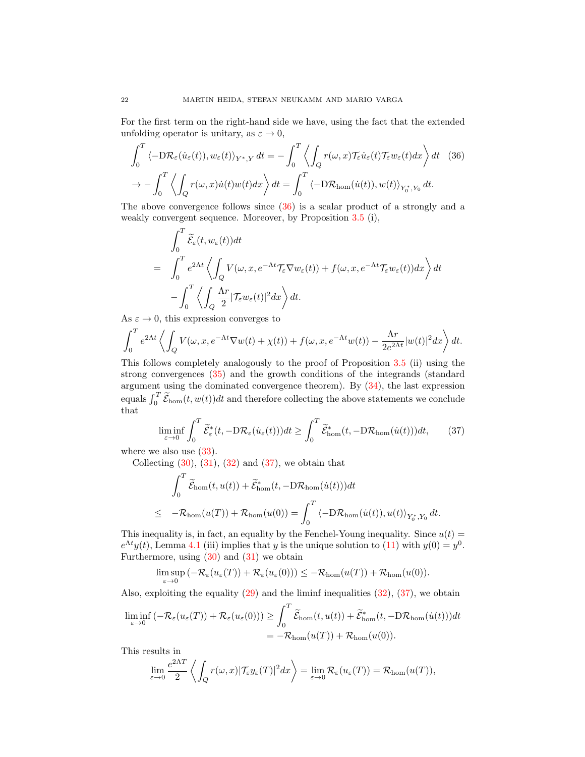For the first term on the right-hand side we have, using the fact that the extended unfolding operator is unitary, as $\varepsilon \to 0$,

$$\int_0^T \langle -\mathrm{D}\mathcal{R}_\varepsilon(\dot{u}_\varepsilon(t)), w_\varepsilon(t)\rangle_{Y^*,Y}\, dt = -\int_0^T \left\langle \int_Q r(\omega,x)\mathcal{T}_\varepsilon \dot{u}_\varepsilon(t)\mathcal{T}_\varepsilon w_\varepsilon(t) dx \right\rangle dt \tag{36}$$
$$\to -\int_0^T \left\langle \int_Q r(\omega,x)\dot{u}(t)w(t)dx \right\rangle dt = \int_0^T \langle -\mathrm{D}\mathcal{R}_{\mathrm{hom}}(\dot{u}(t)), w(t)\rangle_{Y_0^*,Y_0}\, dt.$$

The above convergence follows since (36) is a scalar product of a strongly and a weakly convergent sequence. Moreover, by Proposition 3.5 (i),

$$\begin{aligned}
&\int_0^T \widetilde{\mathcal{E}}_\varepsilon(t, w_\varepsilon(t))dt \\
= \quad &\int_0^T e^{2\Lambda t} \left\langle \int_Q V(\omega, x, e^{-\Lambda t}\mathcal{T}_\varepsilon \nabla w_\varepsilon(t)) + f(\omega,x,e^{-\Lambda t}\mathcal{T}_\varepsilon w_\varepsilon(t)) dx \right\rangle dt \\
&- \int_0^T \left\langle \int_Q \frac{\Lambda r}{2} |\mathcal{T}_\varepsilon w_\varepsilon(t)|^2 dx \right\rangle dt.
\end{aligned}$$

As $\varepsilon \to 0$, this expression converges to

$$\int_0^T e^{2\Lambda t} \left\langle \int_Q V(\omega,x,e^{-\Lambda t}\nabla w(t) + \chi(t)) + f(\omega,x,e^{-\Lambda t}w(t)) - \frac{\Lambda r}{2e^{2\Lambda t}}|w(t)|^2 dx \right\rangle dt.$$

This follows completely analogously to the proof of Proposition 3.5 (ii) using the strong convergences (35) and the growth conditions of the integrands (standard argument using the dominated convergence theorem). By (34), the last expression equals $\int_0^T \widetilde{\mathcal{E}}_{\mathrm{hom}}(t, w(t))dt$ and therefore collecting the above statements we conclude that

$$\liminf_{\varepsilon \to 0} \int_0^T \widetilde{\mathcal{E}}^*_\varepsilon(t, -\mathrm{D}\mathcal{R}_\varepsilon(\dot{u}_\varepsilon(t)))dt \geq \int_0^T \widetilde{\mathcal{E}}^*_{\mathrm{hom}}(t, -\mathrm{D}\mathcal{R}_{\mathrm{hom}}(\dot{u}(t)))dt, \tag{37}$$

where we also use (33).

Collecting (30), (31), (32) and (37), we obtain that

$$\begin{aligned}
&\int_0^T \widetilde{\mathcal{E}}_{\mathrm{hom}}(t, u(t)) + \widetilde{\mathcal{E}}^*_{\mathrm{hom}}(t, -\mathrm{D}\mathcal{R}_{\mathrm{hom}}(\dot{u}(t)))dt \\
\leq \quad & -\mathcal{R}_{\mathrm{hom}}(u(T)) + \mathcal{R}_{\mathrm{hom}}(u(0)) = \int_0^T \langle -\mathrm{D}\mathcal{R}_{\mathrm{hom}}(\dot{u}(t)), u(t)\rangle_{Y_0^*,Y_0}\, dt.
\end{aligned}$$

This inequality is, in fact, an equality by the Fenchel-Young inequality. Since $u(t) = e^{\Lambda t}y(t)$, Lemma 4.1 (iii) implies that $y$ is the unique solution to (11) with $y(0) = y^0$. Furthermore, using (30) and (31) we obtain

$$\limsup_{\varepsilon \to 0} \left(-\mathcal{R}_\varepsilon(u_\varepsilon(T)) + \mathcal{R}_\varepsilon(u_\varepsilon(0))\right) \leq -\mathcal{R}_{\mathrm{hom}}(u(T)) + \mathcal{R}_{\mathrm{hom}}(u(0)).$$

Also, exploiting the equality (29) and the liminf inequalities (32), (37), we obtain

$$\begin{aligned}
\liminf_{\varepsilon \to 0} \left(-\mathcal{R}_\varepsilon(u_\varepsilon(T)) + \mathcal{R}_\varepsilon(u_\varepsilon(0))\right) &\geq \int_0^T \widetilde{\mathcal{E}}_{\mathrm{hom}}(t, u(t)) + \widetilde{\mathcal{E}}^*_{\mathrm{hom}}(t, -\mathrm{D}\mathcal{R}_{\mathrm{hom}}(\dot{u}(t)))dt \\
&= -\mathcal{R}_{\mathrm{hom}}(u(T)) + \mathcal{R}_{\mathrm{hom}}(u(0)).
\end{aligned}$$

This results in

$$\lim_{\varepsilon \to 0} \frac{e^{2\Lambda T}}{2} \left\langle \int_Q r(\omega,x)|\mathcal{T}_\varepsilon y_\varepsilon(T)|^2 dx \right\rangle = \lim_{\varepsilon \to 0} \mathcal{R}_\varepsilon(u_\varepsilon(T)) = \mathcal{R}_{\mathrm{hom}}(u(T)),$$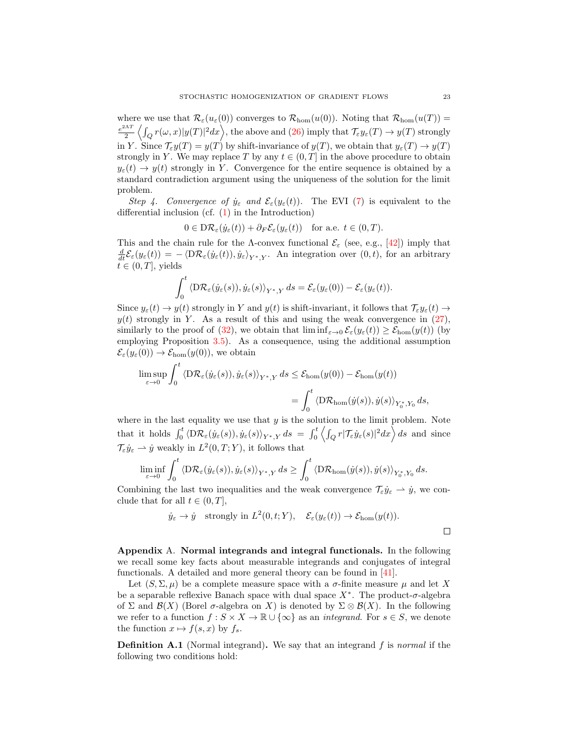where we use that $\mathcal{R}_\varepsilon(u_\varepsilon(0))$ converges to $\mathcal{R}_{\mathrm{hom}}(u(0))$. Noting that $\mathcal{R}_{\mathrm{hom}}(u(T)) = \frac{e^{2\Lambda T}}{2}\left\langle \int_Q r(\omega,x)|y(T)|^2 dx\right\rangle$, the above and (26) imply that $\mathcal{T}_\varepsilon y_\varepsilon(T) \to y(T)$ strongly in $Y$. Since $\mathcal{T}_\varepsilon y(T) = y(T)$ by shift-invariance of $y(T)$, we obtain that $y_\varepsilon(T) \to y(T)$ strongly in $Y$. We may replace $T$ by any $t \in (0,T]$ in the above procedure to obtain $y_\varepsilon(t) \to y(t)$ strongly in $Y$. Convergence for the entire sequence is obtained by a standard contradiction argument using the uniqueness of the solution for the limit problem.

*Step 4. Convergence of $\dot{y}_\varepsilon$ and $\mathcal{E}_\varepsilon(y_\varepsilon(t))$.* The EVI (7) is equivalent to the differential inclusion (cf. (1) in the Introduction)

$$0 \in \mathrm{D}\mathcal{R}_\varepsilon(\dot{y}_\varepsilon(t)) + \partial_F \mathcal{E}_\varepsilon(y_\varepsilon(t)) \quad \text{for a.e. } t \in (0,T).$$

This and the chain rule for the $\Lambda$-convex functional $\mathcal{E}_\varepsilon$ (see, e.g., [42]) imply that $\frac{d}{dt}\mathcal{E}_\varepsilon(y_\varepsilon(t)) = -\langle \mathrm{D}\mathcal{R}_\varepsilon(\dot{y}_\varepsilon(t)), \dot{y}_\varepsilon\rangle_{Y^*,Y}$. An integration over $(0,t)$, for an arbitrary $t \in (0,T]$, yields

$$\int_0^t \langle \mathrm{D}\mathcal{R}_\varepsilon(\dot{y}_\varepsilon(s)), \dot{y}_\varepsilon(s)\rangle_{Y^*,Y}\, ds = \mathcal{E}_\varepsilon(y_\varepsilon(0)) - \mathcal{E}_\varepsilon(y_\varepsilon(t)).$$

Since $y_\varepsilon(t) \to y(t)$ strongly in $Y$ and $y(t)$ is shift-invariant, it follows that $\mathcal{T}_\varepsilon y_\varepsilon(t) \to y(t)$ strongly in $Y$. As a result of this and using the weak convergence in (27), similarly to the proof of (32), we obtain that $\liminf_{\varepsilon\to 0}\mathcal{E}_\varepsilon(y_\varepsilon(t)) \geq \mathcal{E}_{\mathrm{hom}}(y(t))$ (by employing Proposition 3.5). As a consequence, using the additional assumption $\mathcal{E}_\varepsilon(y_\varepsilon(0)) \to \mathcal{E}_{\mathrm{hom}}(y(0))$, we obtain

$$\begin{aligned}\limsup_{\varepsilon\to 0}\int_0^t \langle \mathrm{D}\mathcal{R}_\varepsilon(\dot{y}_\varepsilon(s)), \dot{y}_\varepsilon(s)\rangle_{Y^*,Y}\, ds &\leq \mathcal{E}_{\mathrm{hom}}(y(0)) - \mathcal{E}_{\mathrm{hom}}(y(t)) \\ &= \int_0^t \langle \mathrm{D}\mathcal{R}_{\mathrm{hom}}(\dot{y}(s)), \dot{y}(s)\rangle_{Y_0^*,Y_0}\, ds,\end{aligned}$$

where in the last equality we use that $y$ is the solution to the limit problem. Note that it holds $\int_0^t \langle \mathrm{D}\mathcal{R}_\varepsilon(\dot{y}_\varepsilon(s)), \dot{y}_\varepsilon(s)\rangle_{Y^*,Y}\, ds = \int_0^t \left\langle \int_Q r|\mathcal{T}_\varepsilon \dot{y}_\varepsilon(s)|^2 dx\right\rangle ds$ and since $\mathcal{T}_\varepsilon \dot{y}_\varepsilon \rightharpoonup \dot{y}$ weakly in $L^2(0,T;Y)$, it follows that

$$\liminf_{\varepsilon\to 0}\int_0^t \langle \mathrm{D}\mathcal{R}_\varepsilon(\dot{y}_\varepsilon(s)), \dot{y}_\varepsilon(s)\rangle_{Y^*,Y}\, ds \geq \int_0^t \langle \mathrm{D}\mathcal{R}_{\mathrm{hom}}(\dot{y}(s)), \dot{y}(s)\rangle_{Y_0^*,Y_0}\, ds.$$

Combining the last two inequalities and the weak convergence $\mathcal{T}_\varepsilon \dot{y}_\varepsilon \rightharpoonup \dot{y}$, we conclude that for all $t \in (0,T]$,

$$\dot{y}_\varepsilon \to \dot{y} \quad \text{strongly in } L^2(0,t;Y), \quad \mathcal{E}_\varepsilon(y_\varepsilon(t)) \to \mathcal{E}_{\mathrm{hom}}(y(t)).$$

□

**Appendix A. Normal integrands and integral functionals.** In the following we recall some key facts about measurable integrands and conjugates of integral functionals. A detailed and more general theory can be found in [41].

Let $(S,\Sigma,\mu)$ be a complete measure space with a $\sigma$-finite measure $\mu$ and let $X$ be a separable reflexive Banach space with dual space $X^*$. The product-$\sigma$-algebra of $\Sigma$ and $\mathcal{B}(X)$ (Borel $\sigma$-algebra on $X$) is denoted by $\Sigma\otimes\mathcal{B}(X)$. In the following we refer to a function $f : S\times X \to \mathbb{R}\cup\{\infty\}$ as an *integrand*. For $s \in S$, we denote the function $x \mapsto f(s,x)$ by $f_s$.

**Definition A.1** (Normal integrand)**.** We say that an integrand $f$ is *normal* if the following two conditions hold: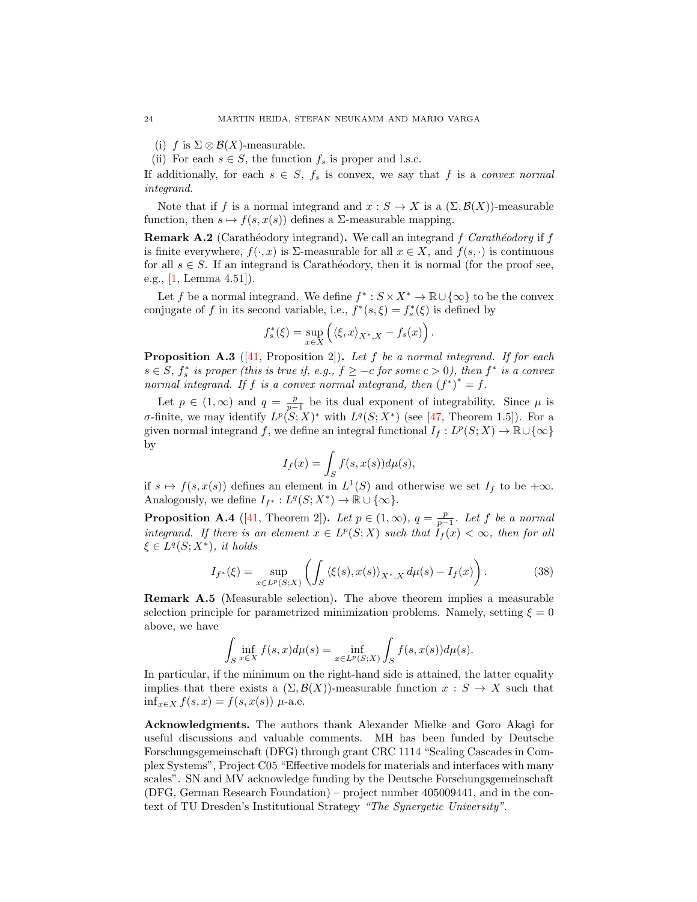(i) $f$ is $\Sigma \otimes \mathcal{B}(X)$-measurable.
(ii) For each $s \in S$, the function $f_s$ is proper and l.s.c.

If additionally, for each $s \in S$, $f_s$ is convex, we say that $f$ is a *convex normal integrand*.

Note that if $f$ is a normal integrand and $x : S \to X$ is a $(\Sigma, \mathcal{B}(X))$-measurable function, then $s \mapsto f(s, x(s))$ defines a $\Sigma$-measurable mapping.

**Remark A.2** (Carathéodory integrand)**.** We call an integrand $f$ *Carathéodory* if $f$ is finite everywhere, $f(\cdot, x)$ is $\Sigma$-measurable for all $x \in X$, and $f(s, \cdot)$ is continuous for all $s \in S$. If an integrand is Carathéodory, then it is normal (for the proof see, e.g., [1, Lemma 4.51]).

Let $f$ be a normal integrand. We define $f^* : S \times X^* \to \mathbb{R} \cup \{\infty\}$ to be the convex conjugate of $f$ in its second variable, i.e., $f^*(s, \xi) = f_s^*(\xi)$ is defined by

$$f_s^*(\xi) = \sup_{x \in X} \left( \langle \xi, x \rangle_{X^*, X} - f_s(x) \right).$$

**Proposition A.3** ([41, Proposition 2])**.** *Let $f$ be a normal integrand. If for each $s \in S$, $f_s^*$ is proper (this is true if, e.g., $f \geq -c$ for some $c > 0$), then $f^*$ is a convex normal integrand. If $f$ is a convex normal integrand, then $(f^*)^* = f$.*

Let $p \in (1, \infty)$ and $q = \frac{p}{p-1}$ be its dual exponent of integrability. Since $\mu$ is $\sigma$-finite, we may identify $L^p(S; X)^*$ with $L^q(S; X^*)$ (see [47, Theorem 1.5]). For a given normal integrand $f$, we define an integral functional $I_f : L^p(S; X) \to \mathbb{R} \cup \{\infty\}$ by

$$I_f(x) = \int_S f(s, x(s)) d\mu(s),$$

if $s \mapsto f(s, x(s))$ defines an element in $L^1(S)$ and otherwise we set $I_f$ to be $+\infty$. Analogously, we define $I_{f^*} : L^q(S; X^*) \to \mathbb{R} \cup \{\infty\}$.

**Proposition A.4** ([41, Theorem 2])**.** *Let $p \in (1, \infty)$, $q = \frac{p}{p-1}$. Let $f$ be a normal integrand. If there is an element $x \in L^p(S; X)$ such that $I_f(x) < \infty$, then for all $\xi \in L^q(S; X^*)$, it holds*

$$I_{f^*}(\xi) = \sup_{x \in L^p(S;X)} \left( \int_S \langle \xi(s), x(s) \rangle_{X^*, X} \, d\mu(s) - I_f(x) \right). \tag{38}$$

**Remark A.5** (Measurable selection)**.** The above theorem implies a measurable selection principle for parametrized minimization problems. Namely, setting $\xi = 0$ above, we have

$$\int_S \inf_{x \in X} f(s, x) d\mu(s) = \inf_{x \in L^p(S;X)} \int_S f(s, x(s)) d\mu(s).$$

In particular, if the minimum on the right-hand side is attained, the latter equality implies that there exists a $(\Sigma, \mathcal{B}(X))$-measurable function $x : S \to X$ such that $\inf_{x \in X} f(s, x) = f(s, x(s))$ $\mu$-a.e.

**Acknowledgments.** The authors thank Alexander Mielke and Goro Akagi for useful discussions and valuable comments. MH has been funded by Deutsche Forschungsgemeinschaft (DFG) through grant CRC 1114 "Scaling Cascades in Complex Systems", Project C05 "Effective models for materials and interfaces with many scales". SN and MV acknowledge funding by the Deutsche Forschungsgemeinschaft (DFG, German Research Foundation) – project number 405009441, and in the context of TU Dresden's Institutional Strategy *"The Synergetic University"*.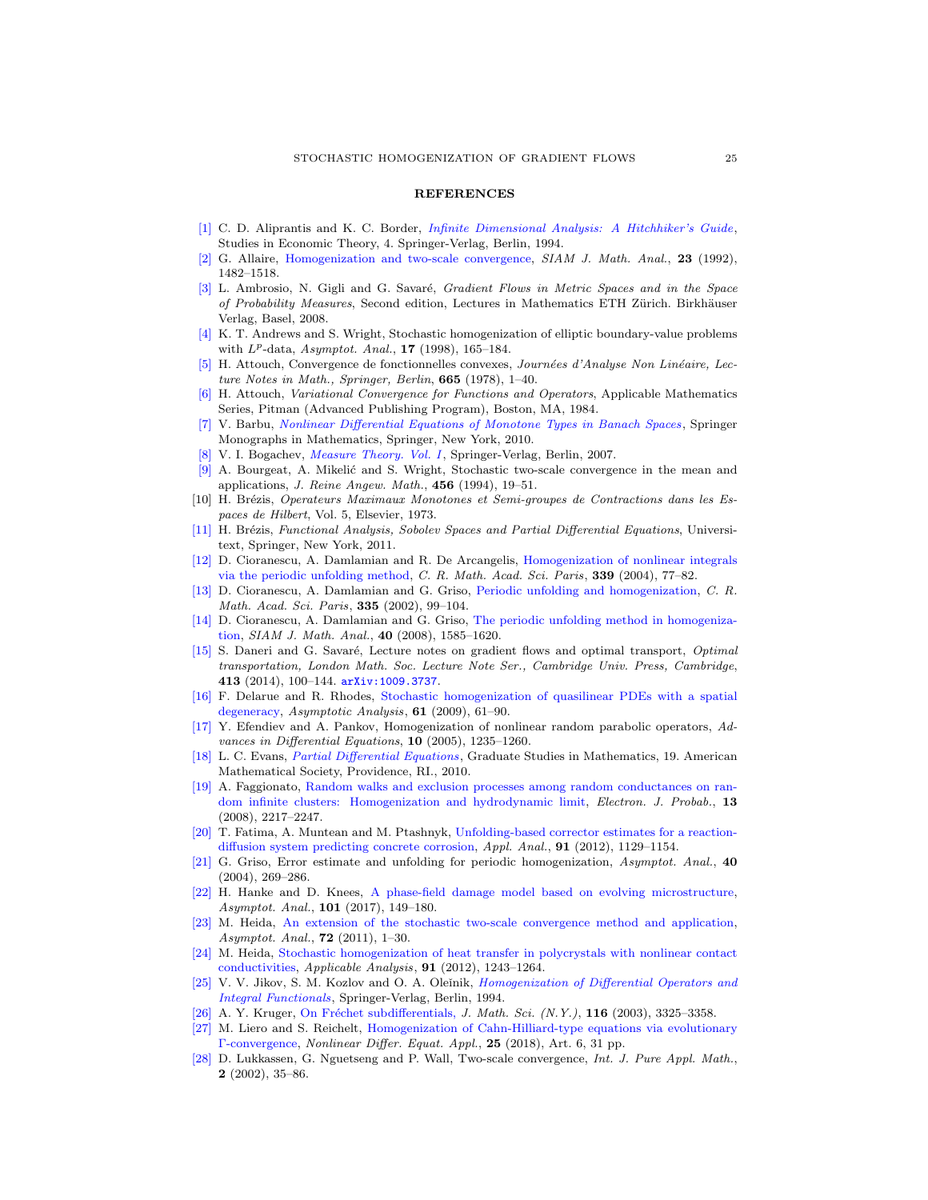## REFERENCES

[1] C. D. Aliprantis and K. C. Border, *Infinite Dimensional Analysis: A Hitchhiker's Guide*, Studies in Economic Theory, 4. Springer-Verlag, Berlin, 1994.

[2] G. Allaire, Homogenization and two-scale convergence, *SIAM J. Math. Anal.*, **23** (1992), 1482–1518.

[3] L. Ambrosio, N. Gigli and G. Savaré, *Gradient Flows in Metric Spaces and in the Space of Probability Measures*, Second edition, Lectures in Mathematics ETH Zürich. Birkhäuser Verlag, Basel, 2008.

[4] K. T. Andrews and S. Wright, Stochastic homogenization of elliptic boundary-value problems with $L^p$-data, *Asymptot. Anal.*, **17** (1998), 165–184.

[5] H. Attouch, Convergence de fonctionnelles convexes, *Journées d'Analyse Non Linéaire, Lecture Notes in Math., Springer, Berlin*, **665** (1978), 1–40.

[6] H. Attouch, *Variational Convergence for Functions and Operators*, Applicable Mathematics Series, Pitman (Advanced Publishing Program), Boston, MA, 1984.

[7] V. Barbu, *Nonlinear Differential Equations of Monotone Types in Banach Spaces*, Springer Monographs in Mathematics, Springer, New York, 2010.

[8] V. I. Bogachev, *Measure Theory. Vol. I*, Springer-Verlag, Berlin, 2007.

[9] A. Bourgeat, A. Mikelić and S. Wright, Stochastic two-scale convergence in the mean and applications, *J. Reine Angew. Math.*, **456** (1994), 19–51.

[10] H. Brézis, *Operateurs Maximaux Monotones et Semi-groupes de Contractions dans les Espaces de Hilbert*, Vol. 5, Elsevier, 1973.

[11] H. Brézis, *Functional Analysis, Sobolev Spaces and Partial Differential Equations*, Universitext, Springer, New York, 2011.

[12] D. Cioranescu, A. Damlamian and R. De Arcangelis, Homogenization of nonlinear integrals via the periodic unfolding method, *C. R. Math. Acad. Sci. Paris*, **339** (2004), 77–82.

[13] D. Cioranescu, A. Damlamian and G. Griso, Periodic unfolding and homogenization, *C. R. Math. Acad. Sci. Paris*, **335** (2002), 99–104.

[14] D. Cioranescu, A. Damlamian and G. Griso, The periodic unfolding method in homogenization, *SIAM J. Math. Anal.*, **40** (2008), 1585–1620.

[15] S. Daneri and G. Savaré, Lecture notes on gradient flows and optimal transport, *Optimal transportation, London Math. Soc. Lecture Note Ser., Cambridge Univ. Press, Cambridge*, **413** (2014), 100–144. arXiv:1009.3737.

[16] F. Delarue and R. Rhodes, Stochastic homogenization of quasilinear PDEs with a spatial degeneracy, *Asymptotic Analysis*, **61** (2009), 61–90.

[17] Y. Efendiev and A. Pankov, Homogenization of nonlinear random parabolic operators, *Advances in Differential Equations*, **10** (2005), 1235–1260.

[18] L. C. Evans, *Partial Differential Equations*, Graduate Studies in Mathematics, 19. American Mathematical Society, Providence, RI., 2010.

[19] A. Faggionato, Random walks and exclusion processes among random conductances on random infinite clusters: Homogenization and hydrodynamic limit, *Electron. J. Probab.*, **13** (2008), 2217–2247.

[20] T. Fatima, A. Muntean and M. Ptashnyk, Unfolding-based corrector estimates for a reaction-diffusion system predicting concrete corrosion, *Appl. Anal.*, **91** (2012), 1129–1154.

[21] G. Griso, Error estimate and unfolding for periodic homogenization, *Asymptot. Anal.*, **40** (2004), 269–286.

[22] H. Hanke and D. Knees, A phase-field damage model based on evolving microstructure, *Asymptot. Anal.*, **101** (2017), 149–180.

[23] M. Heida, An extension of the stochastic two-scale convergence method and application, *Asymptot. Anal.*, **72** (2011), 1–30.

[24] M. Heida, Stochastic homogenization of heat transfer in polycrystals with nonlinear contact conductivities, *Applicable Analysis*, **91** (2012), 1243–1264.

[25] V. V. Jikov, S. M. Kozlov and O. A. Oleĭnik, *Homogenization of Differential Operators and Integral Functionals*, Springer-Verlag, Berlin, 1994.

[26] A. Y. Kruger, On Fréchet subdifferentials, *J. Math. Sci. (N.Y.)*, **116** (2003), 3325–3358.

[27] M. Liero and S. Reichelt, Homogenization of Cahn-Hilliard-type equations via evolutionary Γ-convergence, *Nonlinear Differ. Equat. Appl.*, **25** (2018), Art. 6, 31 pp.

[28] D. Lukkassen, G. Nguetseng and P. Wall, Two-scale convergence, *Int. J. Pure Appl. Math.*, **2** (2002), 35–86.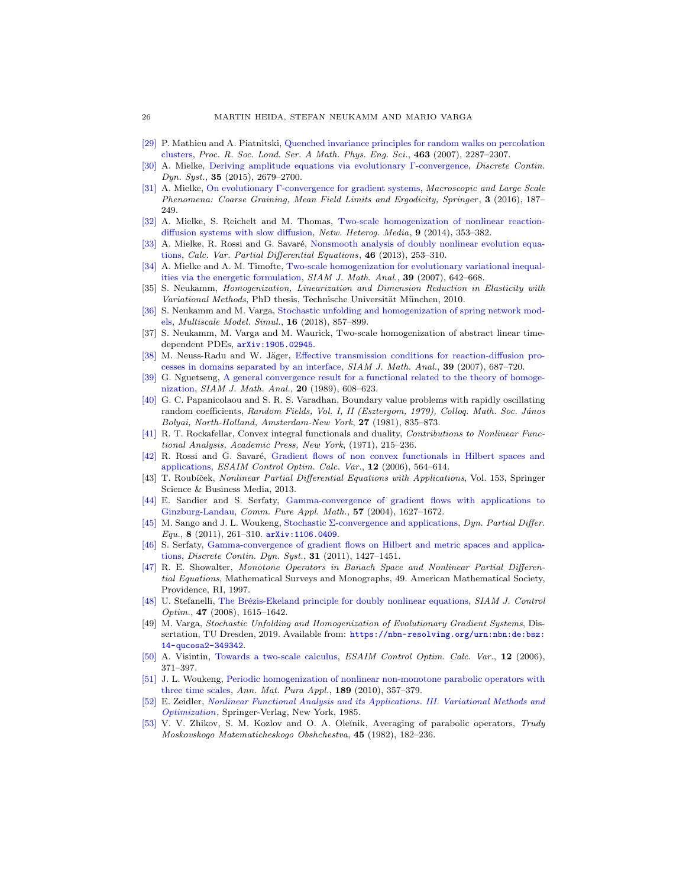[29] P. Mathieu and A. Piatnitski, Quenched invariance principles for random walks on percolation clusters, *Proc. R. Soc. Lond. Ser. A Math. Phys. Eng. Sci.*, **463** (2007), 2287–2307.

[30] A. Mielke, Deriving amplitude equations via evolutionary $\Gamma$-convergence, *Discrete Contin. Dyn. Syst.*, **35** (2015), 2679–2700.

[31] A. Mielke, On evolutionary $\Gamma$-convergence for gradient systems, *Macroscopic and Large Scale Phenomena: Coarse Graining, Mean Field Limits and Ergodicity, Springer*, **3** (2016), 187–249.

[32] A. Mielke, S. Reichelt and M. Thomas, Two-scale homogenization of nonlinear reaction-diffusion systems with slow diffusion, *Netw. Heterog. Media*, **9** (2014), 353–382.

[33] A. Mielke, R. Rossi and G. Savaré, Nonsmooth analysis of doubly nonlinear evolution equations, *Calc. Var. Partial Differential Equations*, **46** (2013), 253–310.

[34] A. Mielke and A. M. Timofte, Two-scale homogenization for evolutionary variational inequalities via the energetic formulation, *SIAM J. Math. Anal.*, **39** (2007), 642–668.

[35] S. Neukamm, *Homogenization, Linearization and Dimension Reduction in Elasticity with Variational Methods*, PhD thesis, Technische Universität München, 2010.

[36] S. Neukamm and M. Varga, Stochastic unfolding and homogenization of spring network models, *Multiscale Model. Simul.*, **16** (2018), 857–899.

[37] S. Neukamm, M. Varga and M. Waurick, Two-scale homogenization of abstract linear time-dependent PDEs, arXiv:1905.02945.

[38] M. Neuss-Radu and W. Jäger, Effective transmission conditions for reaction-diffusion processes in domains separated by an interface, *SIAM J. Math. Anal.*, **39** (2007), 687–720.

[39] G. Nguetseng, A general convergence result for a functional related to the theory of homogenization, *SIAM J. Math. Anal.*, **20** (1989), 608–623.

[40] G. C. Papanicolaou and S. R. S. Varadhan, Boundary value problems with rapidly oscillating random coefficients, *Random Fields, Vol. I, II (Esztergom, 1979), Colloq. Math. Soc. János Bolyai, North-Holland, Amsterdam-New York*, **27** (1981), 835–873.

[41] R. T. Rockafellar, Convex integral functionals and duality, *Contributions to Nonlinear Functional Analysis, Academic Press, New York*, (1971), 215–236.

[42] R. Rossi and G. Savaré, Gradient flows of non convex functionals in Hilbert spaces and applications, *ESAIM Control Optim. Calc. Var.*, **12** (2006), 564–614.

[43] T. Roubíček, *Nonlinear Partial Differential Equations with Applications*, Vol. 153, Springer Science & Business Media, 2013.

[44] E. Sandier and S. Serfaty, Gamma-convergence of gradient flows with applications to Ginzburg-Landau, *Comm. Pure Appl. Math.*, **57** (2004), 1627–1672.

[45] M. Sango and J. L. Woukeng, Stochastic $\Sigma$-convergence and applications, *Dyn. Partial Differ. Equ.*, **8** (2011), 261–310. arXiv:1106.0409.

[46] S. Serfaty, Gamma-convergence of gradient flows on Hilbert and metric spaces and applications, *Discrete Contin. Dyn. Syst.*, **31** (2011), 1427–1451.

[47] R. E. Showalter, *Monotone Operators in Banach Space and Nonlinear Partial Differential Equations*, Mathematical Surveys and Monographs, 49. American Mathematical Society, Providence, RI, 1997.

[48] U. Stefanelli, The Brézis-Ekeland principle for doubly nonlinear equations, *SIAM J. Control Optim.*, **47** (2008), 1615–1642.

[49] M. Varga, *Stochastic Unfolding and Homogenization of Evolutionary Gradient Systems*, Dissertation, TU Dresden, 2019. Available from: https://nbn-resolving.org/urn:nbn:de:bsz:14-qucosa2-349342.

[50] A. Visintin, Towards a two-scale calculus, *ESAIM Control Optim. Calc. Var.*, **12** (2006), 371–397.

[51] J. L. Woukeng, Periodic homogenization of nonlinear non-monotone parabolic operators with three time scales, *Ann. Mat. Pura Appl.*, **189** (2010), 357–379.

[52] E. Zeidler, *Nonlinear Functional Analysis and its Applications. III. Variational Methods and Optimization*, Springer-Verlag, New York, 1985.

[53] V. V. Zhikov, S. M. Kozlov and O. A. Oleĭnik, Averaging of parabolic operators, *Trudy Moskovskogo Matematicheskogo Obshchestva*, **45** (1982), 182–236.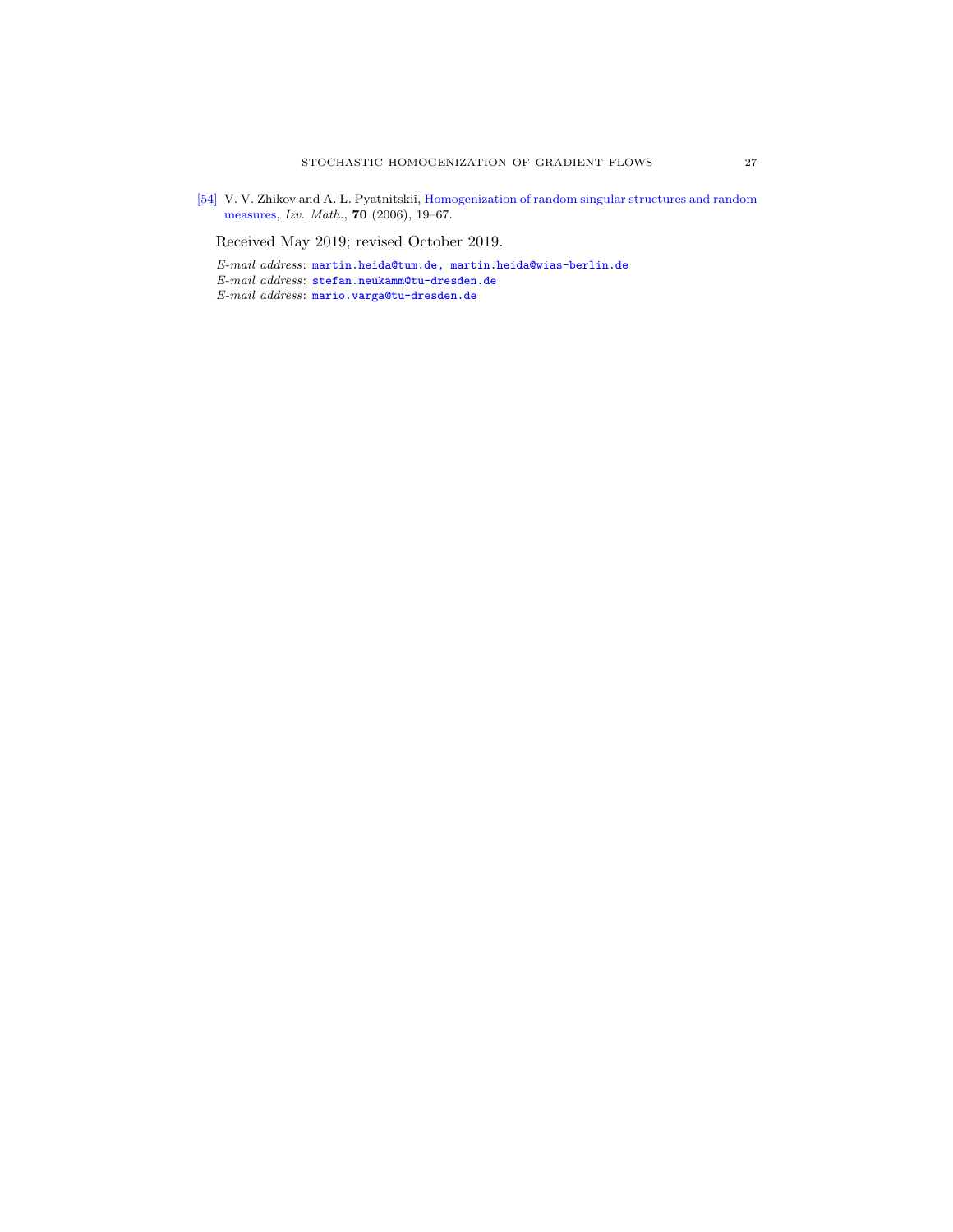[54] V. V. Zhikov and A. L. Pyatnitskiĭ, Homogenization of random singular structures and random measures, *Izv. Math.*, **70** (2006), 19–67.

Received May 2019; revised October 2019.

*E-mail address*: martin.heida@tum.de, martin.heida@wias-berlin.de
*E-mail address*: stefan.neukamm@tu-dresden.de
*E-mail address*: mario.varga@tu-dresden.de